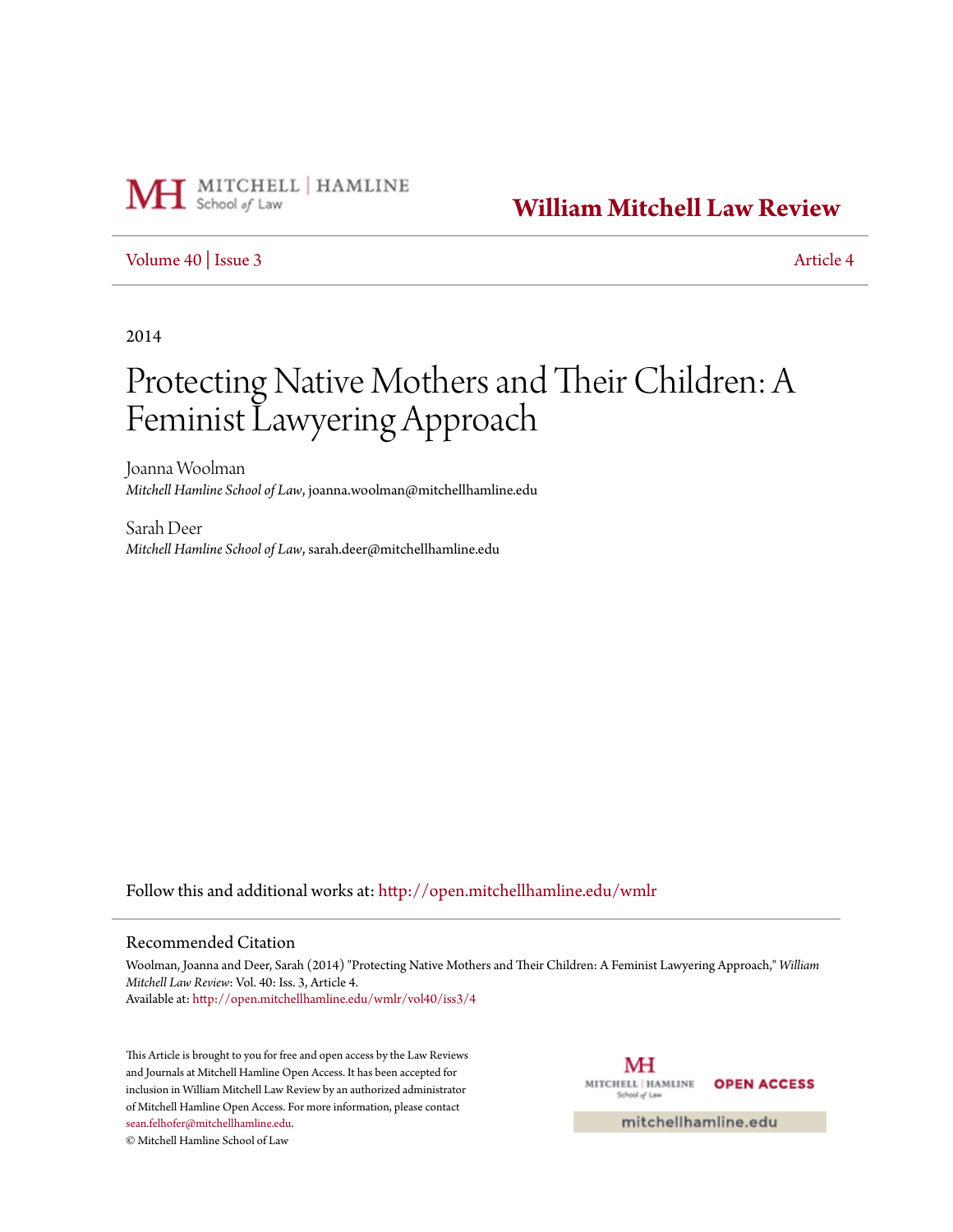William Mitchell Law Review

Volume 40 | Issue 3 Article 4

2014

# Protecting Native Mothers and Their Children: A Feminist Lawyering Approach

Joanna Woolman
*Mitchell Hamline School of Law*, joanna.woolman@mitchellhamline.edu

Sarah Deer
*Mitchell Hamline School of Law*, sarah.deer@mitchellhamline.edu

Follow this and additional works at: http://open.mitchellhamline.edu/wmlr

## Recommended Citation

Woolman, Joanna and Deer, Sarah (2014) "Protecting Native Mothers and Their Children: A Feminist Lawyering Approach," *William Mitchell Law Review*: Vol. 40: Iss. 3, Article 4.
Available at: http://open.mitchellhamline.edu/wmlr/vol40/iss3/4

This Article is brought to you for free and open access by the Law Reviews and Journals at Mitchell Hamline Open Access. It has been accepted for inclusion in William Mitchell Law Review by an authorized administrator of Mitchell Hamline Open Access. For more information, please contact sean.felhofer@mitchellhamline.edu.
© Mitchell Hamline School of Law

mitchellhamline.edu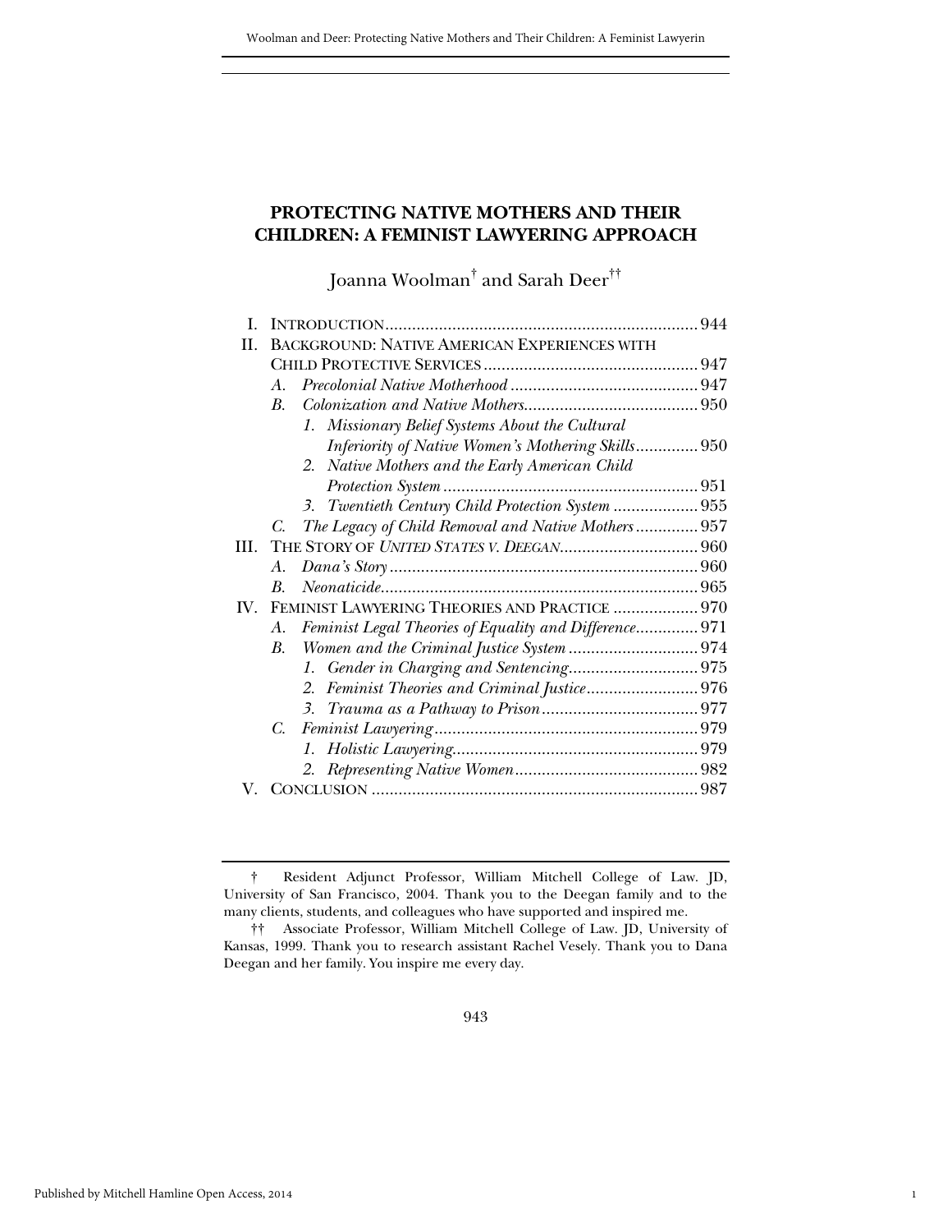# PROTECTING NATIVE MOTHERS AND THEIR CHILDREN: A FEMINIST LAWYERING APPROACH

Joanna Woolman[†] and Sarah Deer[††]

| | | | |
|---|---|---|---|
| I. | INTRODUCTION | | 944 |
| II. | BACKGROUND: NATIVE AMERICAN EXPERIENCES WITH CHILD PROTECTIVE SERVICES | | 947 |
| | A. | *Precolonial Native Motherhood* | 947 |
| | B. | *Colonization and Native Mothers* | 950 |
| | | *1. Missionary Belief Systems About the Cultural Inferiority of Native Women's Mothering Skills* | 950 |
| | | *2. Native Mothers and the Early American Child Protection System* | 951 |
| | | *3. Twentieth Century Child Protection System* | 955 |
| | C. | *The Legacy of Child Removal and Native Mothers* | 957 |
| III. | THE STORY OF *UNITED STATES V. DEEGAN* | | 960 |
| | A. | *Dana's Story* | 960 |
| | B. | *Neonaticide* | 965 |
| IV. | FEMINIST LAWYERING THEORIES AND PRACTICE | | 970 |
| | A. | *Feminist Legal Theories of Equality and Difference* | 971 |
| | B. | *Women and the Criminal Justice System* | 974 |
| | | *1. Gender in Charging and Sentencing* | 975 |
| | | *2. Feminist Theories and Criminal Justice* | 976 |
| | | *3. Trauma as a Pathway to Prison* | 977 |
| | C. | *Feminist Lawyering* | 979 |
| | | *1. Holistic Lawyering* | 979 |
| | | *2. Representing Native Women* | 982 |
| V. | CONCLUSION | | 987 |

† Resident Adjunct Professor, William Mitchell College of Law. JD, University of San Francisco, 2004. Thank you to the Deegan family and to the many clients, students, and colleagues who have supported and inspired me.

†† Associate Professor, William Mitchell College of Law. JD, University of Kansas, 1999. Thank you to research assistant Rachel Vesely. Thank you to Dana Deegan and her family. You inspire me every day.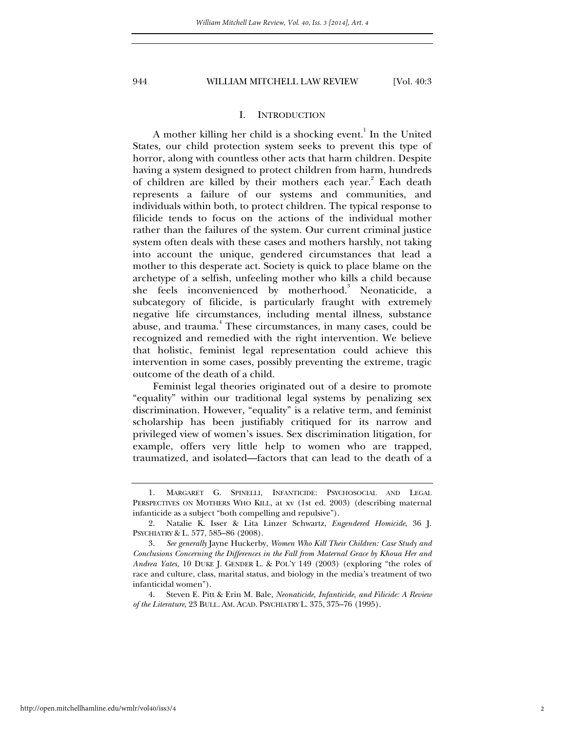## I. INTRODUCTION

A mother killing her child is a shocking event.[1] In the United States, our child protection system seeks to prevent this type of horror, along with countless other acts that harm children. Despite having a system designed to protect children from harm, hundreds of children are killed by their mothers each year.[2] Each death represents a failure of our systems and communities, and individuals within both, to protect children. The typical response to filicide tends to focus on the actions of the individual mother rather than the failures of the system. Our current criminal justice system often deals with these cases and mothers harshly, not taking into account the unique, gendered circumstances that lead a mother to this desperate act. Society is quick to place blame on the archetype of a selfish, unfeeling mother who kills a child because she feels inconvenienced by motherhood.[3] Neonaticide, a subcategory of filicide, is particularly fraught with extremely negative life circumstances, including mental illness, substance abuse, and trauma.[4] These circumstances, in many cases, could be recognized and remedied with the right intervention. We believe that holistic, feminist legal representation could achieve this intervention in some cases, possibly preventing the extreme, tragic outcome of the death of a child.

Feminist legal theories originated out of a desire to promote "equality" within our traditional legal systems by penalizing sex discrimination. However, "equality" is a relative term, and feminist scholarship has been justifiably critiqued for its narrow and privileged view of women's issues. Sex discrimination litigation, for example, offers very little help to women who are trapped, traumatized, and isolated—factors that can lead to the death of a

---

1. MARGARET G. SPINELLI, INFANTICIDE: PSYCHOSOCIAL AND LEGAL PERSPECTIVES ON MOTHERS WHO KILL, at xv (1st ed. 2003) (describing maternal infanticide as a subject "both compelling and repulsive").

2. Natalie K. Isser & Lita Linzer Schwartz, *Engendered Homicide*, 36 J. PSYCHIATRY & L. 577, 585–86 (2008).

3. *See generally* Jayne Huckerby, *Women Who Kill Their Children: Case Study and Conclusions Concerning the Differences in the Fall from Maternal Grace by Khoua Her and Andrea Yates*, 10 DUKE J. GENDER L. & POL'Y 149 (2003) (exploring "the roles of race and culture, class, marital status, and biology in the media's treatment of two infanticidal women").

4. Steven E. Pitt & Erin M. Bale, *Neonaticide, Infanticide, and Filicide: A Review of the Literature*, 23 BULL. AM. ACAD. PSYCHIATRY L. 375, 375–76 (1995).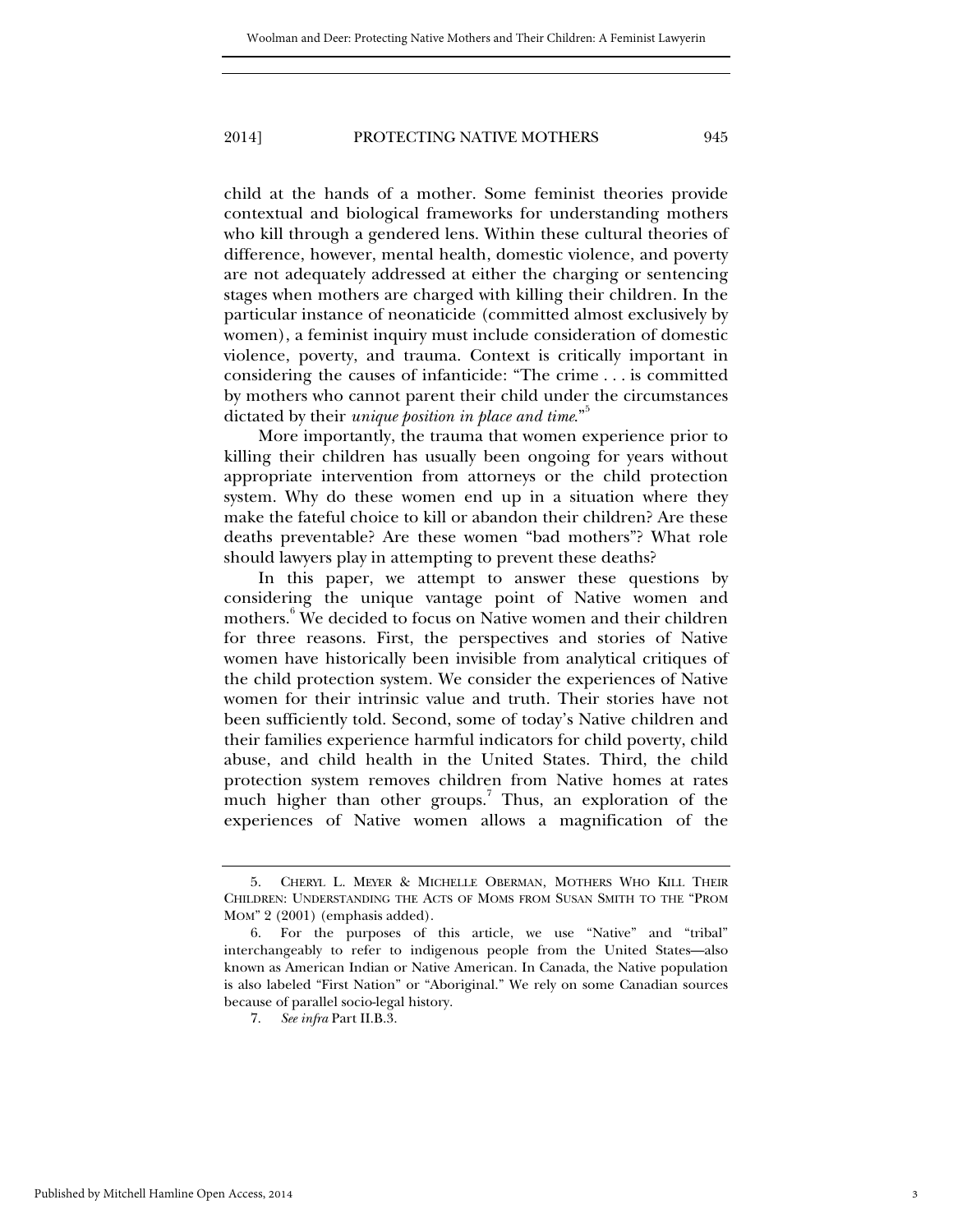child at the hands of a mother. Some feminist theories provide contextual and biological frameworks for understanding mothers who kill through a gendered lens. Within these cultural theories of difference, however, mental health, domestic violence, and poverty are not adequately addressed at either the charging or sentencing stages when mothers are charged with killing their children. In the particular instance of neonaticide (committed almost exclusively by women), a feminist inquiry must include consideration of domestic violence, poverty, and trauma. Context is critically important in considering the causes of infanticide: "The crime . . . is committed by mothers who cannot parent their child under the circumstances dictated by their *unique position in place and time*."[5]

More importantly, the trauma that women experience prior to killing their children has usually been ongoing for years without appropriate intervention from attorneys or the child protection system. Why do these women end up in a situation where they make the fateful choice to kill or abandon their children? Are these deaths preventable? Are these women "bad mothers"? What role should lawyers play in attempting to prevent these deaths?

In this paper, we attempt to answer these questions by considering the unique vantage point of Native women and mothers.[6] We decided to focus on Native women and their children for three reasons. First, the perspectives and stories of Native women have historically been invisible from analytical critiques of the child protection system. We consider the experiences of Native women for their intrinsic value and truth. Their stories have not been sufficiently told. Second, some of today's Native children and their families experience harmful indicators for child poverty, child abuse, and child health in the United States. Third, the child protection system removes children from Native homes at rates much higher than other groups.[7] Thus, an exploration of the experiences of Native women allows a magnification of the

---

5. CHERYL L. MEYER & MICHELLE OBERMAN, MOTHERS WHO KILL THEIR CHILDREN: UNDERSTANDING THE ACTS OF MOMS FROM SUSAN SMITH TO THE "PROM MOM" 2 (2001) (emphasis added).

6. For the purposes of this article, we use "Native" and "tribal" interchangeably to refer to indigenous people from the United States—also known as American Indian or Native American. In Canada, the Native population is also labeled "First Nation" or "Aboriginal." We rely on some Canadian sources because of parallel socio-legal history.

7. *See infra* Part II.B.3.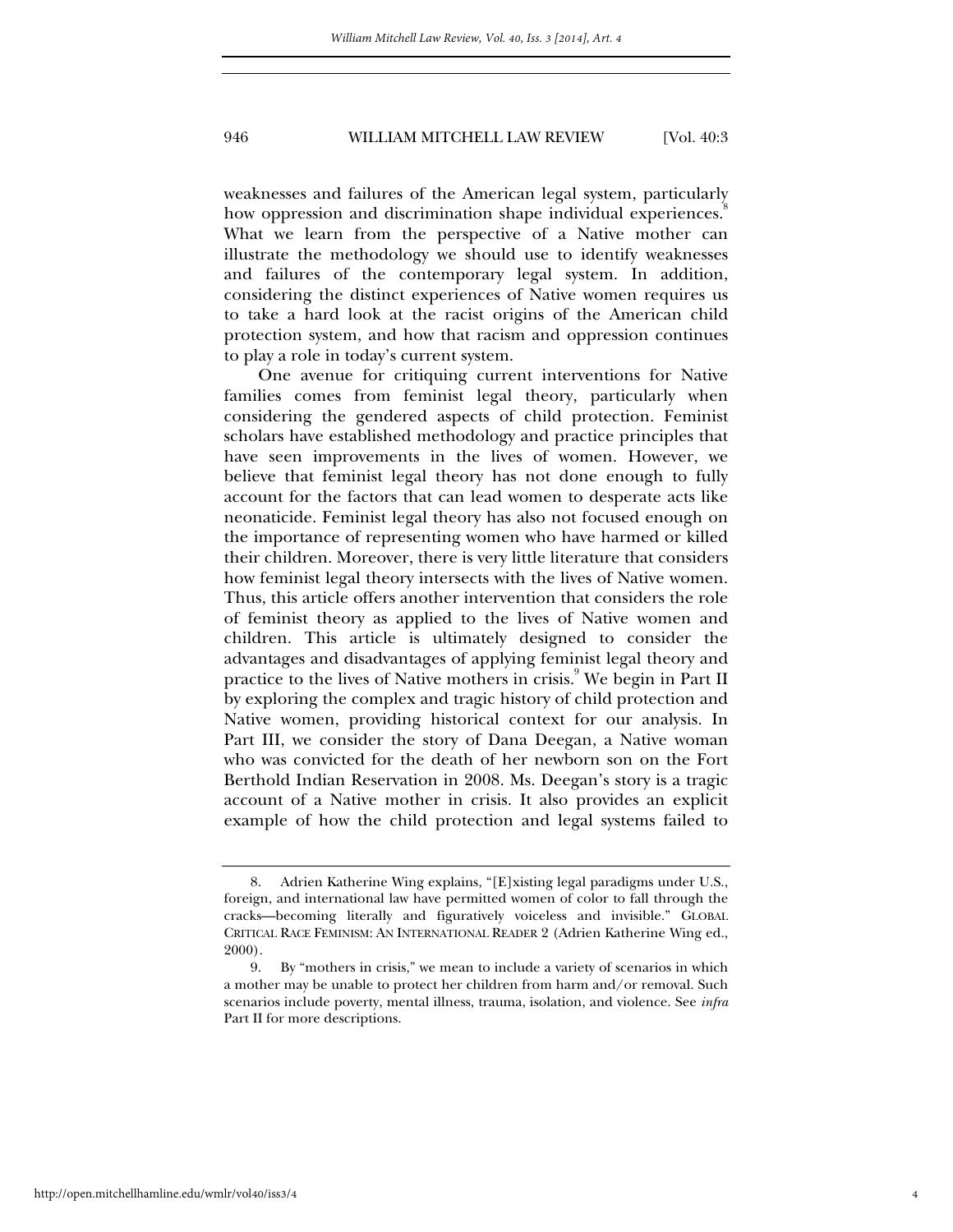weaknesses and failures of the American legal system, particularly how oppression and discrimination shape individual experiences.[8] What we learn from the perspective of a Native mother can illustrate the methodology we should use to identify weaknesses and failures of the contemporary legal system. In addition, considering the distinct experiences of Native women requires us to take a hard look at the racist origins of the American child protection system, and how that racism and oppression continues to play a role in today's current system.

One avenue for critiquing current interventions for Native families comes from feminist legal theory, particularly when considering the gendered aspects of child protection. Feminist scholars have established methodology and practice principles that have seen improvements in the lives of women. However, we believe that feminist legal theory has not done enough to fully account for the factors that can lead women to desperate acts like neonaticide. Feminist legal theory has also not focused enough on the importance of representing women who have harmed or killed their children. Moreover, there is very little literature that considers how feminist legal theory intersects with the lives of Native women. Thus, this article offers another intervention that considers the role of feminist theory as applied to the lives of Native women and children. This article is ultimately designed to consider the advantages and disadvantages of applying feminist legal theory and practice to the lives of Native mothers in crisis.[9] We begin in Part II by exploring the complex and tragic history of child protection and Native women, providing historical context for our analysis. In Part III, we consider the story of Dana Deegan, a Native woman who was convicted for the death of her newborn son on the Fort Berthold Indian Reservation in 2008. Ms. Deegan's story is a tragic account of a Native mother in crisis. It also provides an explicit example of how the child protection and legal systems failed to

---

8. Adrien Katherine Wing explains, "[E]xisting legal paradigms under U.S., foreign, and international law have permitted women of color to fall through the cracks—becoming literally and figuratively voiceless and invisible." GLOBAL CRITICAL RACE FEMINISM: AN INTERNATIONAL READER 2 (Adrien Katherine Wing ed., 2000).

9. By "mothers in crisis," we mean to include a variety of scenarios in which a mother may be unable to protect her children from harm and/or removal. Such scenarios include poverty, mental illness, trauma, isolation, and violence. See *infra* Part II for more descriptions.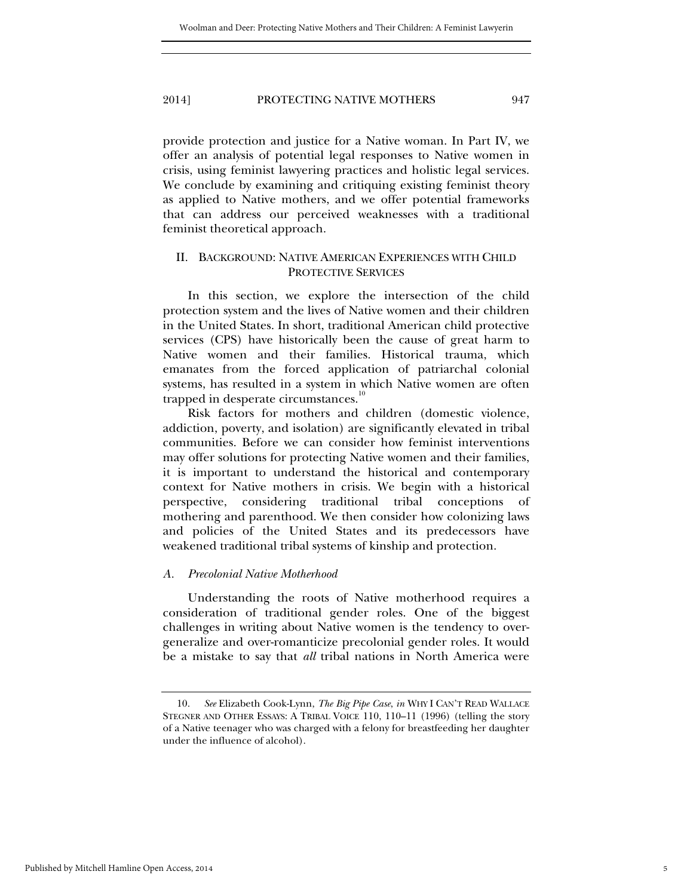provide protection and justice for a Native woman. In Part IV, we offer an analysis of potential legal responses to Native women in crisis, using feminist lawyering practices and holistic legal services. We conclude by examining and critiquing existing feminist theory as applied to Native mothers, and we offer potential frameworks that can address our perceived weaknesses with a traditional feminist theoretical approach.

## II. BACKGROUND: NATIVE AMERICAN EXPERIENCES WITH CHILD PROTECTIVE SERVICES

In this section, we explore the intersection of the child protection system and the lives of Native women and their children in the United States. In short, traditional American child protective services (CPS) have historically been the cause of great harm to Native women and their families. Historical trauma, which emanates from the forced application of patriarchal colonial systems, has resulted in a system in which Native women are often trapped in desperate circumstances.[10]

Risk factors for mothers and children (domestic violence, addiction, poverty, and isolation) are significantly elevated in tribal communities. Before we can consider how feminist interventions may offer solutions for protecting Native women and their families, it is important to understand the historical and contemporary context for Native mothers in crisis. We begin with a historical perspective, considering traditional tribal conceptions of mothering and parenthood. We then consider how colonizing laws and policies of the United States and its predecessors have weakened traditional tribal systems of kinship and protection.

### *A. Precolonial Native Motherhood*

Understanding the roots of Native motherhood requires a consideration of traditional gender roles. One of the biggest challenges in writing about Native women is the tendency to over-generalize and over-romanticize precolonial gender roles. It would be a mistake to say that *all* tribal nations in North America were

---

10. *See* Elizabeth Cook-Lynn, *The Big Pipe Case*, *in* WHY I CAN'T READ WALLACE STEGNER AND OTHER ESSAYS: A TRIBAL VOICE 110, 110–11 (1996) (telling the story of a Native teenager who was charged with a felony for breastfeeding her daughter under the influence of alcohol).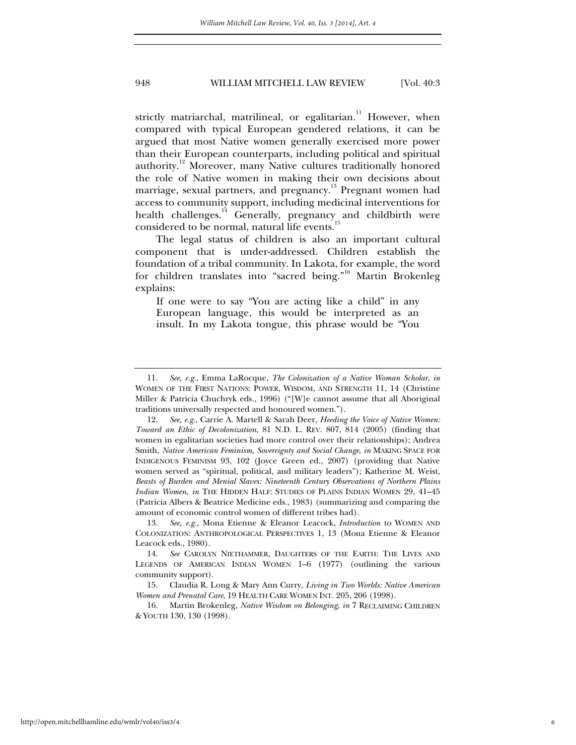strictly matriarchal, matrilineal, or egalitarian.[11] However, when compared with typical European gendered relations, it can be argued that most Native women generally exercised more power than their European counterparts, including political and spiritual authority.[12] Moreover, many Native cultures traditionally honored the role of Native women in making their own decisions about marriage, sexual partners, and pregnancy.[13] Pregnant women had access to community support, including medicinal interventions for health challenges.[14] Generally, pregnancy and childbirth were considered to be normal, natural life events.[15]

The legal status of children is also an important cultural component that is under-addressed. Children establish the foundation of a tribal community. In Lakota, for example, the word for children translates into "sacred being."[16] Martin Brokenleg explains:

> If one were to say "You are acting like a child" in any European language, this would be interpreted as an insult. In my Lakota tongue, this phrase would be "You

---

11. *See, e.g.*, Emma LaRocque, *The Colonization of a Native Woman Scholar*, *in* WOMEN OF THE FIRST NATIONS: POWER, WISDOM, AND STRENGTH 11, 14 (Christine Miller & Patricia Chuchryk eds., 1996) ("[W]e cannot assume that all Aboriginal traditions universally respected and honoured women.").

12. *See, e.g.*, Carrie A. Martell & Sarah Deer, *Heeding the Voice of Native Women: Toward an Ethic of Decolonization*, 81 N.D. L. REV. 807, 814 (2005) (finding that women in egalitarian societies had more control over their relationships); Andrea Smith, *Native American Feminism, Sovereignty and Social Change*, *in* MAKING SPACE FOR INDIGENOUS FEMINISM 93, 102 (Joyce Green ed., 2007) (providing that Native women served as "spiritual, political, and military leaders"); Katherine M. Weist, *Beasts of Burden and Menial Slaves: Nineteenth Century Observations of Northern Plains Indian Women*, *in* THE HIDDEN HALF: STUDIES OF PLAINS INDIAN WOMEN 29, 41–45 (Patricia Albers & Beatrice Medicine eds., 1983) (summarizing and comparing the amount of economic control women of different tribes had).

13. *See, e.g.*, Mona Etienne & Eleanor Leacock, *Introduction* to WOMEN AND COLONIZATION: ANTHROPOLOGICAL PERSPECTIVES 1, 13 (Mona Etienne & Eleanor Leacock eds., 1980).

14. *See* CAROLYN NIETHAMMER, DAUGHTERS OF THE EARTH: THE LIVES AND LEGENDS OF AMERICAN INDIAN WOMEN 1–6 (1977) (outlining the various community support).

15. Claudia R. Long & Mary Ann Curry, *Living in Two Worlds: Native American Women and Prenatal Care*, 19 HEALTH CARE WOMEN INT. 205, 206 (1998).

16. Martin Brokenleg, *Native Wisdom on Belonging*, *in* 7 RECLAIMING CHILDREN & YOUTH 130, 130 (1998).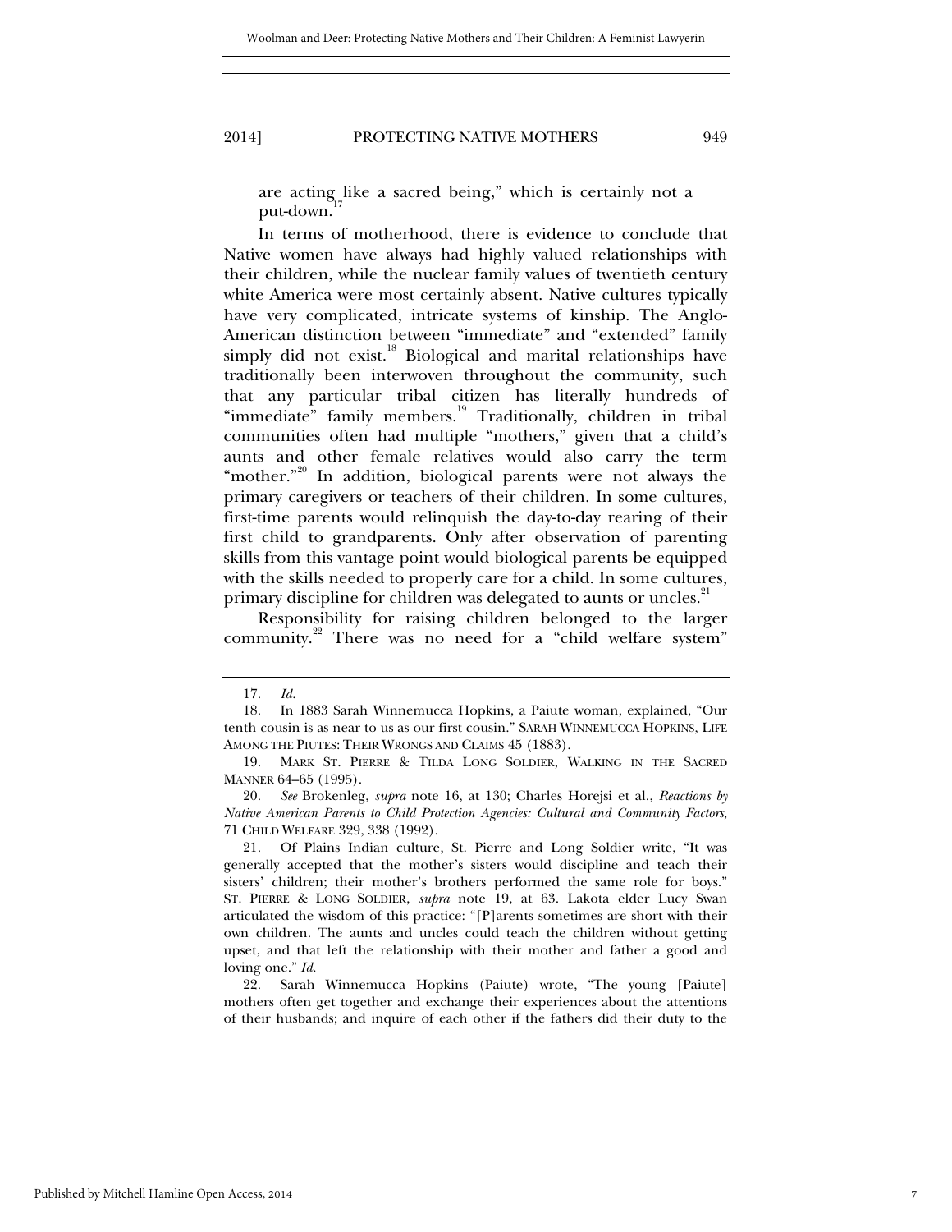are acting like a sacred being," which is certainly not a put-down.[17]

In terms of motherhood, there is evidence to conclude that Native women have always had highly valued relationships with their children, while the nuclear family values of twentieth century white America were most certainly absent. Native cultures typically have very complicated, intricate systems of kinship. The Anglo-American distinction between "immediate" and "extended" family simply did not exist.[18] Biological and marital relationships have traditionally been interwoven throughout the community, such that any particular tribal citizen has literally hundreds of "immediate" family members.[19] Traditionally, children in tribal communities often had multiple "mothers," given that a child's aunts and other female relatives would also carry the term "mother."[20] In addition, biological parents were not always the primary caregivers or teachers of their children. In some cultures, first-time parents would relinquish the day-to-day rearing of their first child to grandparents. Only after observation of parenting skills from this vantage point would biological parents be equipped with the skills needed to properly care for a child. In some cultures, primary discipline for children was delegated to aunts or uncles.[21]

Responsibility for raising children belonged to the larger community.[22] There was no need for a "child welfare system"

---

17. *Id.*

18. In 1883 Sarah Winnemucca Hopkins, a Paiute woman, explained, "Our tenth cousin is as near to us as our first cousin." SARAH WINNEMUCCA HOPKINS, LIFE AMONG THE PIUTES: THEIR WRONGS AND CLAIMS 45 (1883).

19. MARK ST. PIERRE & TILDA LONG SOLDIER, WALKING IN THE SACRED MANNER 64–65 (1995).

20. *See* Brokenleg, *supra* note 16, at 130; Charles Horejsi et al., *Reactions by Native American Parents to Child Protection Agencies: Cultural and Community Factors*, 71 CHILD WELFARE 329, 338 (1992).

21. Of Plains Indian culture, St. Pierre and Long Soldier write, "It was generally accepted that the mother's sisters would discipline and teach their sisters' children; their mother's brothers performed the same role for boys." ST. PIERRE & LONG SOLDIER, *supra* note 19, at 63. Lakota elder Lucy Swan articulated the wisdom of this practice: "[P]arents sometimes are short with their own children. The aunts and uncles could teach the children without getting upset, and that left the relationship with their mother and father a good and loving one." *Id.*

22. Sarah Winnemucca Hopkins (Paiute) wrote, "The young [Paiute] mothers often get together and exchange their experiences about the attentions of their husbands; and inquire of each other if the fathers did their duty to the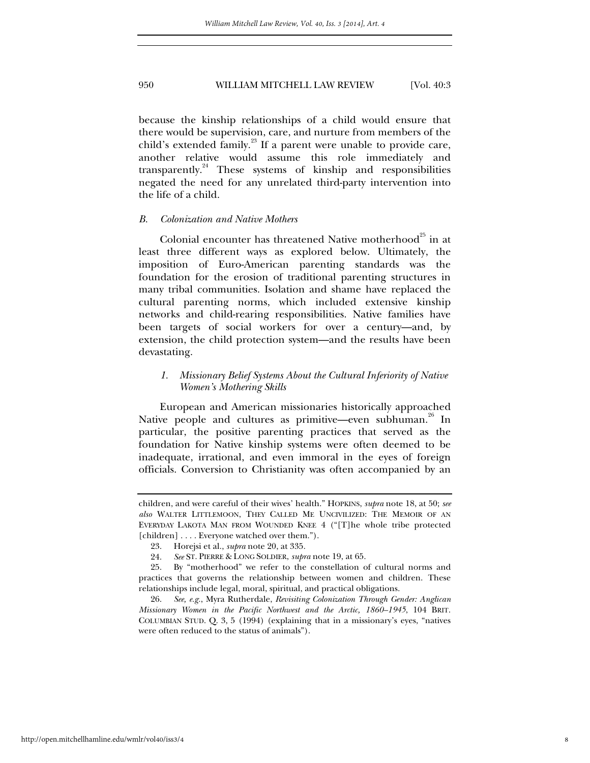because the kinship relationships of a child would ensure that there would be supervision, care, and nurture from members of the child's extended family.[23] If a parent were unable to provide care, another relative would assume this role immediately and transparently.[24] These systems of kinship and responsibilities negated the need for any unrelated third-party intervention into the life of a child.

### *B. Colonization and Native Mothers*

Colonial encounter has threatened Native motherhood[25] in at least three different ways as explored below. Ultimately, the imposition of Euro-American parenting standards was the foundation for the erosion of traditional parenting structures in many tribal communities. Isolation and shame have replaced the cultural parenting norms, which included extensive kinship networks and child-rearing responsibilities. Native families have been targets of social workers for over a century—and, by extension, the child protection system—and the results have been devastating.

#### *1. Missionary Belief Systems About the Cultural Inferiority of Native Women's Mothering Skills*

European and American missionaries historically approached Native people and cultures as primitive—even subhuman.[26] In particular, the positive parenting practices that served as the foundation for Native kinship systems were often deemed to be inadequate, irrational, and even immoral in the eyes of foreign officials. Conversion to Christianity was often accompanied by an

---

children, and were careful of their wives' health." HOPKINS, *supra* note 18, at 50; *see also* WALTER LITTLEMOON, THEY CALLED ME UNCIVILIZED: THE MEMOIR OF AN EVERYDAY LAKOTA MAN FROM WOUNDED KNEE 4 ("[T]he whole tribe protected [children] . . . . Everyone watched over them.").

23. Horejsi et al., *supra* note 20, at 335.

24. *See* ST. PIERRE & LONG SOLDIER, *supra* note 19, at 65.

25. By "motherhood" we refer to the constellation of cultural norms and practices that governs the relationship between women and children. These relationships include legal, moral, spiritual, and practical obligations.

26. *See, e.g.*, Myra Rutherdale, *Revisiting Colonization Through Gender: Anglican Missionary Women in the Pacific Northwest and the Arctic, 1860–1945*, 104 BRIT. COLUMBIAN STUD. Q. 3, 5 (1994) (explaining that in a missionary's eyes, "natives were often reduced to the status of animals").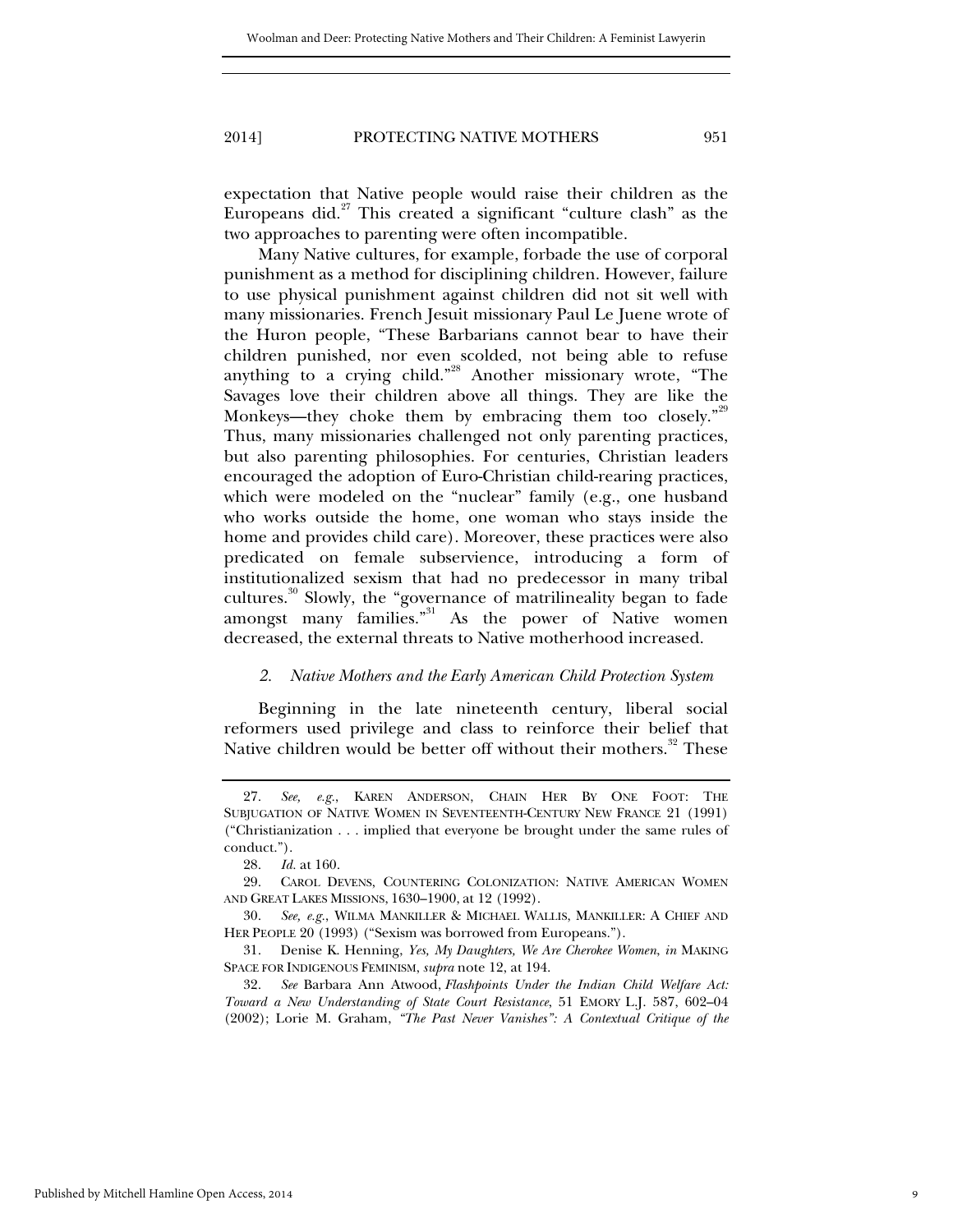expectation that Native people would raise their children as the Europeans did.[27] This created a significant "culture clash" as the two approaches to parenting were often incompatible.

Many Native cultures, for example, forbade the use of corporal punishment as a method for disciplining children. However, failure to use physical punishment against children did not sit well with many missionaries. French Jesuit missionary Paul Le Juene wrote of the Huron people, "These Barbarians cannot bear to have their children punished, nor even scolded, not being able to refuse anything to a crying child."[28] Another missionary wrote, "The Savages love their children above all things. They are like the Monkeys—they choke them by embracing them too closely."[29] Thus, many missionaries challenged not only parenting practices, but also parenting philosophies. For centuries, Christian leaders encouraged the adoption of Euro-Christian child-rearing practices, which were modeled on the "nuclear" family (e.g., one husband who works outside the home, one woman who stays inside the home and provides child care). Moreover, these practices were also predicated on female subservience, introducing a form of institutionalized sexism that had no predecessor in many tribal cultures.[30] Slowly, the "governance of matrilineality began to fade amongst many families."[31] As the power of Native women decreased, the external threats to Native motherhood increased.

### *2. Native Mothers and the Early American Child Protection System*

Beginning in the late nineteenth century, liberal social reformers used privilege and class to reinforce their belief that Native children would be better off without their mothers.[32] These

---

27. *See, e.g.*, KAREN ANDERSON, CHAIN HER BY ONE FOOT: THE SUBJUGATION OF NATIVE WOMEN IN SEVENTEENTH-CENTURY NEW FRANCE 21 (1991) ("Christianization . . . implied that everyone be brought under the same rules of conduct.").

28. *Id.* at 160.

29. CAROL DEVENS, COUNTERING COLONIZATION: NATIVE AMERICAN WOMEN AND GREAT LAKES MISSIONS, 1630–1900, at 12 (1992).

30. *See, e.g.*, WILMA MANKILLER & MICHAEL WALLIS, MANKILLER: A CHIEF AND HER PEOPLE 20 (1993) ("Sexism was borrowed from Europeans.").

31. Denise K. Henning, *Yes, My Daughters, We Are Cherokee Women*, *in* MAKING SPACE FOR INDIGENOUS FEMINISM, *supra* note 12, at 194.

32. *See* Barbara Ann Atwood, *Flashpoints Under the Indian Child Welfare Act: Toward a New Understanding of State Court Resistance*, 51 EMORY L.J. 587, 602–04 (2002); Lorie M. Graham, *"The Past Never Vanishes": A Contextual Critique of the*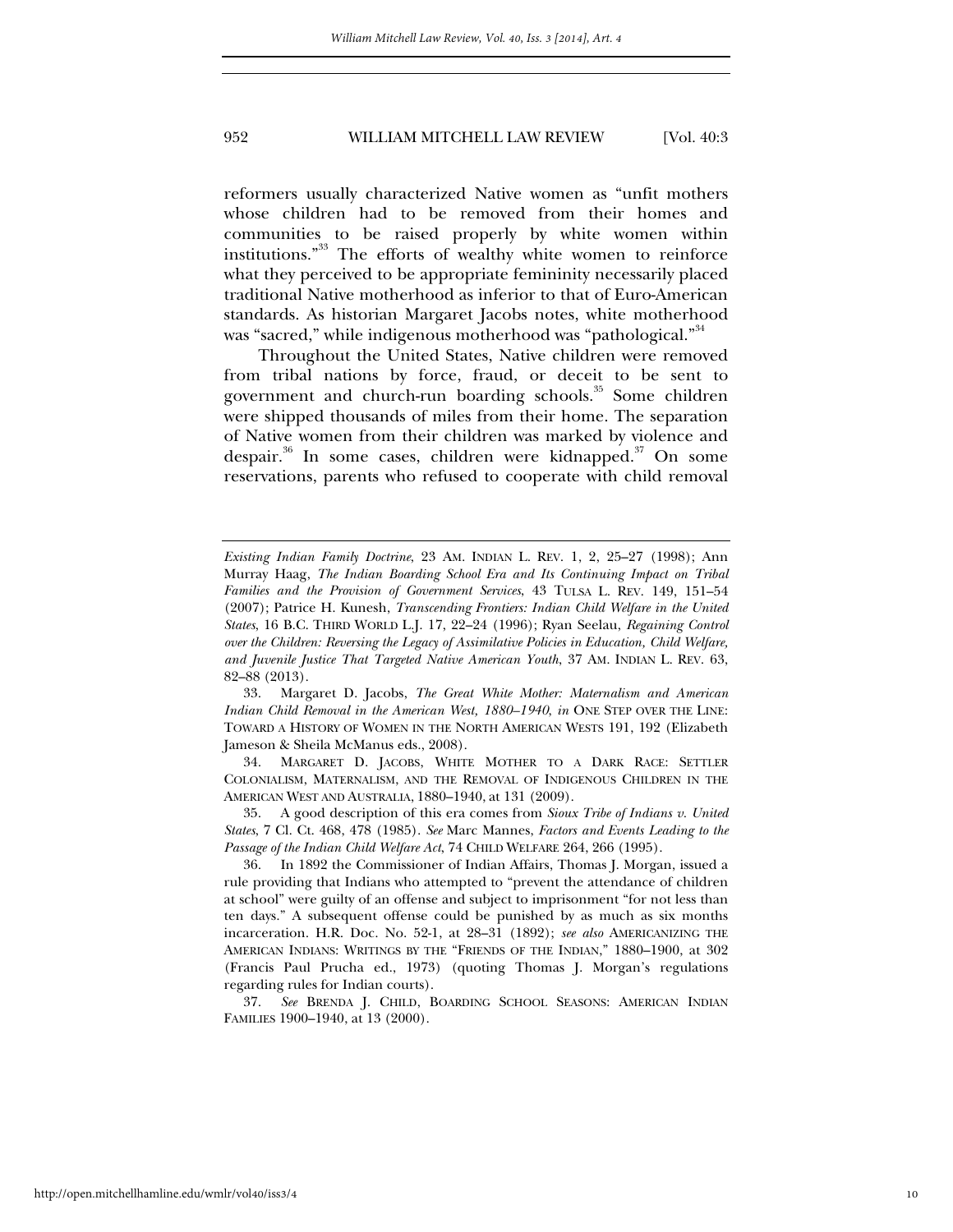reformers usually characterized Native women as "unfit mothers whose children had to be removed from their homes and communities to be raised properly by white women within institutions."[33] The efforts of wealthy white women to reinforce what they perceived to be appropriate femininity necessarily placed traditional Native motherhood as inferior to that of Euro-American standards. As historian Margaret Jacobs notes, white motherhood was "sacred," while indigenous motherhood was "pathological."[34]

Throughout the United States, Native children were removed from tribal nations by force, fraud, or deceit to be sent to government and church-run boarding schools.[35] Some children were shipped thousands of miles from their home. The separation of Native women from their children was marked by violence and despair.[36] In some cases, children were kidnapped.[37] On some reservations, parents who refused to cooperate with child removal

---

*Existing Indian Family Doctrine*, 23 AM. INDIAN L. REV. 1, 2, 25–27 (1998); Ann Murray Haag, *The Indian Boarding School Era and Its Continuing Impact on Tribal Families and the Provision of Government Services*, 43 TULSA L. REV. 149, 151–54 (2007); Patrice H. Kunesh, *Transcending Frontiers: Indian Child Welfare in the United States*, 16 B.C. THIRD WORLD L.J. 17, 22–24 (1996); Ryan Seelau, *Regaining Control over the Children: Reversing the Legacy of Assimilative Policies in Education, Child Welfare, and Juvenile Justice That Targeted Native American Youth*, 37 AM. INDIAN L. REV. 63, 82–88 (2013).

33. Margaret D. Jacobs, *The Great White Mother: Maternalism and American Indian Child Removal in the American West, 1880–1940*, *in* ONE STEP OVER THE LINE: TOWARD A HISTORY OF WOMEN IN THE NORTH AMERICAN WESTS 191, 192 (Elizabeth Jameson & Sheila McManus eds., 2008).

34. MARGARET D. JACOBS, WHITE MOTHER TO A DARK RACE: SETTLER COLONIALISM, MATERNALISM, AND THE REMOVAL OF INDIGENOUS CHILDREN IN THE AMERICAN WEST AND AUSTRALIA, 1880–1940, at 131 (2009).

35. A good description of this era comes from *Sioux Tribe of Indians v. United States*, 7 Cl. Ct. 468, 478 (1985). *See* Marc Mannes, *Factors and Events Leading to the Passage of the Indian Child Welfare Act*, 74 CHILD WELFARE 264, 266 (1995).

36. In 1892 the Commissioner of Indian Affairs, Thomas J. Morgan, issued a rule providing that Indians who attempted to "prevent the attendance of children at school" were guilty of an offense and subject to imprisonment "for not less than ten days." A subsequent offense could be punished by as much as six months incarceration. H.R. Doc. No. 52-1, at 28–31 (1892); *see also* AMERICANIZING THE AMERICAN INDIANS: WRITINGS BY THE "FRIENDS OF THE INDIAN," 1880–1900, at 302 (Francis Paul Prucha ed., 1973) (quoting Thomas J. Morgan's regulations regarding rules for Indian courts).

37. *See* BRENDA J. CHILD, BOARDING SCHOOL SEASONS: AMERICAN INDIAN FAMILIES 1900–1940, at 13 (2000).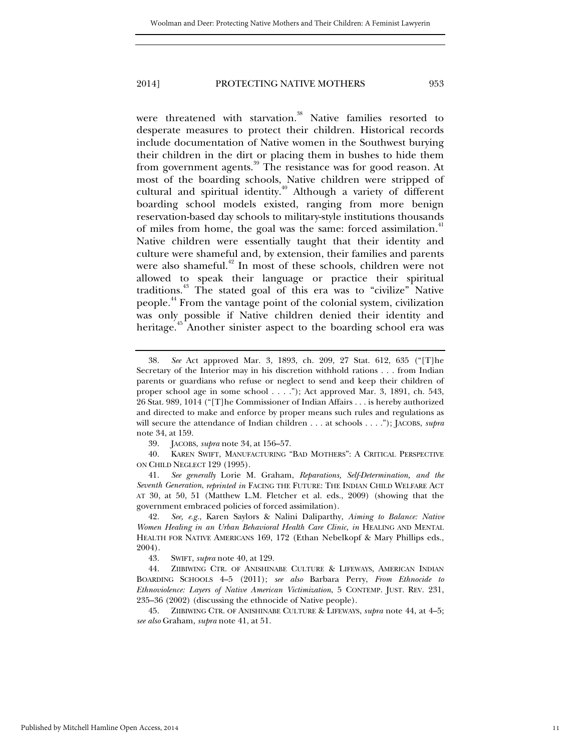were threatened with starvation.[38] Native families resorted to desperate measures to protect their children. Historical records include documentation of Native women in the Southwest burying their children in the dirt or placing them in bushes to hide them from government agents.[39] The resistance was for good reason. At most of the boarding schools, Native children were stripped of cultural and spiritual identity.[40] Although a variety of different boarding school models existed, ranging from more benign reservation-based day schools to military-style institutions thousands of miles from home, the goal was the same: forced assimilation.[41] Native children were essentially taught that their identity and culture were shameful and, by extension, their families and parents were also shameful.[42] In most of these schools, children were not allowed to speak their language or practice their spiritual traditions.[43] The stated goal of this era was to "civilize" Native people.[44] From the vantage point of the colonial system, civilization was only possible if Native children denied their identity and heritage.[45] Another sinister aspect to the boarding school era was

---

38. *See* Act approved Mar. 3, 1893, ch. 209, 27 Stat. 612, 635 ("[T]he Secretary of the Interior may in his discretion withhold rations . . . from Indian parents or guardians who refuse or neglect to send and keep their children of proper school age in some school . . . ."); Act approved Mar. 3, 1891, ch. 543, 26 Stat. 989, 1014 ("[T]he Commissioner of Indian Affairs . . . is hereby authorized and directed to make and enforce by proper means such rules and regulations as will secure the attendance of Indian children . . . at schools . . . ."); JACOBS, *supra* note 34, at 159.

39. JACOBS, *supra* note 34, at 156–57.

40. KAREN SWIFT, MANUFACTURING "BAD MOTHERS": A CRITICAL PERSPECTIVE ON CHILD NEGLECT 129 (1995).

41. *See generally* Lorie M. Graham, *Reparations, Self-Determination, and the Seventh Generation*, *reprinted in* FACING THE FUTURE: THE INDIAN CHILD WELFARE ACT AT 30, at 50, 51 (Matthew L.M. Fletcher et al. eds., 2009) (showing that the government embraced policies of forced assimilation).

42. *See, e.g.*, Karen Saylors & Nalini Daliparthy, *Aiming to Balance: Native Women Healing in an Urban Behavioral Health Care Clinic*, *in* HEALING AND MENTAL HEALTH FOR NATIVE AMERICANS 169, 172 (Ethan Nebelkopf & Mary Phillips eds., 2004).

43. SWIFT, *supra* note 40, at 129.

44. ZIIBIWING CTR. OF ANISHINABE CULTURE & LIFEWAYS, AMERICAN INDIAN BOARDING SCHOOLS 4–5 (2011); *see also* Barbara Perry, *From Ethnocide to Ethnoviolence: Layers of Native American Victimization*, 5 CONTEMP. JUST. REV. 231, 235–36 (2002) (discussing the ethnocide of Native people).

45. ZIIBIWING CTR. OF ANISHINABE CULTURE & LIFEWAYS, *supra* note 44, at 4–5; *see also* Graham, *supra* note 41, at 51.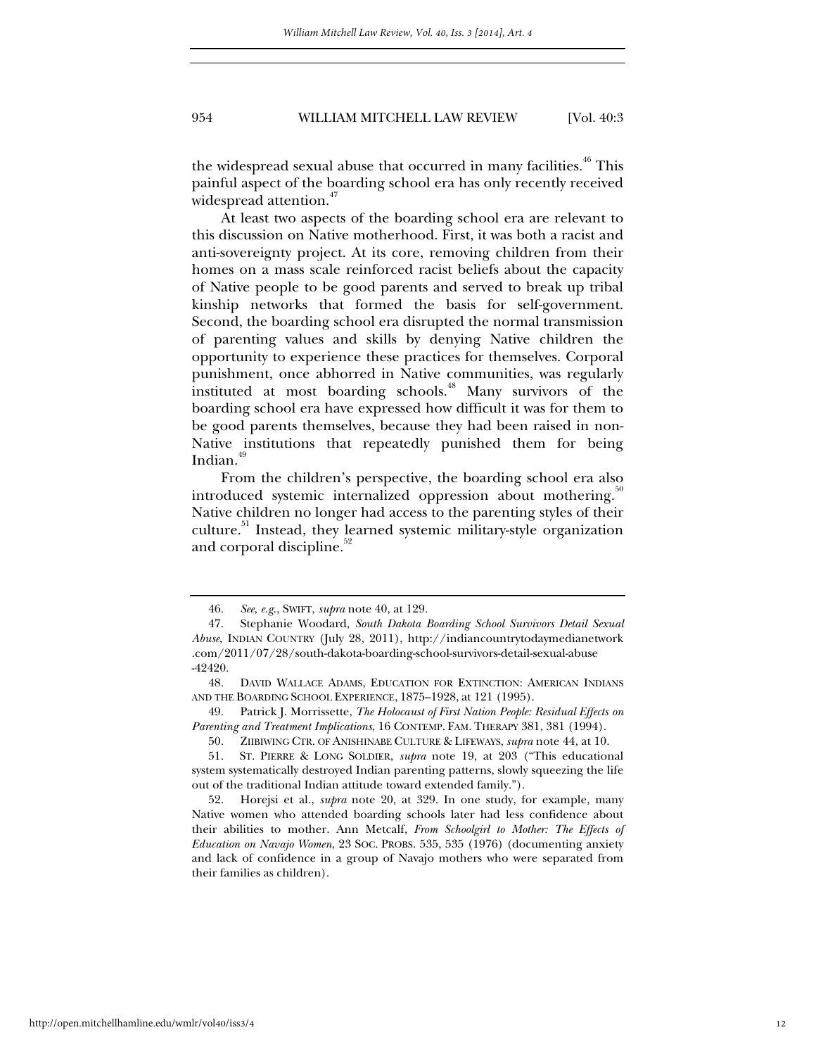the widespread sexual abuse that occurred in many facilities.[46] This painful aspect of the boarding school era has only recently received widespread attention.[47]

At least two aspects of the boarding school era are relevant to this discussion on Native motherhood. First, it was both a racist and anti-sovereignty project. At its core, removing children from their homes on a mass scale reinforced racist beliefs about the capacity of Native people to be good parents and served to break up tribal kinship networks that formed the basis for self-government. Second, the boarding school era disrupted the normal transmission of parenting values and skills by denying Native children the opportunity to experience these practices for themselves. Corporal punishment, once abhorred in Native communities, was regularly instituted at most boarding schools.[48] Many survivors of the boarding school era have expressed how difficult it was for them to be good parents themselves, because they had been raised in non-Native institutions that repeatedly punished them for being Indian.[49]

From the children's perspective, the boarding school era also introduced systemic internalized oppression about mothering.[50] Native children no longer had access to the parenting styles of their culture.[51] Instead, they learned systemic military-style organization and corporal discipline.[52]

---

46. *See, e.g.*, SWIFT, *supra* note 40, at 129.

47. Stephanie Woodard, *South Dakota Boarding School Survivors Detail Sexual Abuse*, INDIAN COUNTRY (July 28, 2011), http://indiancountrytodaymedianetwork.com/2011/07/28/south-dakota-boarding-school-survivors-detail-sexual-abuse-42420.

48. DAVID WALLACE ADAMS, EDUCATION FOR EXTINCTION: AMERICAN INDIANS AND THE BOARDING SCHOOL EXPERIENCE, 1875–1928, at 121 (1995).

49. Patrick J. Morrissette, *The Holocaust of First Nation People: Residual Effects on Parenting and Treatment Implications*, 16 CONTEMP. FAM. THERAPY 381, 381 (1994).

50. ZIIBIWING CTR. OF ANISHINABE CULTURE & LIFEWAYS, *supra* note 44, at 10.

51. ST. PIERRE & LONG SOLDIER, *supra* note 19, at 203 ("This educational system systematically destroyed Indian parenting patterns, slowly squeezing the life out of the traditional Indian attitude toward extended family.").

52. Horejsi et al., *supra* note 20, at 329. In one study, for example, many Native women who attended boarding schools later had less confidence about their abilities to mother. Ann Metcalf, *From Schoolgirl to Mother: The Effects of Education on Navajo Women*, 23 SOC. PROBS. 535, 535 (1976) (documenting anxiety and lack of confidence in a group of Navajo mothers who were separated from their families as children).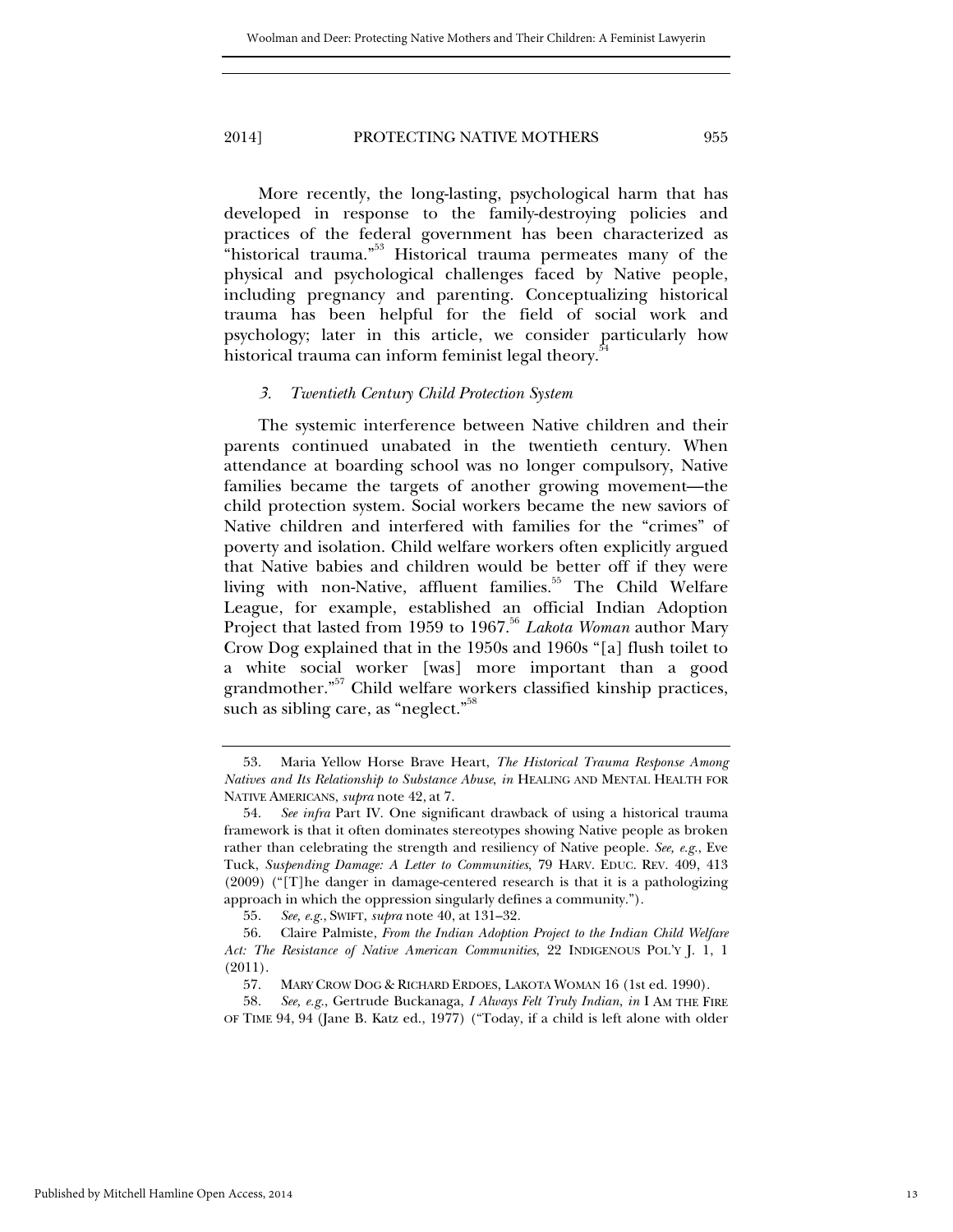More recently, the long-lasting, psychological harm that has developed in response to the family-destroying policies and practices of the federal government has been characterized as "historical trauma."[53] Historical trauma permeates many of the physical and psychological challenges faced by Native people, including pregnancy and parenting. Conceptualizing historical trauma has been helpful for the field of social work and psychology; later in this article, we consider particularly how historical trauma can inform feminist legal theory.[54]

### *3. Twentieth Century Child Protection System*

The systemic interference between Native children and their parents continued unabated in the twentieth century. When attendance at boarding school was no longer compulsory, Native families became the targets of another growing movement—the child protection system. Social workers became the new saviors of Native children and interfered with families for the "crimes" of poverty and isolation. Child welfare workers often explicitly argued that Native babies and children would be better off if they were living with non-Native, affluent families.[55] The Child Welfare League, for example, established an official Indian Adoption Project that lasted from 1959 to 1967.[56] *Lakota Woman* author Mary Crow Dog explained that in the 1950s and 1960s "[a] flush toilet to a white social worker [was] more important than a good grandmother."[57] Child welfare workers classified kinship practices, such as sibling care, as "neglect."[58]

---

53. Maria Yellow Horse Brave Heart, *The Historical Trauma Response Among Natives and Its Relationship to Substance Abuse*, *in* HEALING AND MENTAL HEALTH FOR NATIVE AMERICANS, *supra* note 42, at 7.

54. *See infra* Part IV. One significant drawback of using a historical trauma framework is that it often dominates stereotypes showing Native people as broken rather than celebrating the strength and resiliency of Native people. *See, e.g.*, Eve Tuck, *Suspending Damage: A Letter to Communities*, 79 HARV. EDUC. REV. 409, 413 (2009) ("[T]he danger in damage-centered research is that it is a pathologizing approach in which the oppression singularly defines a community.").

55. *See, e.g.*, SWIFT, *supra* note 40, at 131–32.

56. Claire Palmiste, *From the Indian Adoption Project to the Indian Child Welfare Act: The Resistance of Native American Communities*, 22 INDIGENOUS POL'Y J. 1, 1 (2011).

57. MARY CROW DOG & RICHARD ERDOES, LAKOTA WOMAN 16 (1st ed. 1990).

58. *See, e.g.*, Gertrude Buckanaga, *I Always Felt Truly Indian*, *in* I AM THE FIRE OF TIME 94, 94 (Jane B. Katz ed., 1977) ("Today, if a child is left alone with older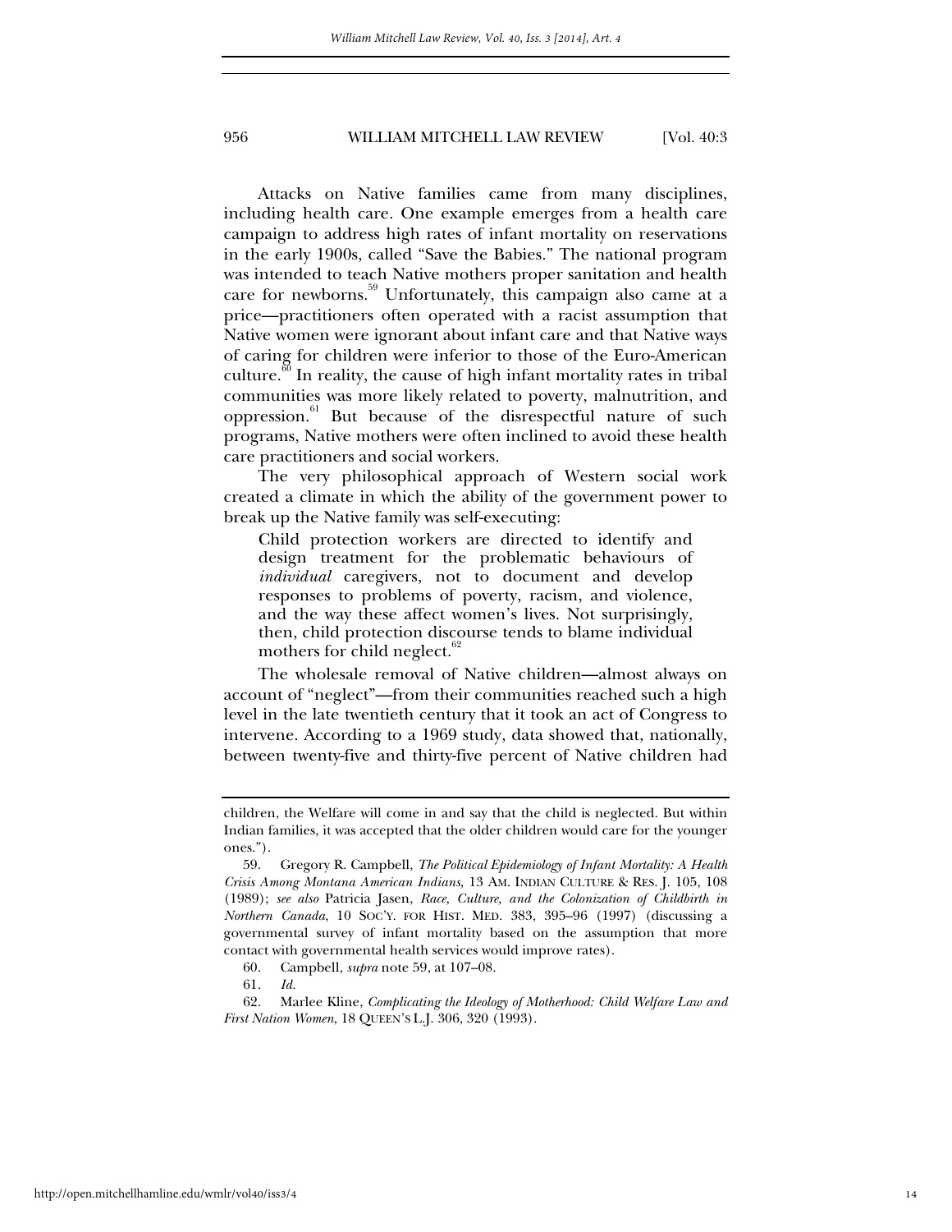Attacks on Native families came from many disciplines, including health care. One example emerges from a health care campaign to address high rates of infant mortality on reservations in the early 1900s, called "Save the Babies." The national program was intended to teach Native mothers proper sanitation and health care for newborns.[59] Unfortunately, this campaign also came at a price—practitioners often operated with a racist assumption that Native women were ignorant about infant care and that Native ways of caring for children were inferior to those of the Euro-American culture.[60] In reality, the cause of high infant mortality rates in tribal communities was more likely related to poverty, malnutrition, and oppression.[61] But because of the disrespectful nature of such programs, Native mothers were often inclined to avoid these health care practitioners and social workers.

The very philosophical approach of Western social work created a climate in which the ability of the government power to break up the Native family was self-executing:

> Child protection workers are directed to identify and design treatment for the problematic behaviours of *individual* caregivers, not to document and develop responses to problems of poverty, racism, and violence, and the way these affect women's lives. Not surprisingly, then, child protection discourse tends to blame individual mothers for child neglect.[62]

The wholesale removal of Native children—almost always on account of "neglect"—from their communities reached such a high level in the late twentieth century that it took an act of Congress to intervene. According to a 1969 study, data showed that, nationally, between twenty-five and thirty-five percent of Native children had

---

children, the Welfare will come in and say that the child is neglected. But within Indian families, it was accepted that the older children would care for the younger ones.").

59. Gregory R. Campbell, *The Political Epidemiology of Infant Mortality: A Health Crisis Among Montana American Indians*, 13 AM. INDIAN CULTURE & RES. J. 105, 108 (1989); *see also* Patricia Jasen, *Race, Culture, and the Colonization of Childbirth in Northern Canada*, 10 SOC'Y. FOR HIST. MED. 383, 395–96 (1997) (discussing a governmental survey of infant mortality based on the assumption that more contact with governmental health services would improve rates).

60. Campbell, *supra* note 59, at 107–08.

61. *Id.*

62. Marlee Kline, *Complicating the Ideology of Motherhood: Child Welfare Law and First Nation Women*, 18 QUEEN'S L.J. 306, 320 (1993).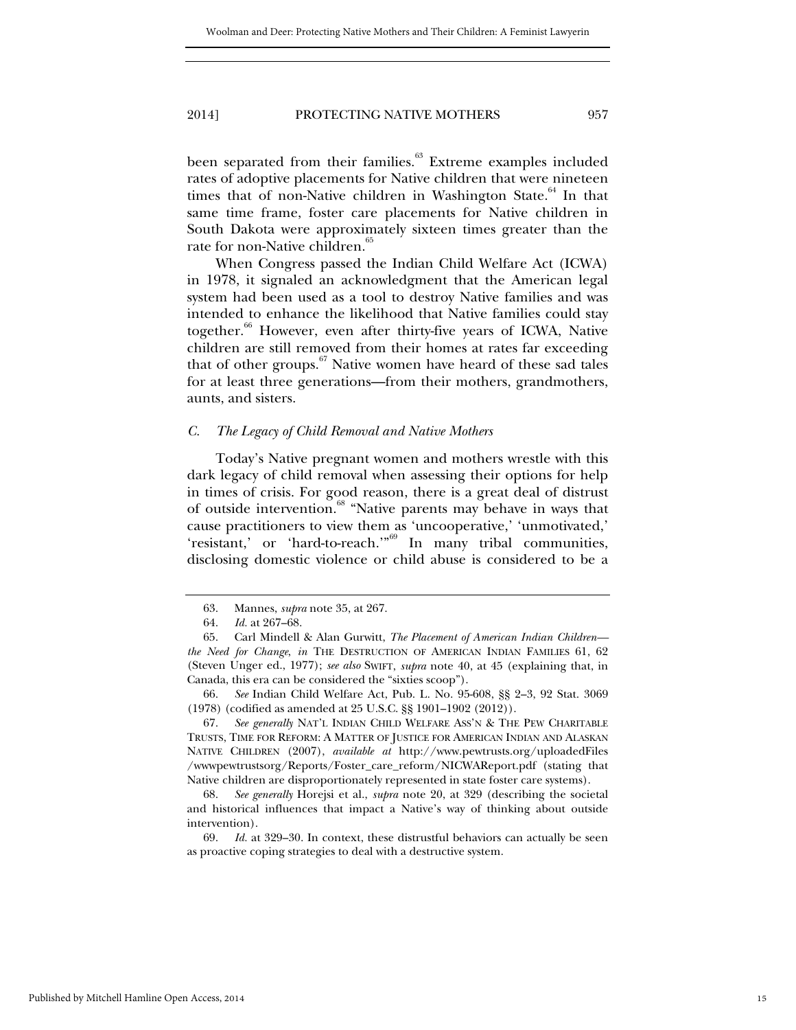been separated from their families.[63] Extreme examples included rates of adoptive placements for Native children that were nineteen times that of non-Native children in Washington State.[64] In that same time frame, foster care placements for Native children in South Dakota were approximately sixteen times greater than the rate for non-Native children.[65]

When Congress passed the Indian Child Welfare Act (ICWA) in 1978, it signaled an acknowledgment that the American legal system had been used as a tool to destroy Native families and was intended to enhance the likelihood that Native families could stay together.[66] However, even after thirty-five years of ICWA, Native children are still removed from their homes at rates far exceeding that of other groups.[67] Native women have heard of these sad tales for at least three generations—from their mothers, grandmothers, aunts, and sisters.

### *C. The Legacy of Child Removal and Native Mothers*

Today's Native pregnant women and mothers wrestle with this dark legacy of child removal when assessing their options for help in times of crisis. For good reason, there is a great deal of distrust of outside intervention.[68] "Native parents may behave in ways that cause practitioners to view them as 'uncooperative,' 'unmotivated,' 'resistant,' or 'hard-to-reach.'"[69] In many tribal communities, disclosing domestic violence or child abuse is considered to be a

---

63. Mannes, *supra* note 35, at 267.

64. *Id.* at 267–68.

65. Carl Mindell & Alan Gurwitt, *The Placement of American Indian Children—the Need for Change*, *in* THE DESTRUCTION OF AMERICAN INDIAN FAMILIES 61, 62 (Steven Unger ed., 1977); *see also* SWIFT, *supra* note 40, at 45 (explaining that, in Canada, this era can be considered the "sixties scoop").

66. *See* Indian Child Welfare Act, Pub. L. No. 95-608, §§ 2–3, 92 Stat. 3069 (1978) (codified as amended at 25 U.S.C. §§ 1901–1902 (2012)).

67. *See generally* NAT'L INDIAN CHILD WELFARE ASS'N & THE PEW CHARITABLE TRUSTS, TIME FOR REFORM: A MATTER OF JUSTICE FOR AMERICAN INDIAN AND ALASKAN NATIVE CHILDREN (2007), *available at* http://www.pewtrusts.org/uploadedFiles/wwwpewtrustsorg/Reports/Foster_care_reform/NICWAReport.pdf (stating that Native children are disproportionately represented in state foster care systems).

68. *See generally* Horejsi et al., *supra* note 20, at 329 (describing the societal and historical influences that impact a Native's way of thinking about outside intervention).

69. *Id.* at 329–30. In context, these distrustful behaviors can actually be seen as proactive coping strategies to deal with a destructive system.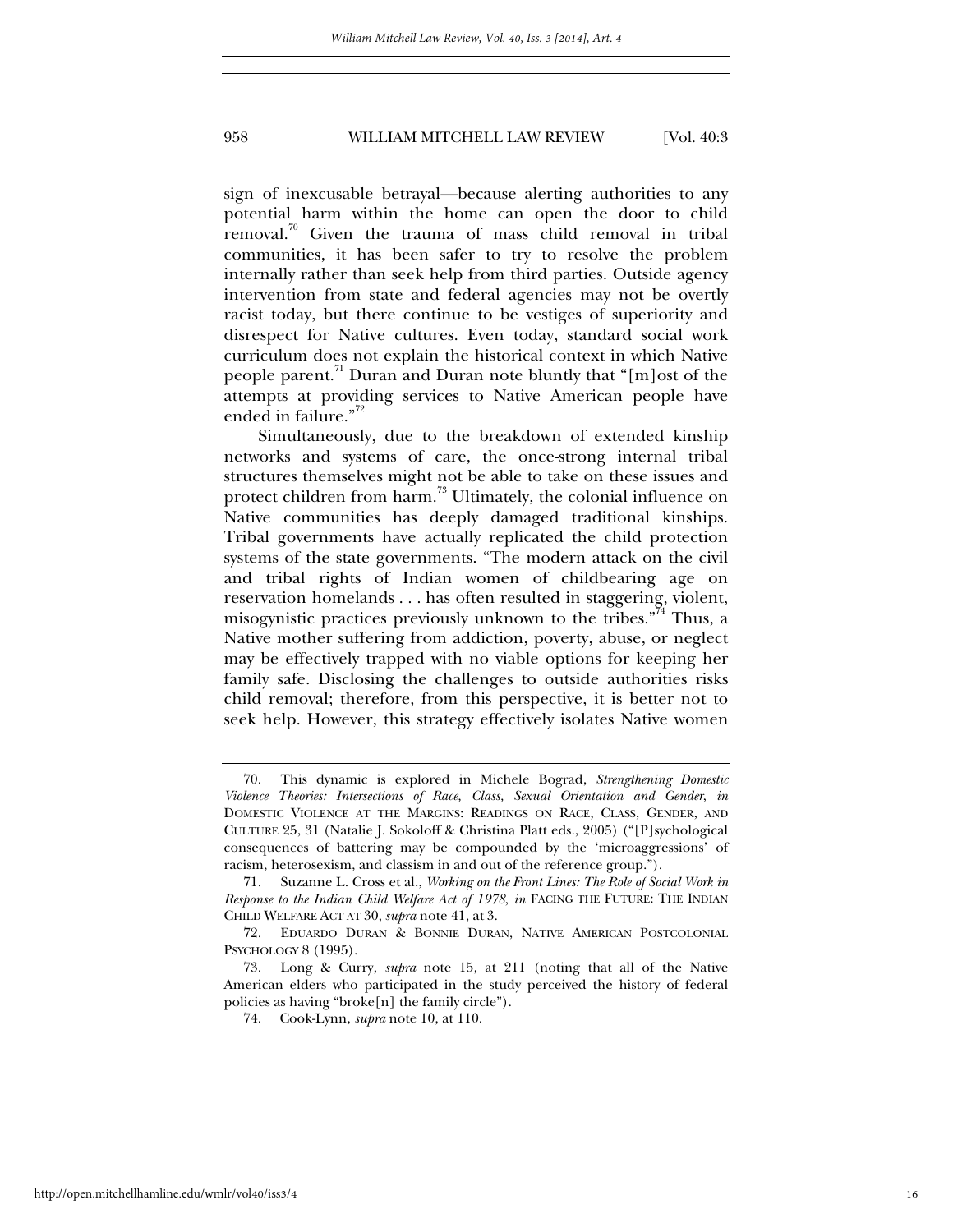sign of inexcusable betrayal—because alerting authorities to any potential harm within the home can open the door to child removal.[70] Given the trauma of mass child removal in tribal communities, it has been safer to try to resolve the problem internally rather than seek help from third parties. Outside agency intervention from state and federal agencies may not be overtly racist today, but there continue to be vestiges of superiority and disrespect for Native cultures. Even today, standard social work curriculum does not explain the historical context in which Native people parent.[71] Duran and Duran note bluntly that "[m]ost of the attempts at providing services to Native American people have ended in failure."[72]

Simultaneously, due to the breakdown of extended kinship networks and systems of care, the once-strong internal tribal structures themselves might not be able to take on these issues and protect children from harm.[73] Ultimately, the colonial influence on Native communities has deeply damaged traditional kinships. Tribal governments have actually replicated the child protection systems of the state governments. "The modern attack on the civil and tribal rights of Indian women of childbearing age on reservation homelands . . . has often resulted in staggering, violent, misogynistic practices previously unknown to the tribes."[74] Thus, a Native mother suffering from addiction, poverty, abuse, or neglect may be effectively trapped with no viable options for keeping her family safe. Disclosing the challenges to outside authorities risks child removal; therefore, from this perspective, it is better not to seek help. However, this strategy effectively isolates Native women

---

70. This dynamic is explored in Michele Bograd, *Strengthening Domestic Violence Theories: Intersections of Race, Class, Sexual Orientation and Gender*, *in* DOMESTIC VIOLENCE AT THE MARGINS: READINGS ON RACE, CLASS, GENDER, AND CULTURE 25, 31 (Natalie J. Sokoloff & Christina Platt eds., 2005) ("[P]sychological consequences of battering may be compounded by the 'microaggressions' of racism, heterosexism, and classism in and out of the reference group.").

71. Suzanne L. Cross et al., *Working on the Front Lines: The Role of Social Work in Response to the Indian Child Welfare Act of 1978*, *in* FACING THE FUTURE: THE INDIAN CHILD WELFARE ACT AT 30, *supra* note 41, at 3.

72. EDUARDO DURAN & BONNIE DURAN, NATIVE AMERICAN POSTCOLONIAL PSYCHOLOGY 8 (1995).

73. Long & Curry, *supra* note 15, at 211 (noting that all of the Native American elders who participated in the study perceived the history of federal policies as having "broke[n] the family circle").

74. Cook-Lynn, *supra* note 10, at 110.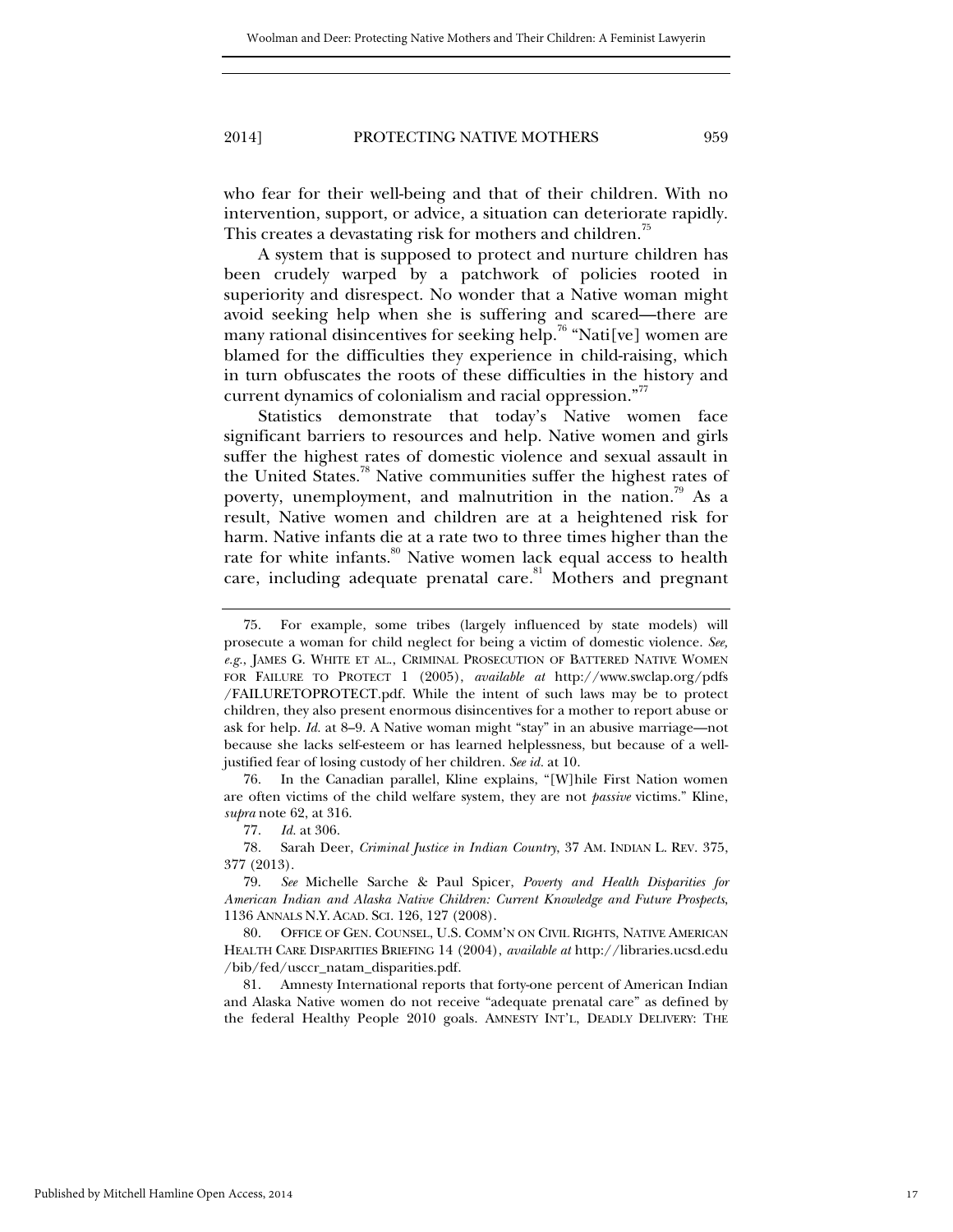who fear for their well-being and that of their children. With no intervention, support, or advice, a situation can deteriorate rapidly. This creates a devastating risk for mothers and children.[75]

A system that is supposed to protect and nurture children has been crudely warped by a patchwork of policies rooted in superiority and disrespect. No wonder that a Native woman might avoid seeking help when she is suffering and scared—there are many rational disincentives for seeking help.[76] "Nati[ve] women are blamed for the difficulties they experience in child-raising, which in turn obfuscates the roots of these difficulties in the history and current dynamics of colonialism and racial oppression."[77]

Statistics demonstrate that today's Native women face significant barriers to resources and help. Native women and girls suffer the highest rates of domestic violence and sexual assault in the United States.[78] Native communities suffer the highest rates of poverty, unemployment, and malnutrition in the nation.[79] As a result, Native women and children are at a heightened risk for harm. Native infants die at a rate two to three times higher than the rate for white infants.[80] Native women lack equal access to health care, including adequate prenatal care.[81] Mothers and pregnant

---

75. For example, some tribes (largely influenced by state models) will prosecute a woman for child neglect for being a victim of domestic violence. *See, e.g.*, JAMES G. WHITE ET AL., CRIMINAL PROSECUTION OF BATTERED NATIVE WOMEN FOR FAILURE TO PROTECT 1 (2005), *available at* http://www.swclap.org/pdfs/FAILURETOPROTECT.pdf. While the intent of such laws may be to protect children, they also present enormous disincentives for a mother to report abuse or ask for help. *Id.* at 8–9. A Native woman might "stay" in an abusive marriage—not because she lacks self-esteem or has learned helplessness, but because of a well-justified fear of losing custody of her children. *See id.* at 10.

76. In the Canadian parallel, Kline explains, "[W]hile First Nation women are often victims of the child welfare system, they are not *passive* victims." Kline, *supra* note 62, at 316.

77. *Id.* at 306.

78. Sarah Deer, *Criminal Justice in Indian Country*, 37 AM. INDIAN L. REV. 375, 377 (2013).

79. *See* Michelle Sarche & Paul Spicer, *Poverty and Health Disparities for American Indian and Alaska Native Children: Current Knowledge and Future Prospects*, 1136 ANNALS N.Y. ACAD. SCI. 126, 127 (2008).

80. OFFICE OF GEN. COUNSEL, U.S. COMM'N ON CIVIL RIGHTS, NATIVE AMERICAN HEALTH CARE DISPARITIES BRIEFING 14 (2004), *available at* http://libraries.ucsd.edu/bib/fed/usccr_natam_disparities.pdf.

81. Amnesty International reports that forty-one percent of American Indian and Alaska Native women do not receive "adequate prenatal care" as defined by the federal Healthy People 2010 goals. AMNESTY INT'L, DEADLY DELIVERY: THE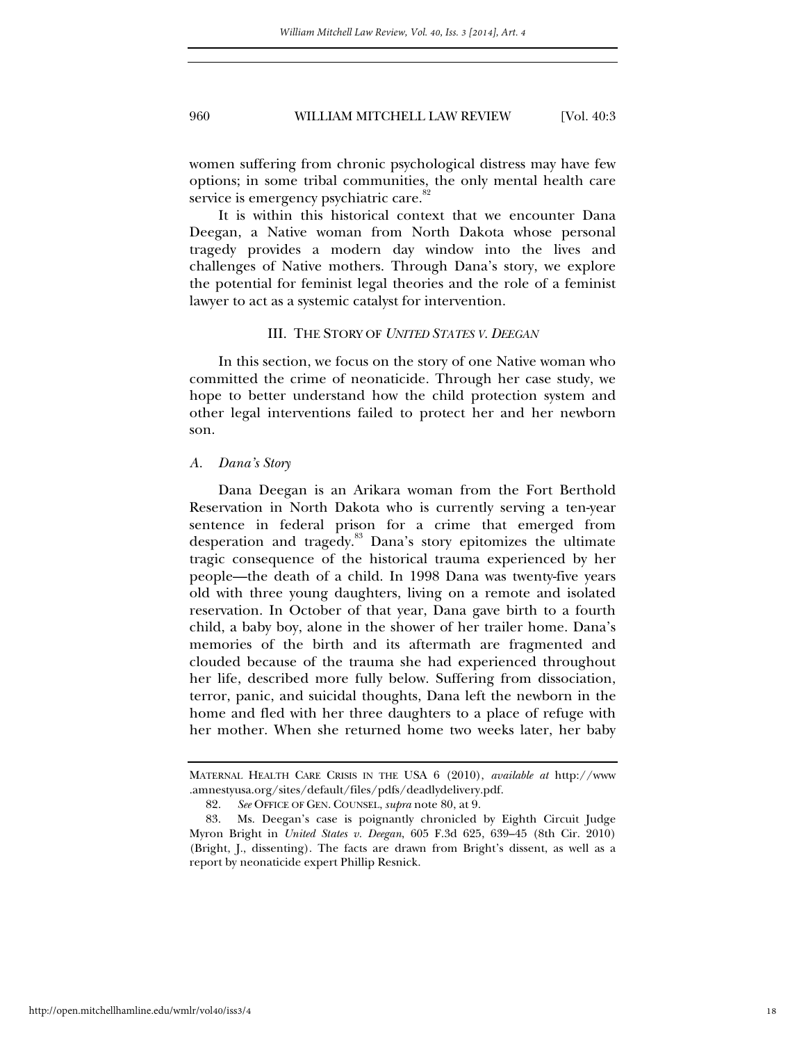women suffering from chronic psychological distress may have few options; in some tribal communities, the only mental health care service is emergency psychiatric care.[82]

It is within this historical context that we encounter Dana Deegan, a Native woman from North Dakota whose personal tragedy provides a modern day window into the lives and challenges of Native mothers. Through Dana's story, we explore the potential for feminist legal theories and the role of a feminist lawyer to act as a systemic catalyst for intervention.

## III. THE STORY OF *UNITED STATES V. DEEGAN*

In this section, we focus on the story of one Native woman who committed the crime of neonaticide. Through her case study, we hope to better understand how the child protection system and other legal interventions failed to protect her and her newborn son.

### *A. Dana's Story*

Dana Deegan is an Arikara woman from the Fort Berthold Reservation in North Dakota who is currently serving a ten-year sentence in federal prison for a crime that emerged from desperation and tragedy.[83] Dana's story epitomizes the ultimate tragic consequence of the historical trauma experienced by her people—the death of a child. In 1998 Dana was twenty-five years old with three young daughters, living on a remote and isolated reservation. In October of that year, Dana gave birth to a fourth child, a baby boy, alone in the shower of her trailer home. Dana's memories of the birth and its aftermath are fragmented and clouded because of the trauma she had experienced throughout her life, described more fully below. Suffering from dissociation, terror, panic, and suicidal thoughts, Dana left the newborn in the home and fled with her three daughters to a place of refuge with her mother. When she returned home two weeks later, her baby

---

MATERNAL HEALTH CARE CRISIS IN THE USA 6 (2010), *available at* http://www.amnestyusa.org/sites/default/files/pdfs/deadlydelivery.pdf.

82. *See* OFFICE OF GEN. COUNSEL, *supra* note 80, at 9.

83. Ms. Deegan's case is poignantly chronicled by Eighth Circuit Judge Myron Bright in *United States v. Deegan*, 605 F.3d 625, 639–45 (8th Cir. 2010) (Bright, J., dissenting). The facts are drawn from Bright's dissent, as well as a report by neonaticide expert Phillip Resnick.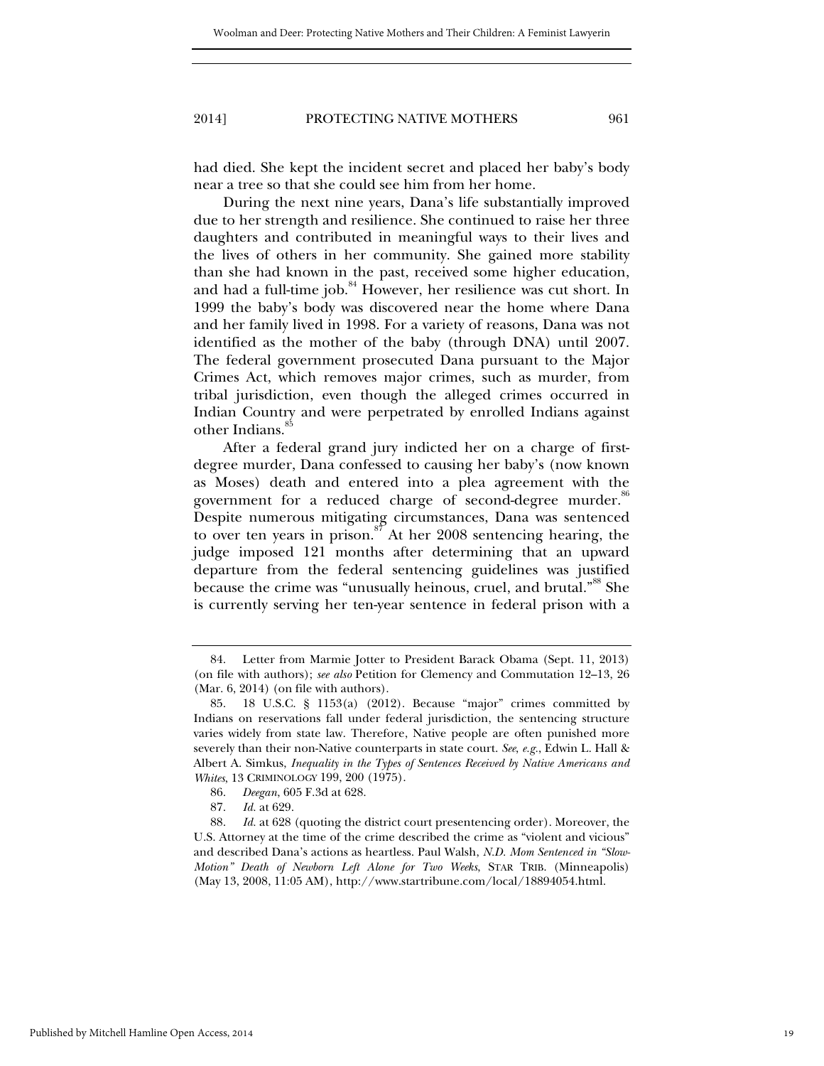had died. She kept the incident secret and placed her baby's body near a tree so that she could see him from her home.

During the next nine years, Dana's life substantially improved due to her strength and resilience. She continued to raise her three daughters and contributed in meaningful ways to their lives and the lives of others in her community. She gained more stability than she had known in the past, received some higher education, and had a full-time job.[84] However, her resilience was cut short. In 1999 the baby's body was discovered near the home where Dana and her family lived in 1998. For a variety of reasons, Dana was not identified as the mother of the baby (through DNA) until 2007. The federal government prosecuted Dana pursuant to the Major Crimes Act, which removes major crimes, such as murder, from tribal jurisdiction, even though the alleged crimes occurred in Indian Country and were perpetrated by enrolled Indians against other Indians.[85]

After a federal grand jury indicted her on a charge of first-degree murder, Dana confessed to causing her baby's (now known as Moses) death and entered into a plea agreement with the government for a reduced charge of second-degree murder.[86] Despite numerous mitigating circumstances, Dana was sentenced to over ten years in prison.[87] At her 2008 sentencing hearing, the judge imposed 121 months after determining that an upward departure from the federal sentencing guidelines was justified because the crime was "unusually heinous, cruel, and brutal."[88] She is currently serving her ten-year sentence in federal prison with a

---

84. Letter from Marmie Jotter to President Barack Obama (Sept. 11, 2013) (on file with authors); *see also* Petition for Clemency and Commutation 12–13, 26 (Mar. 6, 2014) (on file with authors).

85. 18 U.S.C. § 1153(a) (2012). Because "major" crimes committed by Indians on reservations fall under federal jurisdiction, the sentencing structure varies widely from state law. Therefore, Native people are often punished more severely than their non-Native counterparts in state court. *See, e.g.*, Edwin L. Hall & Albert A. Simkus, *Inequality in the Types of Sentences Received by Native Americans and Whites*, 13 CRIMINOLOGY 199, 200 (1975).

86. *Deegan*, 605 F.3d at 628.

87. *Id.* at 629.

88. *Id.* at 628 (quoting the district court presentencing order). Moreover, the U.S. Attorney at the time of the crime described the crime as "violent and vicious" and described Dana's actions as heartless. Paul Walsh, *N.D. Mom Sentenced in "Slow-Motion" Death of Newborn Left Alone for Two Weeks*, STAR TRIB. (Minneapolis) (May 13, 2008, 11:05 AM), http://www.startribune.com/local/18894054.html.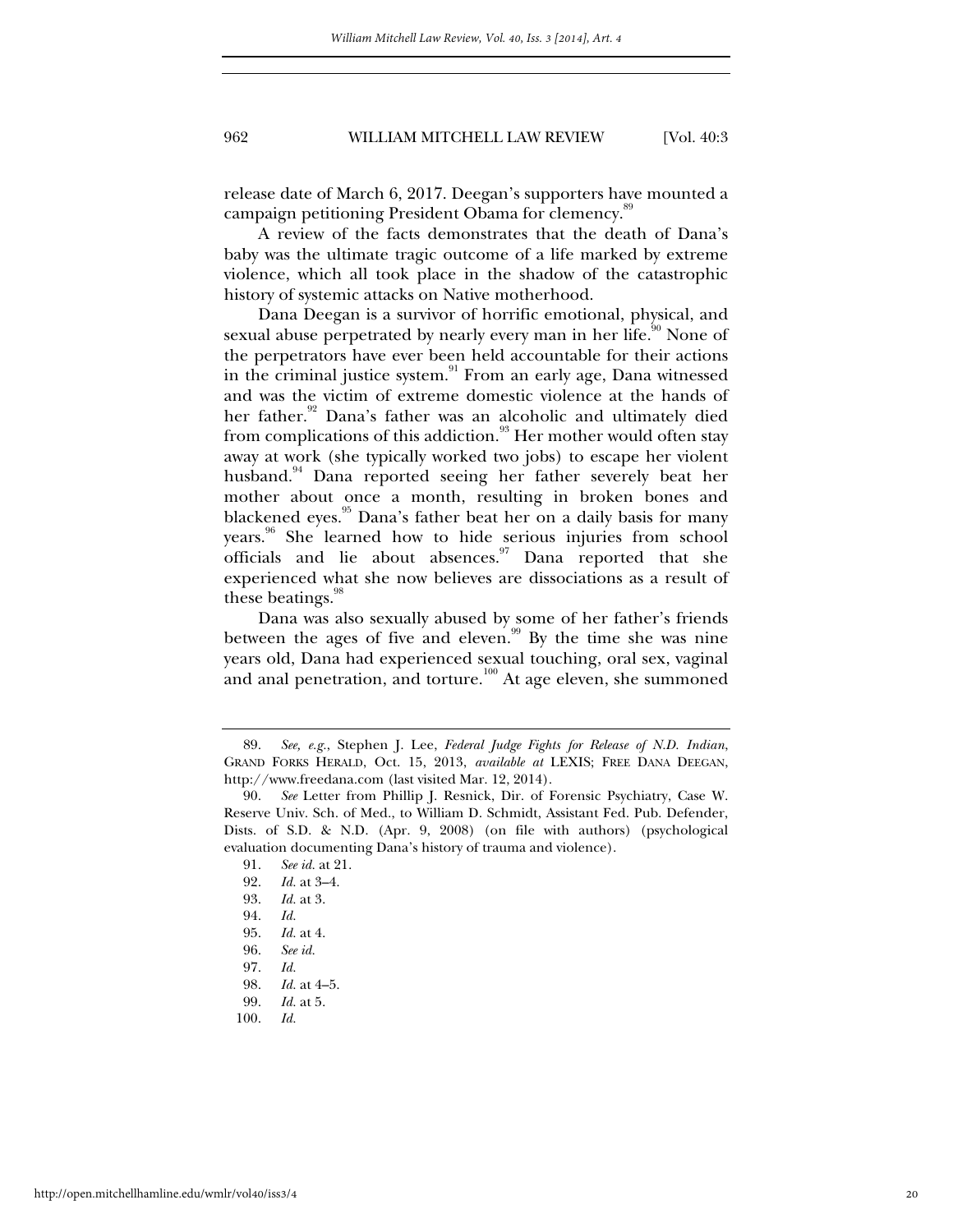release date of March 6, 2017. Deegan's supporters have mounted a campaign petitioning President Obama for clemency.[89]

A review of the facts demonstrates that the death of Dana's baby was the ultimate tragic outcome of a life marked by extreme violence, which all took place in the shadow of the catastrophic history of systemic attacks on Native motherhood.

Dana Deegan is a survivor of horrific emotional, physical, and sexual abuse perpetrated by nearly every man in her life.[90] None of the perpetrators have ever been held accountable for their actions in the criminal justice system.[91] From an early age, Dana witnessed and was the victim of extreme domestic violence at the hands of her father.[92] Dana's father was an alcoholic and ultimately died from complications of this addiction.[93] Her mother would often stay away at work (she typically worked two jobs) to escape her violent husband.[94] Dana reported seeing her father severely beat her mother about once a month, resulting in broken bones and blackened eyes.[95] Dana's father beat her on a daily basis for many years.[96] She learned how to hide serious injuries from school officials and lie about absences.[97] Dana reported that she experienced what she now believes are dissociations as a result of these beatings.[98]

Dana was also sexually abused by some of her father's friends between the ages of five and eleven.[99] By the time she was nine years old, Dana had experienced sexual touching, oral sex, vaginal and anal penetration, and torture.[100] At age eleven, she summoned

---

89. *See, e.g.*, Stephen J. Lee, *Federal Judge Fights for Release of N.D. Indian*, GRAND FORKS HERALD, Oct. 15, 2013, *available at* LEXIS; FREE DANA DEEGAN, http://www.freedana.com (last visited Mar. 12, 2014).

90. *See* Letter from Phillip J. Resnick, Dir. of Forensic Psychiatry, Case W. Reserve Univ. Sch. of Med., to William D. Schmidt, Assistant Fed. Pub. Defender, Dists. of S.D. & N.D. (Apr. 9, 2008) (on file with authors) (psychological evaluation documenting Dana's history of trauma and violence).

91. *See id.* at 21.

92. *Id.* at 3–4.

93. *Id.* at 3.

94. *Id.*

95. *Id.* at 4.

96. *See id.*

97. *Id.*

98. *Id.* at 4–5.

99. *Id.* at 5.

100. *Id.*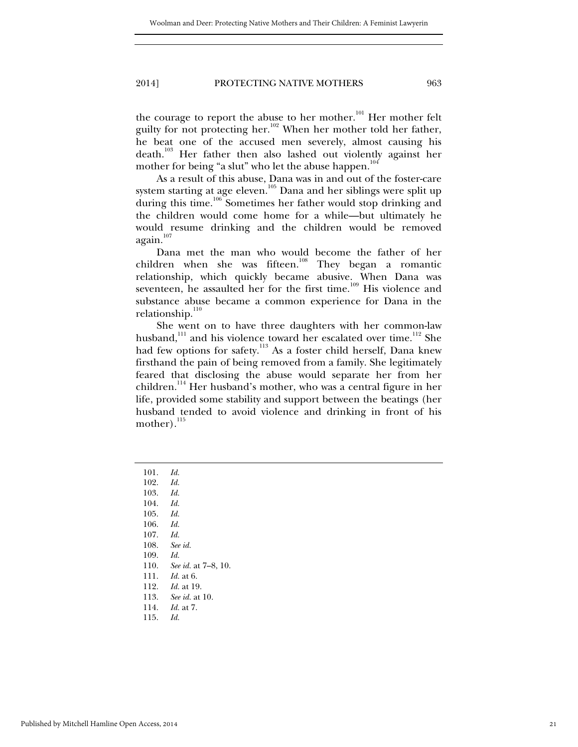the courage to report the abuse to her mother.[101] Her mother felt guilty for not protecting her.[102] When her mother told her father, he beat one of the accused men severely, almost causing his death.[103] Her father then also lashed out violently against her mother for being "a slut" who let the abuse happen.[104]

As a result of this abuse, Dana was in and out of the foster-care system starting at age eleven.[105] Dana and her siblings were split up during this time.[106] Sometimes her father would stop drinking and the children would come home for a while—but ultimately he would resume drinking and the children would be removed again.[107]

Dana met the man who would become the father of her children when she was fifteen.[108] They began a romantic relationship, which quickly became abusive. When Dana was seventeen, he assaulted her for the first time.[109] His violence and substance abuse became a common experience for Dana in the relationship.[110]

She went on to have three daughters with her common-law husband,[111] and his violence toward her escalated over time.[112] She had few options for safety.[113] As a foster child herself, Dana knew firsthand the pain of being removed from a family. She legitimately feared that disclosing the abuse would separate her from her children.[114] Her husband's mother, who was a central figure in her life, provided some stability and support between the beatings (her husband tended to avoid violence and drinking in front of his mother).[115]

---

101. *Id.*
102. *Id.*
103. *Id.*
104. *Id.*
105. *Id.*
106. *Id.*
107. *Id.*
108. *See id.*
109. *Id.*
110. *See id.* at 7–8, 10.
111. *Id.* at 6.
112. *Id.* at 19.
113. *See id.* at 10.
114. *Id.* at 7.
115. *Id.*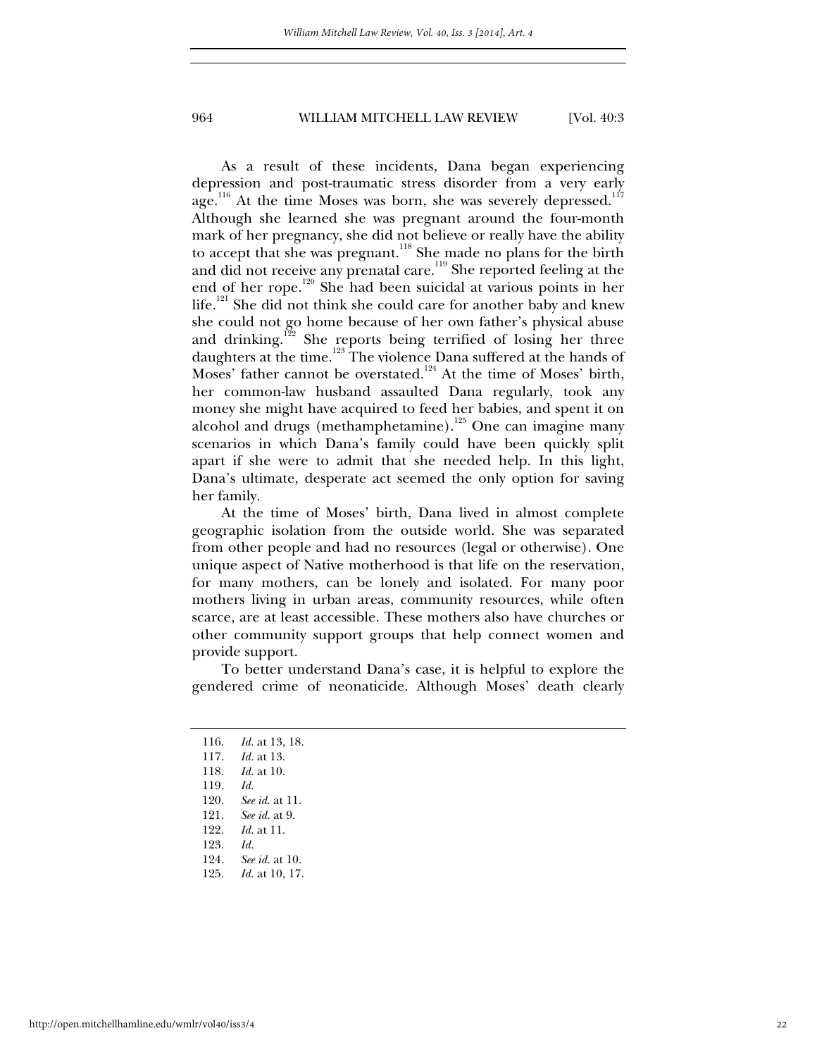As a result of these incidents, Dana began experiencing depression and post-traumatic stress disorder from a very early age.[116] At the time Moses was born, she was severely depressed.[117] Although she learned she was pregnant around the four-month mark of her pregnancy, she did not believe or really have the ability to accept that she was pregnant.[118] She made no plans for the birth and did not receive any prenatal care.[119] She reported feeling at the end of her rope.[120] She had been suicidal at various points in her life.[121] She did not think she could care for another baby and knew she could not go home because of her own father's physical abuse and drinking.[122] She reports being terrified of losing her three daughters at the time.[123] The violence Dana suffered at the hands of Moses' father cannot be overstated.[124] At the time of Moses' birth, her common-law husband assaulted Dana regularly, took any money she might have acquired to feed her babies, and spent it on alcohol and drugs (methamphetamine).[125] One can imagine many scenarios in which Dana's family could have been quickly split apart if she were to admit that she needed help. In this light, Dana's ultimate, desperate act seemed the only option for saving her family.

At the time of Moses' birth, Dana lived in almost complete geographic isolation from the outside world. She was separated from other people and had no resources (legal or otherwise). One unique aspect of Native motherhood is that life on the reservation, for many mothers, can be lonely and isolated. For many poor mothers living in urban areas, community resources, while often scarce, are at least accessible. These mothers also have churches or other community support groups that help connect women and provide support.

To better understand Dana's case, it is helpful to explore the gendered crime of neonaticide. Although Moses' death clearly

---

116. *Id.* at 13, 18.

117. *Id.* at 13.

118. *Id.* at 10.

119. *Id.*

120. *See id.* at 11.

121. *See id.* at 9.

122. *Id.* at 11.

123. *Id.*

124. *See id.* at 10.

125. *Id.* at 10, 17.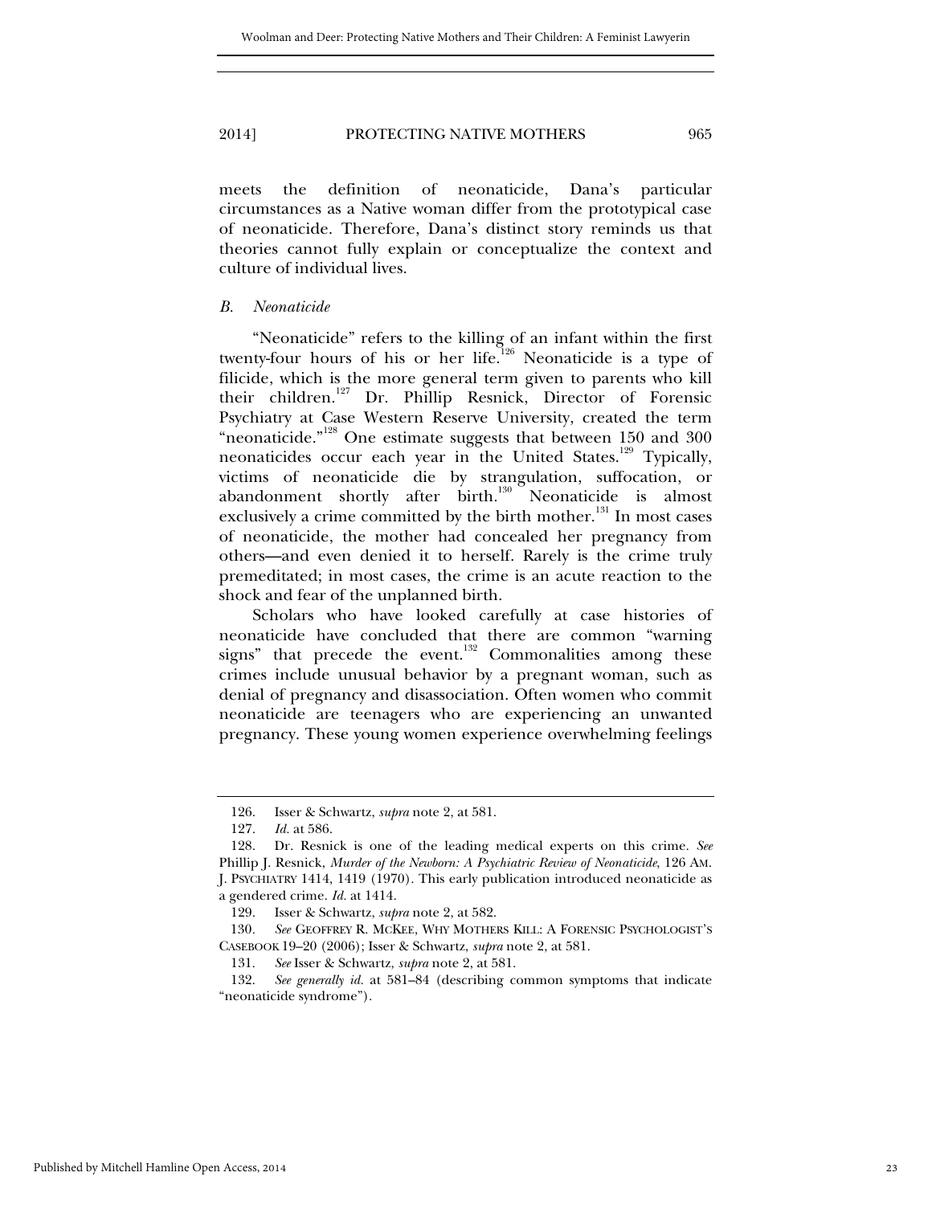meets the definition of neonaticide, Dana's particular circumstances as a Native woman differ from the prototypical case of neonaticide. Therefore, Dana's distinct story reminds us that theories cannot fully explain or conceptualize the context and culture of individual lives.

### *B. Neonaticide*

"Neonaticide" refers to the killing of an infant within the first twenty-four hours of his or her life.[126] Neonaticide is a type of filicide, which is the more general term given to parents who kill their children.[127] Dr. Phillip Resnick, Director of Forensic Psychiatry at Case Western Reserve University, created the term "neonaticide."[128] One estimate suggests that between 150 and 300 neonaticides occur each year in the United States.[129] Typically, victims of neonaticide die by strangulation, suffocation, or abandonment shortly after birth.[130] Neonaticide is almost exclusively a crime committed by the birth mother.[131] In most cases of neonaticide, the mother had concealed her pregnancy from others—and even denied it to herself. Rarely is the crime truly premeditated; in most cases, the crime is an acute reaction to the shock and fear of the unplanned birth.

Scholars who have looked carefully at case histories of neonaticide have concluded that there are common "warning signs" that precede the event.[132] Commonalities among these crimes include unusual behavior by a pregnant woman, such as denial of pregnancy and disassociation. Often women who commit neonaticide are teenagers who are experiencing an unwanted pregnancy. These young women experience overwhelming feelings

---

126. Isser & Schwartz, *supra* note 2, at 581.

127. *Id.* at 586.

128. Dr. Resnick is one of the leading medical experts on this crime. *See* Phillip J. Resnick, *Murder of the Newborn: A Psychiatric Review of Neonaticide*, 126 AM. J. PSYCHIATRY 1414, 1419 (1970). This early publication introduced neonaticide as a gendered crime. *Id.* at 1414.

129. Isser & Schwartz, *supra* note 2, at 582.

130. *See* GEOFFREY R. MCKEE, WHY MOTHERS KILL: A FORENSIC PSYCHOLOGIST'S CASEBOOK 19–20 (2006); Isser & Schwartz, *supra* note 2, at 581.

131. *See* Isser & Schwartz, *supra* note 2, at 581.

132. *See generally id.* at 581–84 (describing common symptoms that indicate "neonaticide syndrome").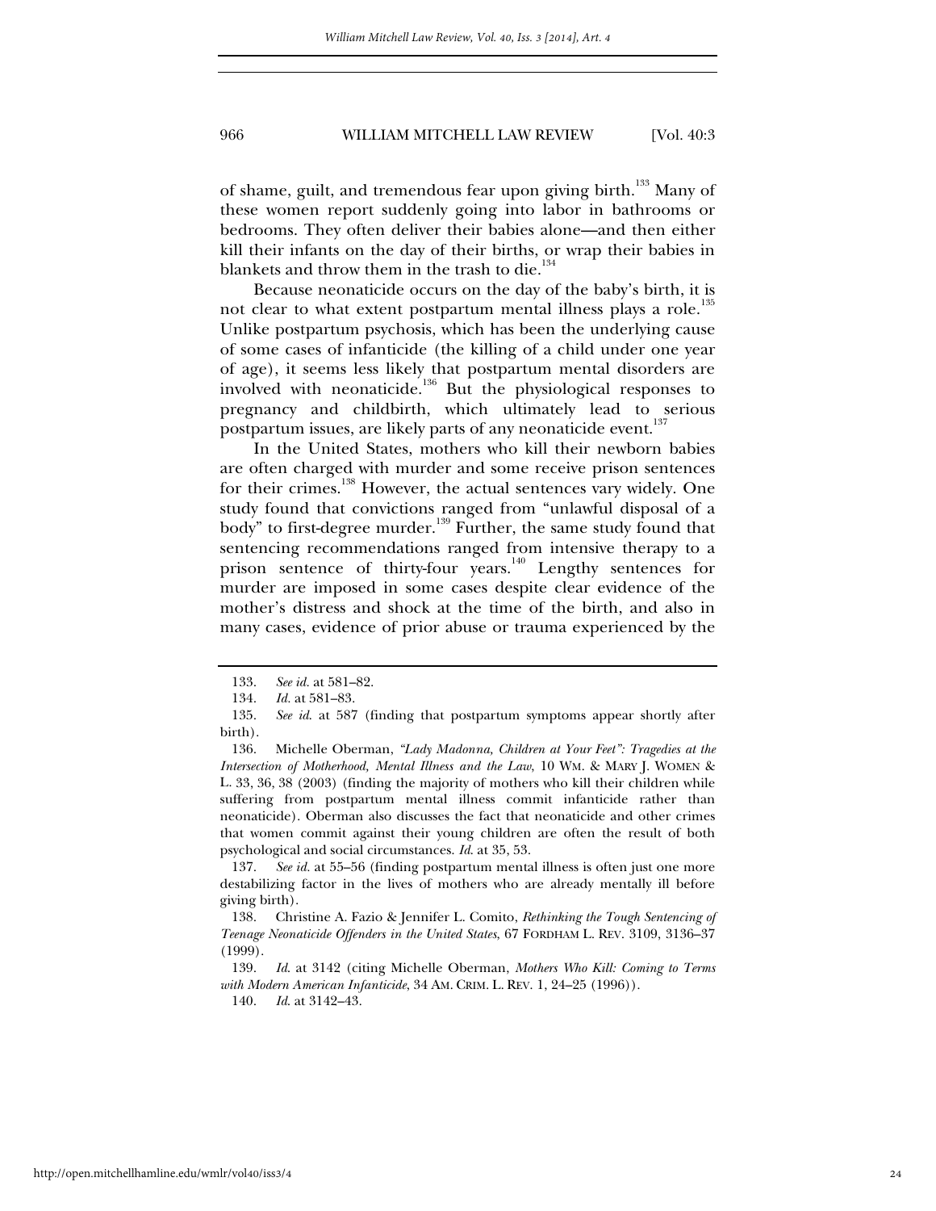of shame, guilt, and tremendous fear upon giving birth.[133] Many of these women report suddenly going into labor in bathrooms or bedrooms. They often deliver their babies alone—and then either kill their infants on the day of their births, or wrap their babies in blankets and throw them in the trash to die.[134]

Because neonaticide occurs on the day of the baby's birth, it is not clear to what extent postpartum mental illness plays a role.[135] Unlike postpartum psychosis, which has been the underlying cause of some cases of infanticide (the killing of a child under one year of age), it seems less likely that postpartum mental disorders are involved with neonaticide.[136] But the physiological responses to pregnancy and childbirth, which ultimately lead to serious postpartum issues, are likely parts of any neonaticide event.[137]

In the United States, mothers who kill their newborn babies are often charged with murder and some receive prison sentences for their crimes.[138] However, the actual sentences vary widely. One study found that convictions ranged from "unlawful disposal of a body" to first-degree murder.[139] Further, the same study found that sentencing recommendations ranged from intensive therapy to a prison sentence of thirty-four years.[140] Lengthy sentences for murder are imposed in some cases despite clear evidence of the mother's distress and shock at the time of the birth, and also in many cases, evidence of prior abuse or trauma experienced by the

---

133. *See id.* at 581–82.

134. *Id.* at 581–83.

135. *See id.* at 587 (finding that postpartum symptoms appear shortly after birth).

136. Michelle Oberman, *"Lady Madonna, Children at Your Feet": Tragedies at the Intersection of Motherhood, Mental Illness and the Law*, 10 WM. & MARY J. WOMEN & L. 33, 36, 38 (2003) (finding the majority of mothers who kill their children while suffering from postpartum mental illness commit infanticide rather than neonaticide). Oberman also discusses the fact that neonaticide and other crimes that women commit against their young children are often the result of both psychological and social circumstances. *Id.* at 35, 53.

137. *See id.* at 55–56 (finding postpartum mental illness is often just one more destabilizing factor in the lives of mothers who are already mentally ill before giving birth).

138. Christine A. Fazio & Jennifer L. Comito, *Rethinking the Tough Sentencing of Teenage Neonaticide Offenders in the United States*, 67 FORDHAM L. REV. 3109, 3136–37 (1999).

139. *Id.* at 3142 (citing Michelle Oberman, *Mothers Who Kill: Coming to Terms with Modern American Infanticide*, 34 AM. CRIM. L. REV. 1, 24–25 (1996)).

140. *Id.* at 3142–43.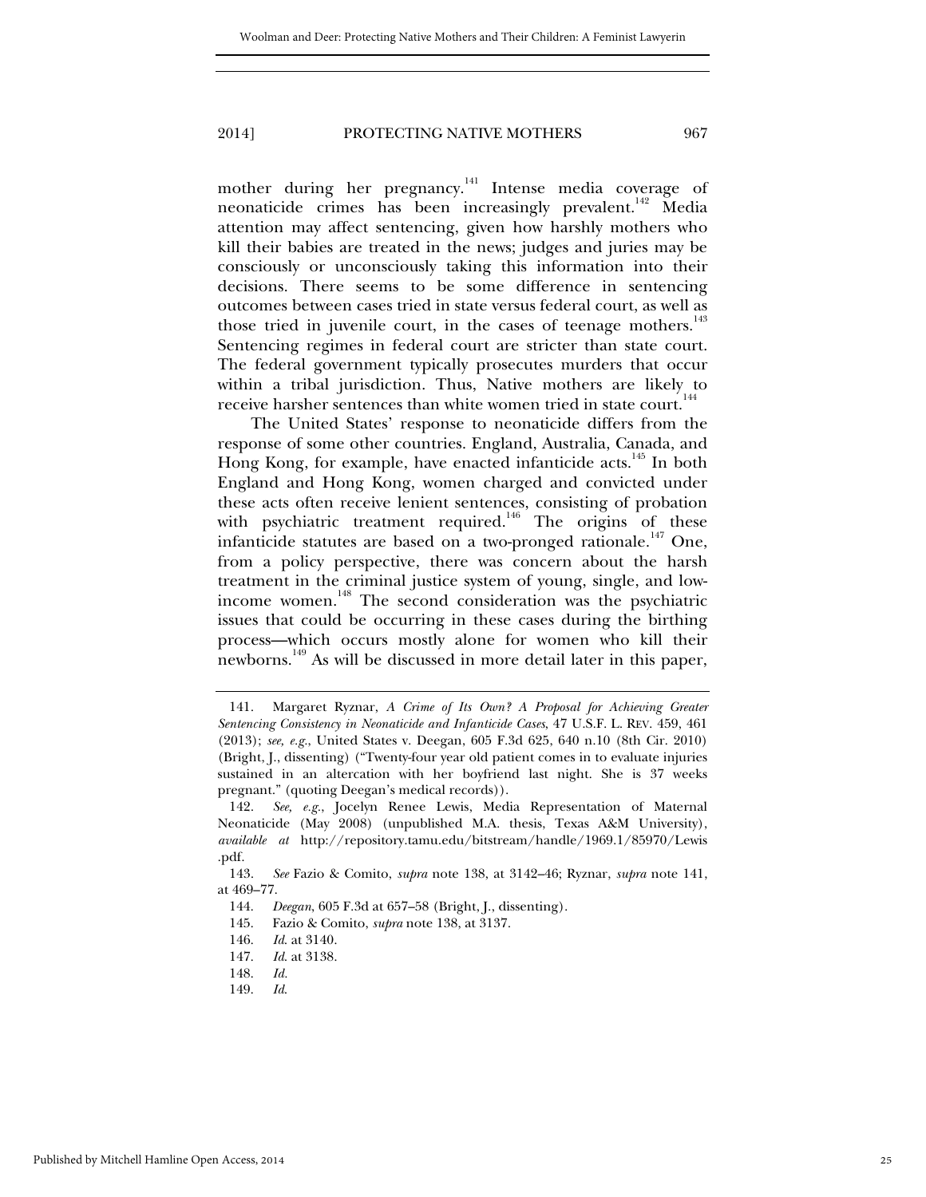mother during her pregnancy.[141] Intense media coverage of neonaticide crimes has been increasingly prevalent.[142] Media attention may affect sentencing, given how harshly mothers who kill their babies are treated in the news; judges and juries may be consciously or unconsciously taking this information into their decisions. There seems to be some difference in sentencing outcomes between cases tried in state versus federal court, as well as those tried in juvenile court, in the cases of teenage mothers.[143] Sentencing regimes in federal court are stricter than state court. The federal government typically prosecutes murders that occur within a tribal jurisdiction. Thus, Native mothers are likely to receive harsher sentences than white women tried in state court.[144]

The United States' response to neonaticide differs from the response of some other countries. England, Australia, Canada, and Hong Kong, for example, have enacted infanticide acts.[145] In both England and Hong Kong, women charged and convicted under these acts often receive lenient sentences, consisting of probation with psychiatric treatment required.[146] The origins of these infanticide statutes are based on a two-pronged rationale.[147] One, from a policy perspective, there was concern about the harsh treatment in the criminal justice system of young, single, and low-income women.[148] The second consideration was the psychiatric issues that could be occurring in these cases during the birthing process—which occurs mostly alone for women who kill their newborns.[149] As will be discussed in more detail later in this paper,

---

141. Margaret Ryznar, *A Crime of Its Own? A Proposal for Achieving Greater Sentencing Consistency in Neonaticide and Infanticide Cases*, 47 U.S.F. L. REV. 459, 461 (2013); *see, e.g.*, United States v. Deegan, 605 F.3d 625, 640 n.10 (8th Cir. 2010) (Bright, J., dissenting) ("Twenty-four year old patient comes in to evaluate injuries sustained in an altercation with her boyfriend last night. She is 37 weeks pregnant." (quoting Deegan's medical records)).

142. *See, e.g.*, Jocelyn Renee Lewis, Media Representation of Maternal Neonaticide (May 2008) (unpublished M.A. thesis, Texas A&M University), *available at* http://repository.tamu.edu/bitstream/handle/1969.1/85970/Lewis.pdf.

143. *See* Fazio & Comito, *supra* note 138, at 3142–46; Ryznar, *supra* note 141, at 469–77.

144. *Deegan*, 605 F.3d at 657–58 (Bright, J., dissenting).

145. Fazio & Comito, *supra* note 138, at 3137.

146. *Id.* at 3140.

147. *Id.* at 3138.

148. *Id.*

149. *Id.*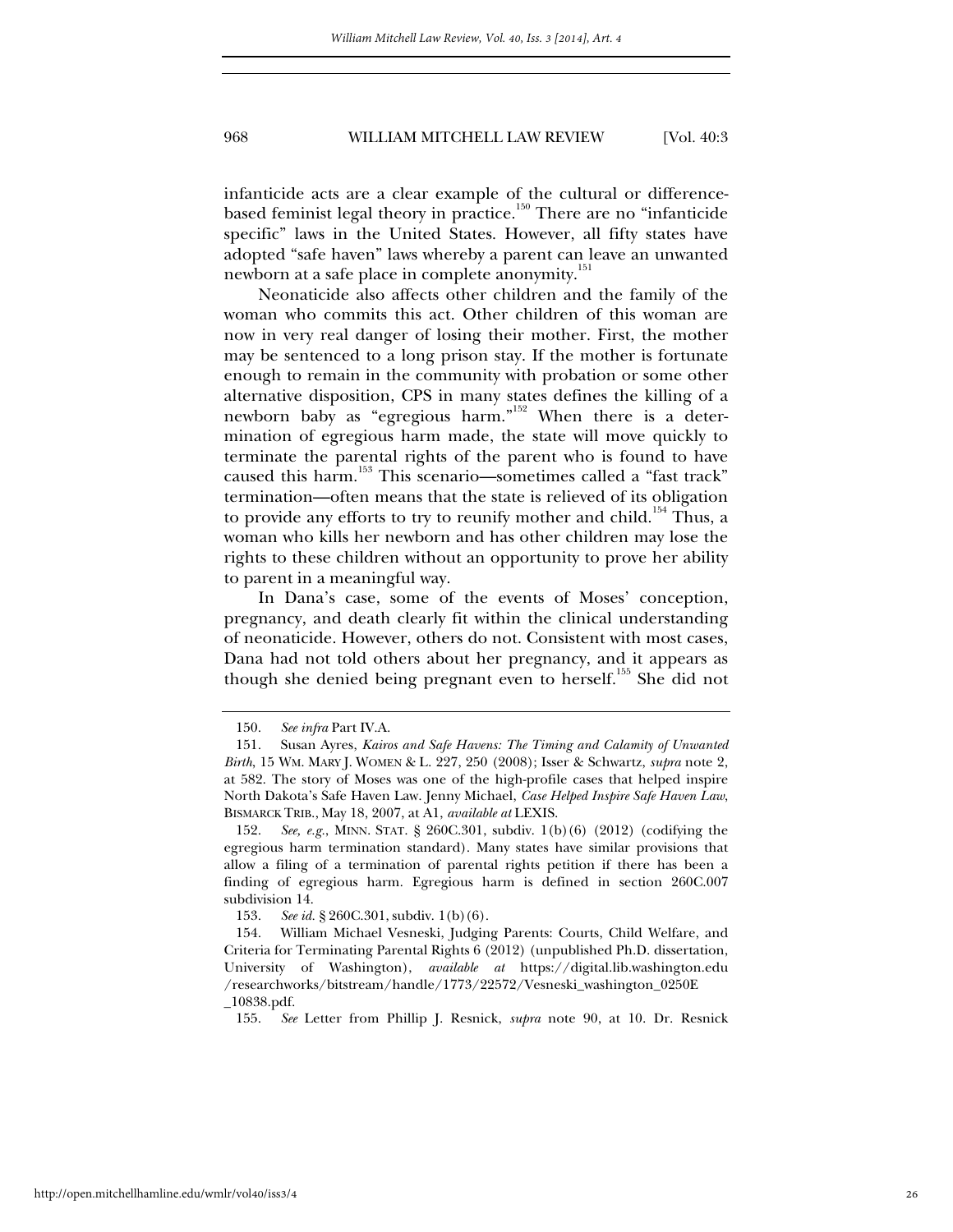infanticide acts are a clear example of the cultural or difference-based feminist legal theory in practice.[150] There are no "infanticide specific" laws in the United States. However, all fifty states have adopted "safe haven" laws whereby a parent can leave an unwanted newborn at a safe place in complete anonymity.[151]

Neonaticide also affects other children and the family of the woman who commits this act. Other children of this woman are now in very real danger of losing their mother. First, the mother may be sentenced to a long prison stay. If the mother is fortunate enough to remain in the community with probation or some other alternative disposition, CPS in many states defines the killing of a newborn baby as "egregious harm."[152] When there is a determination of egregious harm made, the state will move quickly to terminate the parental rights of the parent who is found to have caused this harm.[153] This scenario—sometimes called a "fast track" termination—often means that the state is relieved of its obligation to provide any efforts to try to reunify mother and child.[154] Thus, a woman who kills her newborn and has other children may lose the rights to these children without an opportunity to prove her ability to parent in a meaningful way.

In Dana's case, some of the events of Moses' conception, pregnancy, and death clearly fit within the clinical understanding of neonaticide. However, others do not. Consistent with most cases, Dana had not told others about her pregnancy, and it appears as though she denied being pregnant even to herself.[155] She did not

---

150. *See infra* Part IV.A.

151. Susan Ayres, *Kairos and Safe Havens: The Timing and Calamity of Unwanted Birth*, 15 WM. MARY J. WOMEN & L. 227, 250 (2008); Isser & Schwartz, *supra* note 2, at 582. The story of Moses was one of the high-profile cases that helped inspire North Dakota's Safe Haven Law. Jenny Michael, *Case Helped Inspire Safe Haven Law*, BISMARCK TRIB., May 18, 2007, at A1, *available at* LEXIS.

152. *See, e.g.*, MINN. STAT. § 260C.301, subdiv. 1(b)(6) (2012) (codifying the egregious harm termination standard). Many states have similar provisions that allow a filing of a termination of parental rights petition if there has been a finding of egregious harm. Egregious harm is defined in section 260C.007 subdivision 14.

153. *See id.* § 260C.301, subdiv. 1(b)(6).

154. William Michael Vesneski, Judging Parents: Courts, Child Welfare, and Criteria for Terminating Parental Rights 6 (2012) (unpublished Ph.D. dissertation, University of Washington), *available at* https://digital.lib.washington.edu/researchworks/bitstream/handle/1773/22572/Vesneski_washington_0250E_10838.pdf.

155. *See* Letter from Phillip J. Resnick, *supra* note 90, at 10. Dr. Resnick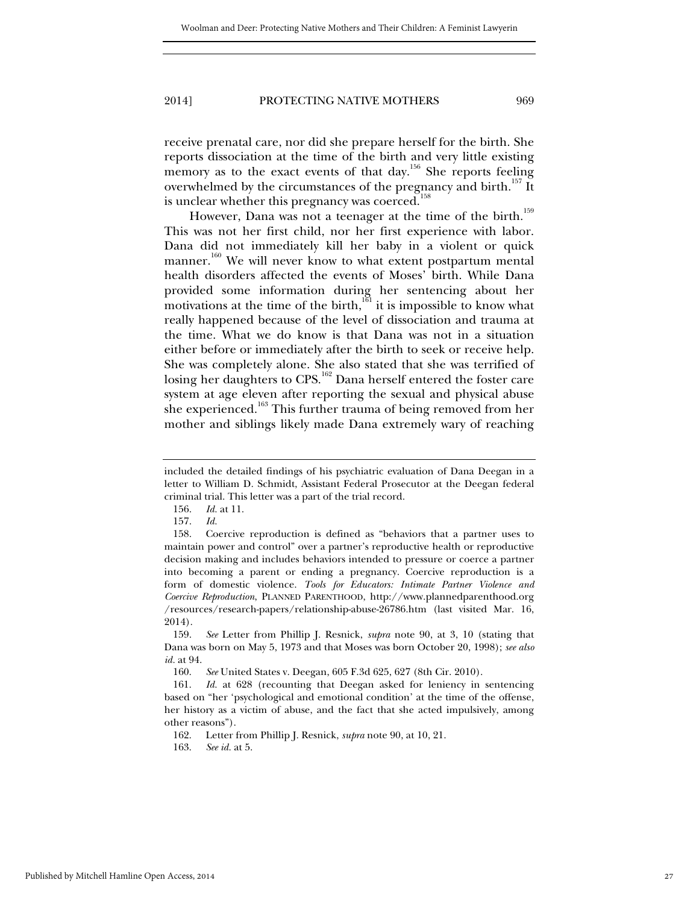receive prenatal care, nor did she prepare herself for the birth. She reports dissociation at the time of the birth and very little existing memory as to the exact events of that day.[156] She reports feeling overwhelmed by the circumstances of the pregnancy and birth.[157] It is unclear whether this pregnancy was coerced.[158]

However, Dana was not a teenager at the time of the birth.[159] This was not her first child, nor her first experience with labor. Dana did not immediately kill her baby in a violent or quick manner.[160] We will never know to what extent postpartum mental health disorders affected the events of Moses' birth. While Dana provided some information during her sentencing about her motivations at the time of the birth,[161] it is impossible to know what really happened because of the level of dissociation and trauma at the time. What we do know is that Dana was not in a situation either before or immediately after the birth to seek or receive help. She was completely alone. She also stated that she was terrified of losing her daughters to CPS.[162] Dana herself entered the foster care system at age eleven after reporting the sexual and physical abuse she experienced.[163] This further trauma of being removed from her mother and siblings likely made Dana extremely wary of reaching

---

included the detailed findings of his psychiatric evaluation of Dana Deegan in a letter to William D. Schmidt, Assistant Federal Prosecutor at the Deegan federal criminal trial. This letter was a part of the trial record.

156. *Id.* at 11.

157. *Id.*

158. Coercive reproduction is defined as "behaviors that a partner uses to maintain power and control" over a partner's reproductive health or reproductive decision making and includes behaviors intended to pressure or coerce a partner into becoming a parent or ending a pregnancy. Coercive reproduction is a form of domestic violence. *Tools for Educators: Intimate Partner Violence and Coercive Reproduction*, PLANNED PARENTHOOD, http://www.plannedparenthood.org/resources/research-papers/relationship-abuse-26786.htm (last visited Mar. 16, 2014).

159. *See* Letter from Phillip J. Resnick, *supra* note 90, at 3, 10 (stating that Dana was born on May 5, 1973 and that Moses was born October 20, 1998); *see also id.* at 94.

160. *See* United States v. Deegan, 605 F.3d 625, 627 (8th Cir. 2010).

161. *Id.* at 628 (recounting that Deegan asked for leniency in sentencing based on "her 'psychological and emotional condition' at the time of the offense, her history as a victim of abuse, and the fact that she acted impulsively, among other reasons").

162. Letter from Phillip J. Resnick, *supra* note 90, at 10, 21.

163. *See id.* at 5.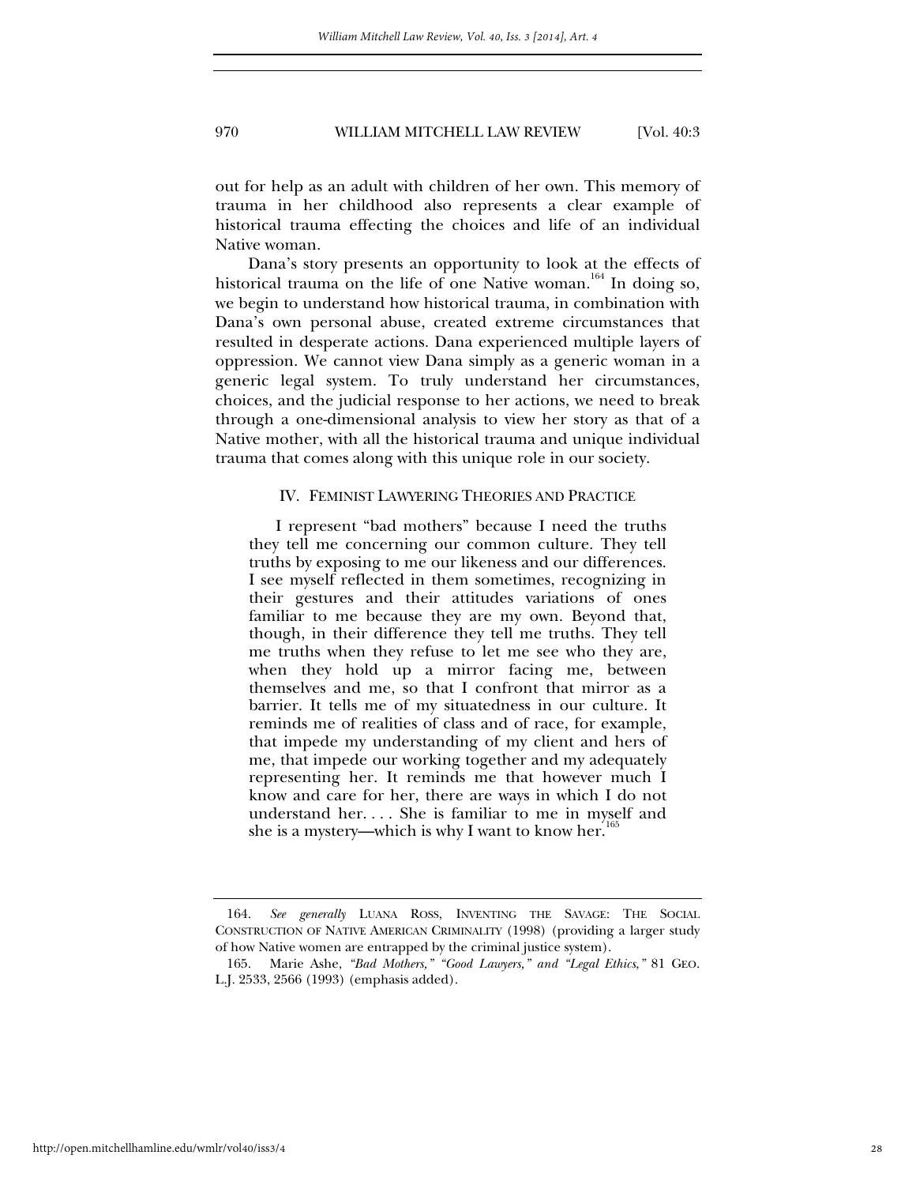out for help as an adult with children of her own. This memory of trauma in her childhood also represents a clear example of historical trauma effecting the choices and life of an individual Native woman.

Dana's story presents an opportunity to look at the effects of historical trauma on the life of one Native woman.[164] In doing so, we begin to understand how historical trauma, in combination with Dana's own personal abuse, created extreme circumstances that resulted in desperate actions. Dana experienced multiple layers of oppression. We cannot view Dana simply as a generic woman in a generic legal system. To truly understand her circumstances, choices, and the judicial response to her actions, we need to break through a one-dimensional analysis to view her story as that of a Native mother, with all the historical trauma and unique individual trauma that comes along with this unique role in our society.

## IV. FEMINIST LAWYERING THEORIES AND PRACTICE

> I represent "bad mothers" because I need the truths they tell me concerning our common culture. They tell truths by exposing to me our likeness and our differences. I see myself reflected in them sometimes, recognizing in their gestures and their attitudes variations of ones familiar to me because they are my own. Beyond that, though, in their difference they tell me truths. They tell me truths when they refuse to let me see who they are, when they hold up a mirror facing me, between themselves and me, so that I confront that mirror as a barrier. It tells me of my situatedness in our culture. It reminds me of realities of class and of race, for example, that impede my understanding of my client and hers of me, that impede our working together and my adequately representing her. It reminds me that however much I know and care for her, there are ways in which I do not understand her. . . . She is familiar to me in myself and she is a mystery—which is why I want to know her.[165]

---

164. *See generally* LUANA ROSS, INVENTING THE SAVAGE: THE SOCIAL CONSTRUCTION OF NATIVE AMERICAN CRIMINALITY (1998) (providing a larger study of how Native women are entrapped by the criminal justice system).

165. Marie Ashe, *"Bad Mothers," "Good Lawyers," and "Legal Ethics,"* 81 GEO. L.J. 2533, 2566 (1993) (emphasis added).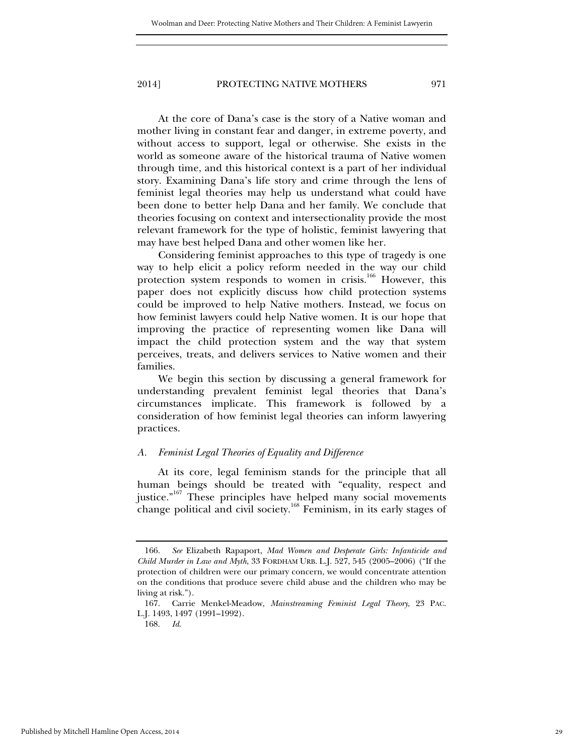At the core of Dana's case is the story of a Native woman and mother living in constant fear and danger, in extreme poverty, and without access to support, legal or otherwise. She exists in the world as someone aware of the historical trauma of Native women through time, and this historical context is a part of her individual story. Examining Dana's life story and crime through the lens of feminist legal theories may help us understand what could have been done to better help Dana and her family. We conclude that theories focusing on context and intersectionality provide the most relevant framework for the type of holistic, feminist lawyering that may have best helped Dana and other women like her.

Considering feminist approaches to this type of tragedy is one way to help elicit a policy reform needed in the way our child protection system responds to women in crisis.[166] However, this paper does not explicitly discuss how child protection systems could be improved to help Native mothers. Instead, we focus on how feminist lawyers could help Native women. It is our hope that improving the practice of representing women like Dana will impact the child protection system and the way that system perceives, treats, and delivers services to Native women and their families.

We begin this section by discussing a general framework for understanding prevalent feminist legal theories that Dana's circumstances implicate. This framework is followed by a consideration of how feminist legal theories can inform lawyering practices.

### *A. Feminist Legal Theories of Equality and Difference*

At its core, legal feminism stands for the principle that all human beings should be treated with "equality, respect and justice."[167] These principles have helped many social movements change political and civil society.[168] Feminism, in its early stages of

---

166. *See* Elizabeth Rapaport, *Mad Women and Desperate Girls: Infanticide and Child Murder in Law and Myth*, 33 FORDHAM URB. L.J. 527, 545 (2005–2006) ("If the protection of children were our primary concern, we would concentrate attention on the conditions that produce severe child abuse and the children who may be living at risk.").

167. Carrie Menkel-Meadow, *Mainstreaming Feminist Legal Theory*, 23 PAC. L.J. 1493, 1497 (1991–1992).

168. *Id.*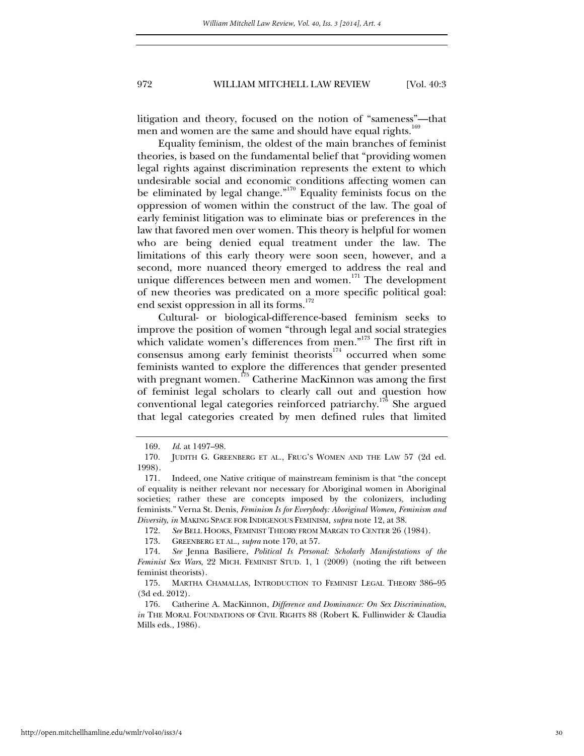litigation and theory, focused on the notion of "sameness"—that men and women are the same and should have equal rights.[169]

Equality feminism, the oldest of the main branches of feminist theories, is based on the fundamental belief that "providing women legal rights against discrimination represents the extent to which undesirable social and economic conditions affecting women can be eliminated by legal change."[170] Equality feminists focus on the oppression of women within the construct of the law. The goal of early feminist litigation was to eliminate bias or preferences in the law that favored men over women. This theory is helpful for women who are being denied equal treatment under the law. The limitations of this early theory were soon seen, however, and a second, more nuanced theory emerged to address the real and unique differences between men and women.[171] The development of new theories was predicated on a more specific political goal: end sexist oppression in all its forms.[172]

Cultural- or biological-difference-based feminism seeks to improve the position of women "through legal and social strategies which validate women's differences from men."[173] The first rift in consensus among early feminist theorists[174] occurred when some feminists wanted to explore the differences that gender presented with pregnant women.[175] Catherine MacKinnon was among the first of feminist legal scholars to clearly call out and question how conventional legal categories reinforced patriarchy.[176] She argued that legal categories created by men defined rules that limited

---

169. *Id.* at 1497–98.

170. JUDITH G. GREENBERG ET AL., FRUG'S WOMEN AND THE LAW 57 (2d ed. 1998).

171. Indeed, one Native critique of mainstream feminism is that "the concept of equality is neither relevant nor necessary for Aboriginal women in Aboriginal societies; rather these are concepts imposed by the colonizers, including feminists." Verna St. Denis, *Feminism Is for Everybody: Aboriginal Women, Feminism and Diversity*, *in* MAKING SPACE FOR INDIGENOUS FEMINISM, *supra* note 12, at 38.

172. *See* BELL HOOKS, FEMINIST THEORY FROM MARGIN TO CENTER 26 (1984).

173. GREENBERG ET AL., *supra* note 170, at 57.

174. *See* Jenna Basiliere, *Political Is Personal: Scholarly Manifestations of the Feminist Sex Wars*, 22 MICH. FEMINIST STUD. 1, 1 (2009) (noting the rift between feminist theorists).

175. MARTHA CHAMALLAS, INTRODUCTION TO FEMINIST LEGAL THEORY 386–95 (3d ed. 2012).

176. Catherine A. MacKinnon, *Difference and Dominance: On Sex Discrimination*, *in* THE MORAL FOUNDATIONS OF CIVIL RIGHTS 88 (Robert K. Fullinwider & Claudia Mills eds., 1986).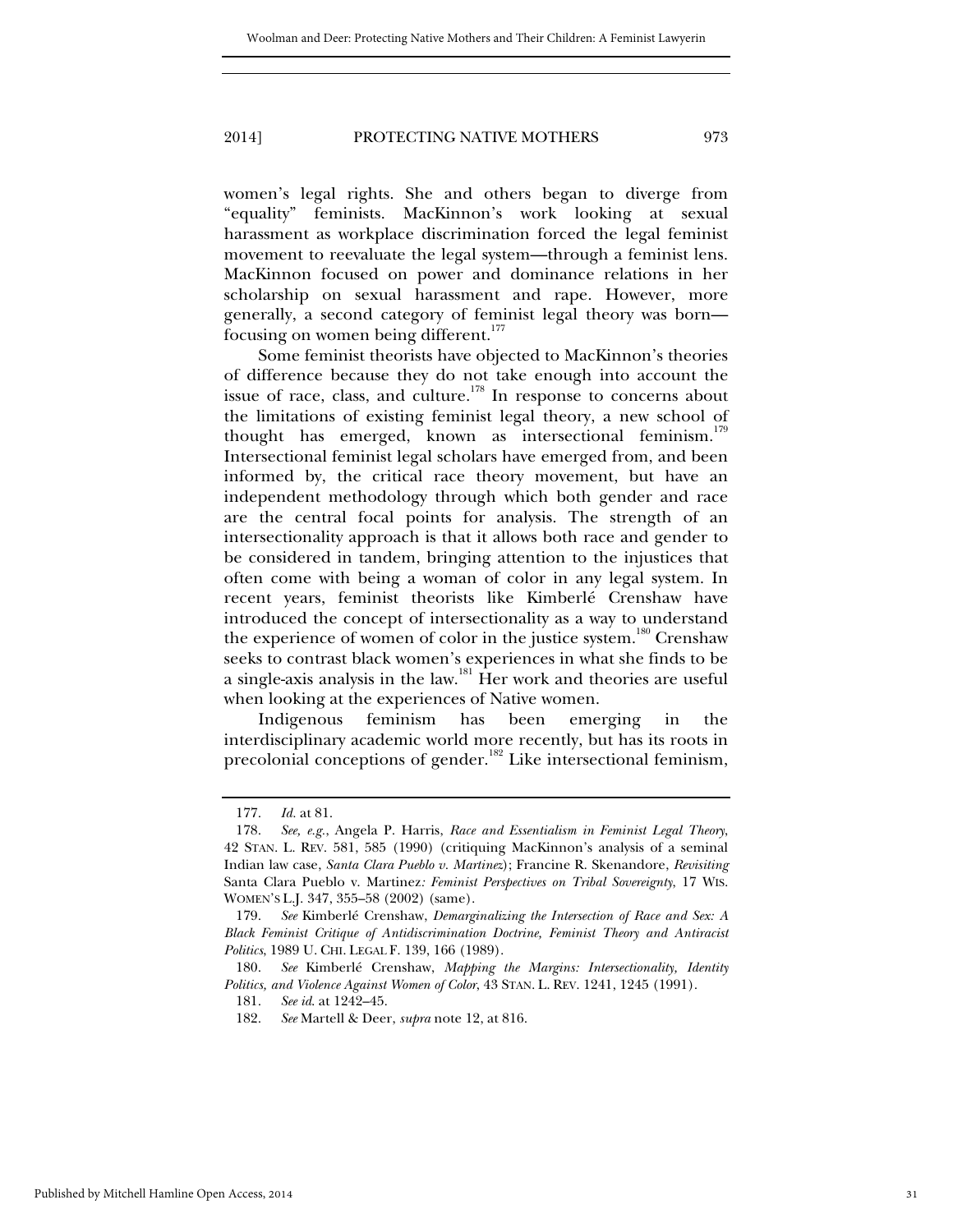women's legal rights. She and others began to diverge from "equality" feminists. MacKinnon's work looking at sexual harassment as workplace discrimination forced the legal feminist movement to reevaluate the legal system—through a feminist lens. MacKinnon focused on power and dominance relations in her scholarship on sexual harassment and rape. However, more generally, a second category of feminist legal theory was born—focusing on women being different.[177]

Some feminist theorists have objected to MacKinnon's theories of difference because they do not take enough into account the issue of race, class, and culture.[178] In response to concerns about the limitations of existing feminist legal theory, a new school of thought has emerged, known as intersectional feminism.[179] Intersectional feminist legal scholars have emerged from, and been informed by, the critical race theory movement, but have an independent methodology through which both gender and race are the central focal points for analysis. The strength of an intersectionality approach is that it allows both race and gender to be considered in tandem, bringing attention to the injustices that often come with being a woman of color in any legal system. In recent years, feminist theorists like Kimberlé Crenshaw have introduced the concept of intersectionality as a way to understand the experience of women of color in the justice system.[180] Crenshaw seeks to contrast black women's experiences in what she finds to be a single-axis analysis in the law.[181] Her work and theories are useful when looking at the experiences of Native women.

Indigenous feminism has been emerging in the interdisciplinary academic world more recently, but has its roots in precolonial conceptions of gender.[182] Like intersectional feminism,

---

177. *Id.* at 81.

178. *See, e.g.*, Angela P. Harris, *Race and Essentialism in Feminist Legal Theory*, 42 STAN. L. REV. 581, 585 (1990) (critiquing MacKinnon's analysis of a seminal Indian law case, *Santa Clara Pueblo v. Martinez*); Francine R. Skenandore, *Revisiting* Santa Clara Pueblo v. Martinez*: Feminist Perspectives on Tribal Sovereignty*, 17 WIS. WOMEN'S L.J. 347, 355–58 (2002) (same).

179. *See* Kimberlé Crenshaw, *Demarginalizing the Intersection of Race and Sex: A Black Feminist Critique of Antidiscrimination Doctrine, Feminist Theory and Antiracist Politics*, 1989 U. CHI. LEGAL F. 139, 166 (1989).

180. *See* Kimberlé Crenshaw, *Mapping the Margins: Intersectionality, Identity Politics, and Violence Against Women of Color*, 43 STAN. L. REV. 1241, 1245 (1991).

181. *See id.* at 1242–45.

182. *See* Martell & Deer, *supra* note 12, at 816.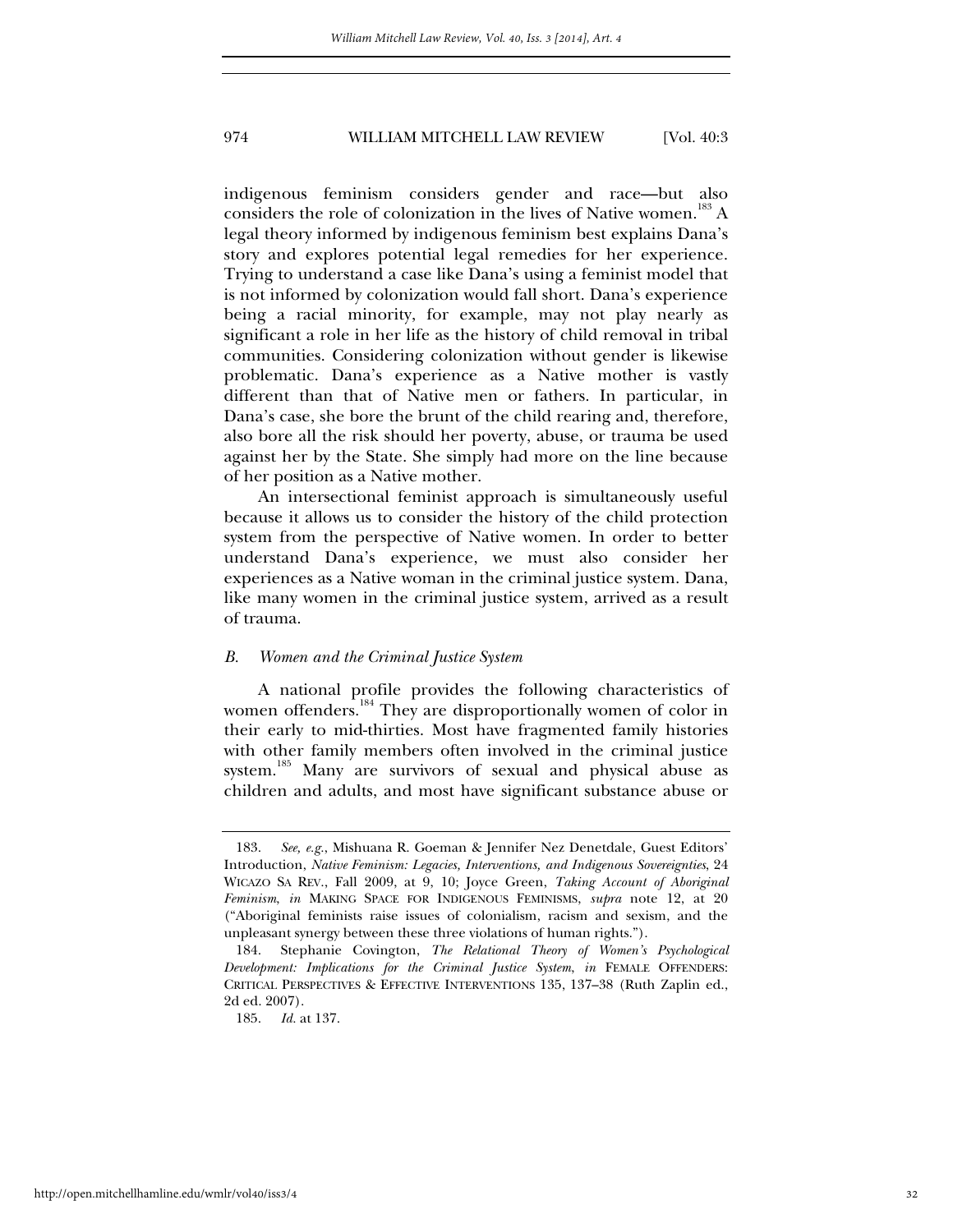indigenous feminism considers gender and race—but also considers the role of colonization in the lives of Native women.[183] A legal theory informed by indigenous feminism best explains Dana's story and explores potential legal remedies for her experience. Trying to understand a case like Dana's using a feminist model that is not informed by colonization would fall short. Dana's experience being a racial minority, for example, may not play nearly as significant a role in her life as the history of child removal in tribal communities. Considering colonization without gender is likewise problematic. Dana's experience as a Native mother is vastly different than that of Native men or fathers. In particular, in Dana's case, she bore the brunt of the child rearing and, therefore, also bore all the risk should her poverty, abuse, or trauma be used against her by the State. She simply had more on the line because of her position as a Native mother.

An intersectional feminist approach is simultaneously useful because it allows us to consider the history of the child protection system from the perspective of Native women. In order to better understand Dana's experience, we must also consider her experiences as a Native woman in the criminal justice system. Dana, like many women in the criminal justice system, arrived as a result of trauma.

### *B. Women and the Criminal Justice System*

A national profile provides the following characteristics of women offenders.[184] They are disproportionally women of color in their early to mid-thirties. Most have fragmented family histories with other family members often involved in the criminal justice system.[185] Many are survivors of sexual and physical abuse as children and adults, and most have significant substance abuse or

---

183. *See, e.g.*, Mishuana R. Goeman & Jennifer Nez Denetdale, Guest Editors' Introduction, *Native Feminism: Legacies, Interventions, and Indigenous Sovereignties*, 24 WICAZO SA REV., Fall 2009, at 9, 10; Joyce Green, *Taking Account of Aboriginal Feminism*, *in* MAKING SPACE FOR INDIGENOUS FEMINISMS, *supra* note 12, at 20 ("Aboriginal feminists raise issues of colonialism, racism and sexism, and the unpleasant synergy between these three violations of human rights.").

184. Stephanie Covington, *The Relational Theory of Women's Psychological Development: Implications for the Criminal Justice System*, *in* FEMALE OFFENDERS: CRITICAL PERSPECTIVES & EFFECTIVE INTERVENTIONS 135, 137–38 (Ruth Zaplin ed., 2d ed. 2007).

185. *Id.* at 137.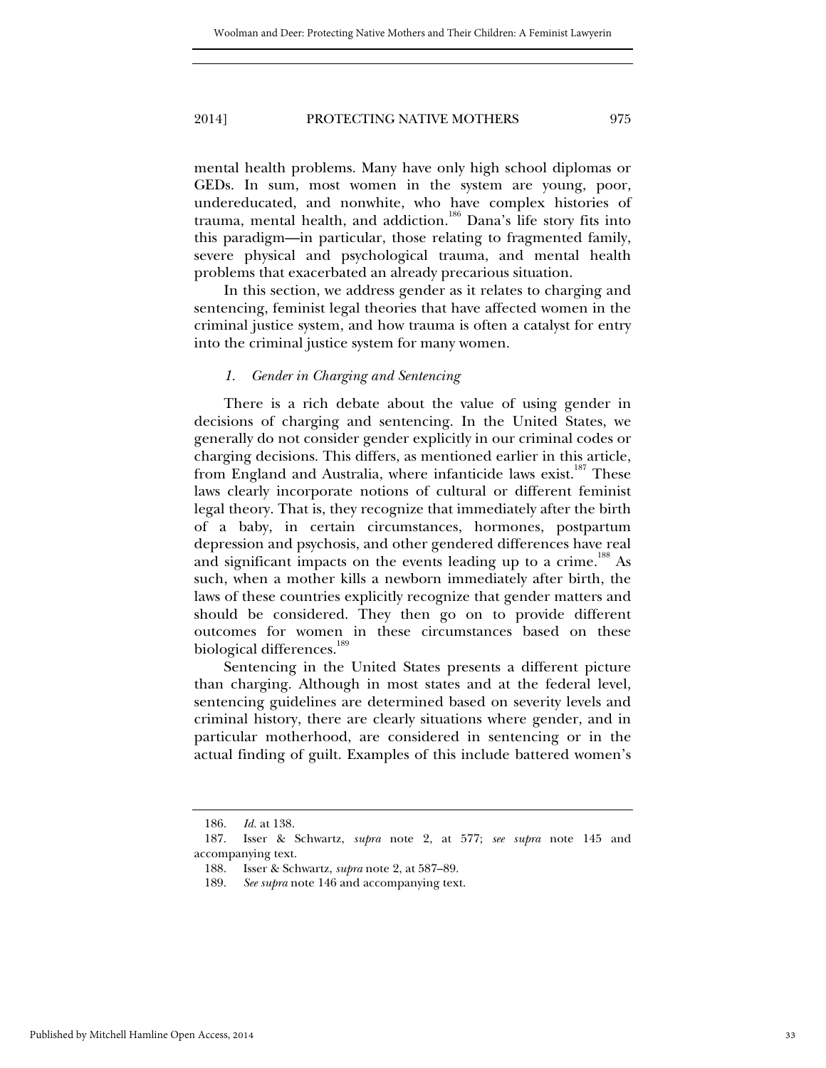mental health problems. Many have only high school diplomas or GEDs. In sum, most women in the system are young, poor, undereducated, and nonwhite, who have complex histories of trauma, mental health, and addiction.[186] Dana's life story fits into this paradigm—in particular, those relating to fragmented family, severe physical and psychological trauma, and mental health problems that exacerbated an already precarious situation.

In this section, we address gender as it relates to charging and sentencing, feminist legal theories that have affected women in the criminal justice system, and how trauma is often a catalyst for entry into the criminal justice system for many women.

### *1. Gender in Charging and Sentencing*

There is a rich debate about the value of using gender in decisions of charging and sentencing. In the United States, we generally do not consider gender explicitly in our criminal codes or charging decisions. This differs, as mentioned earlier in this article, from England and Australia, where infanticide laws exist.[187] These laws clearly incorporate notions of cultural or different feminist legal theory. That is, they recognize that immediately after the birth of a baby, in certain circumstances, hormones, postpartum depression and psychosis, and other gendered differences have real and significant impacts on the events leading up to a crime.[188] As such, when a mother kills a newborn immediately after birth, the laws of these countries explicitly recognize that gender matters and should be considered. They then go on to provide different outcomes for women in these circumstances based on these biological differences.[189]

Sentencing in the United States presents a different picture than charging. Although in most states and at the federal level, sentencing guidelines are determined based on severity levels and criminal history, there are clearly situations where gender, and in particular motherhood, are considered in sentencing or in the actual finding of guilt. Examples of this include battered women's

---

186. *Id.* at 138.

187. Isser & Schwartz, *supra* note 2, at 577; *see supra* note 145 and accompanying text.

188. Isser & Schwartz, *supra* note 2, at 587–89.

189. *See supra* note 146 and accompanying text.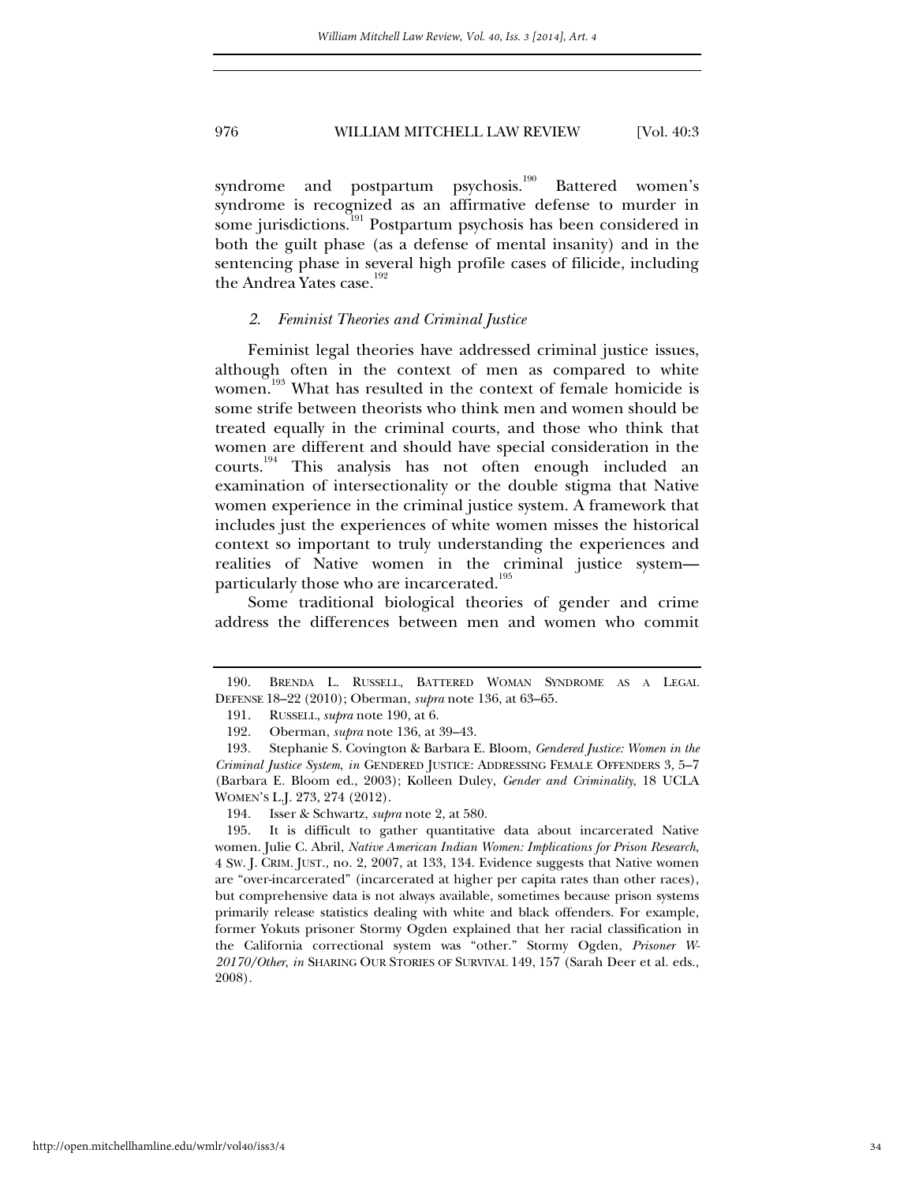syndrome and postpartum psychosis.[190] Battered women's syndrome is recognized as an affirmative defense to murder in some jurisdictions.[191] Postpartum psychosis has been considered in both the guilt phase (as a defense of mental insanity) and in the sentencing phase in several high profile cases of filicide, including the Andrea Yates case.[192]

### *2. Feminist Theories and Criminal Justice*

Feminist legal theories have addressed criminal justice issues, although often in the context of men as compared to white women.[193] What has resulted in the context of female homicide is some strife between theorists who think men and women should be treated equally in the criminal courts, and those who think that women are different and should have special consideration in the courts.[194] This analysis has not often enough included an examination of intersectionality or the double stigma that Native women experience in the criminal justice system. A framework that includes just the experiences of white women misses the historical context so important to truly understanding the experiences and realities of Native women in the criminal justice system—particularly those who are incarcerated.[195]

Some traditional biological theories of gender and crime address the differences between men and women who commit

---

190. BRENDA L. RUSSELL, BATTERED WOMAN SYNDROME AS A LEGAL DEFENSE 18–22 (2010); Oberman, *supra* note 136, at 63–65.

191. RUSSELL, *supra* note 190, at 6.

192. Oberman, *supra* note 136, at 39–43.

193. Stephanie S. Covington & Barbara E. Bloom, *Gendered Justice: Women in the Criminal Justice System*, *in* GENDERED JUSTICE: ADDRESSING FEMALE OFFENDERS 3, 5–7 (Barbara E. Bloom ed., 2003); Kolleen Duley, *Gender and Criminality*, 18 UCLA WOMEN'S L.J. 273, 274 (2012).

194. Isser & Schwartz, *supra* note 2, at 580.

195. It is difficult to gather quantitative data about incarcerated Native women. Julie C. Abril, *Native American Indian Women: Implications for Prison Research*, 4 SW. J. CRIM. JUST., no. 2, 2007, at 133, 134. Evidence suggests that Native women are "over-incarcerated" (incarcerated at higher per capita rates than other races), but comprehensive data is not always available, sometimes because prison systems primarily release statistics dealing with white and black offenders. For example, former Yokuts prisoner Stormy Ogden explained that her racial classification in the California correctional system was "other." Stormy Ogden, *Prisoner W-20170/Other*, *in* SHARING OUR STORIES OF SURVIVAL 149, 157 (Sarah Deer et al. eds., 2008).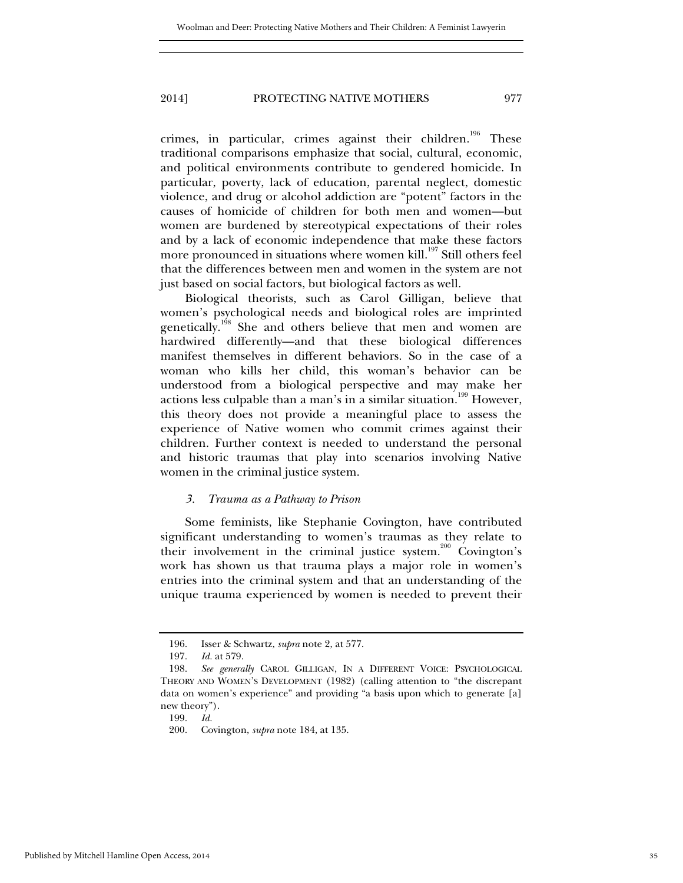crimes, in particular, crimes against their children.[196] These traditional comparisons emphasize that social, cultural, economic, and political environments contribute to gendered homicide. In particular, poverty, lack of education, parental neglect, domestic violence, and drug or alcohol addiction are "potent" factors in the causes of homicide of children for both men and women—but women are burdened by stereotypical expectations of their roles and by a lack of economic independence that make these factors more pronounced in situations where women kill.[197] Still others feel that the differences between men and women in the system are not just based on social factors, but biological factors as well.

Biological theorists, such as Carol Gilligan, believe that women's psychological needs and biological roles are imprinted genetically.[198] She and others believe that men and women are hardwired differently—and that these biological differences manifest themselves in different behaviors. So in the case of a woman who kills her child, this woman's behavior can be understood from a biological perspective and may make her actions less culpable than a man's in a similar situation.[199] However, this theory does not provide a meaningful place to assess the experience of Native women who commit crimes against their children. Further context is needed to understand the personal and historic traumas that play into scenarios involving Native women in the criminal justice system.

#### *3. Trauma as a Pathway to Prison*

Some feminists, like Stephanie Covington, have contributed significant understanding to women's traumas as they relate to their involvement in the criminal justice system.[200] Covington's work has shown us that trauma plays a major role in women's entries into the criminal system and that an understanding of the unique trauma experienced by women is needed to prevent their

---

196. Isser & Schwartz, *supra* note 2, at 577.

197. *Id.* at 579.

198. *See generally* CAROL GILLIGAN, IN A DIFFERENT VOICE: PSYCHOLOGICAL THEORY AND WOMEN'S DEVELOPMENT (1982) (calling attention to "the discrepant data on women's experience" and providing "a basis upon which to generate [a] new theory").

199. *Id.*

200. Covington, *supra* note 184, at 135.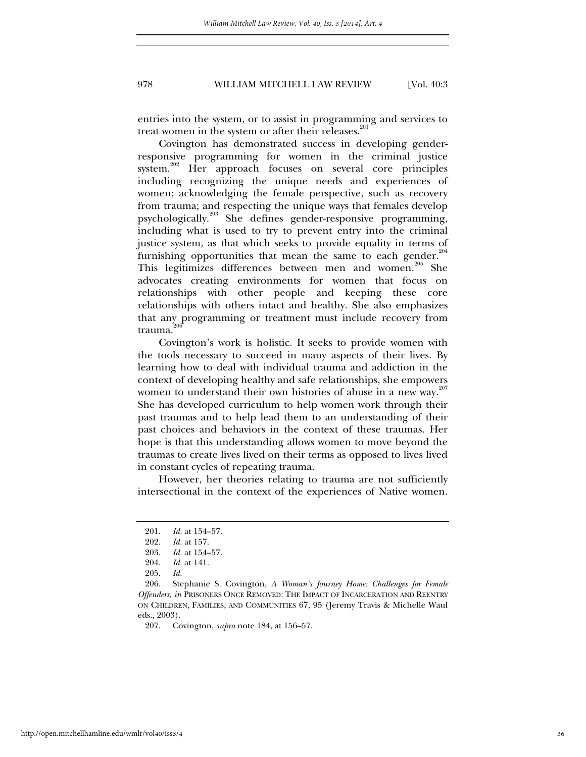entries into the system, or to assist in programming and services to treat women in the system or after their releases.[201]

Covington has demonstrated success in developing gender-responsive programming for women in the criminal justice system.[202] Her approach focuses on several core principles including recognizing the unique needs and experiences of women; acknowledging the female perspective, such as recovery from trauma; and respecting the unique ways that females develop psychologically.[203] She defines gender-responsive programming, including what is used to try to prevent entry into the criminal justice system, as that which seeks to provide equality in terms of furnishing opportunities that mean the same to each gender.[204] This legitimizes differences between men and women.[205] She advocates creating environments for women that focus on relationships with other people and keeping these core relationships with others intact and healthy. She also emphasizes that any programming or treatment must include recovery from trauma.[206]

Covington's work is holistic. It seeks to provide women with the tools necessary to succeed in many aspects of their lives. By learning how to deal with individual trauma and addiction in the context of developing healthy and safe relationships, she empowers women to understand their own histories of abuse in a new way.[207] She has developed curriculum to help women work through their past traumas and to help lead them to an understanding of their past choices and behaviors in the context of these traumas. Her hope is that this understanding allows women to move beyond the traumas to create lives lived on their terms as opposed to lives lived in constant cycles of repeating trauma.

However, her theories relating to trauma are not sufficiently intersectional in the context of the experiences of Native women.

---

201. *Id.* at 154–57.

202. *Id.* at 157.

203. *Id.* at 154–57.

204. *Id.* at 141.

205. *Id.*

206. Stephanie S. Covington, *A Woman's Journey Home: Challenges for Female Offenders*, *in* PRISONERS ONCE REMOVED: THE IMPACT OF INCARCERATION AND REENTRY ON CHILDREN, FAMILIES, AND COMMUNITIES 67, 95 (Jeremy Travis & Michelle Waul eds., 2003).

207. Covington, *supra* note 184, at 156–57.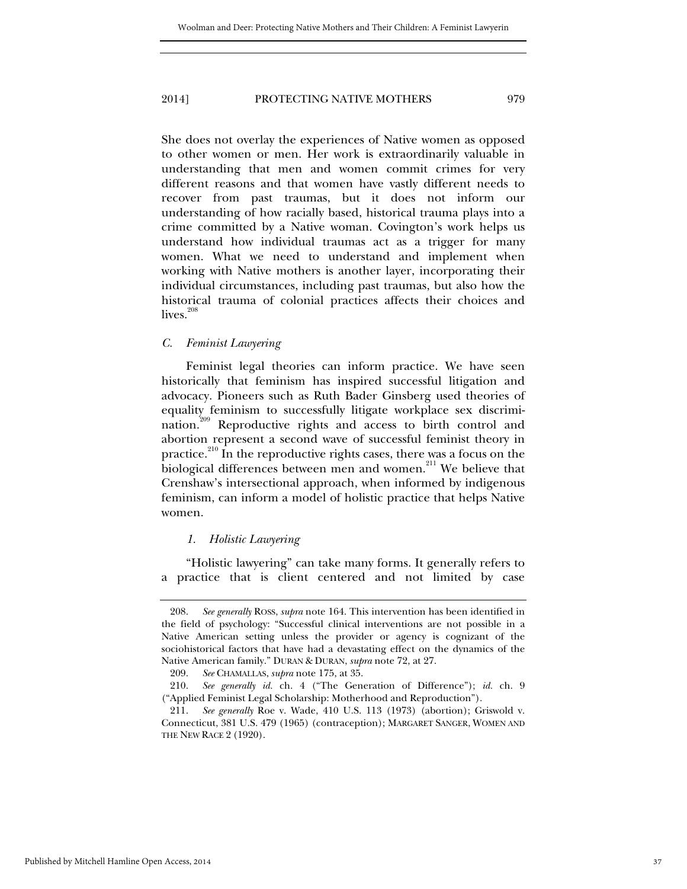She does not overlay the experiences of Native women as opposed to other women or men. Her work is extraordinarily valuable in understanding that men and women commit crimes for very different reasons and that women have vastly different needs to recover from past traumas, but it does not inform our understanding of how racially based, historical trauma plays into a crime committed by a Native woman. Covington's work helps us understand how individual traumas act as a trigger for many women. What we need to understand and implement when working with Native mothers is another layer, incorporating their individual circumstances, including past traumas, but also how the historical trauma of colonial practices affects their choices and lives.[208]

### *C. Feminist Lawyering*

Feminist legal theories can inform practice. We have seen historically that feminism has inspired successful litigation and advocacy. Pioneers such as Ruth Bader Ginsberg used theories of equality feminism to successfully litigate workplace sex discrimination.[209] Reproductive rights and access to birth control and abortion represent a second wave of successful feminist theory in practice.[210] In the reproductive rights cases, there was a focus on the biological differences between men and women.[211] We believe that Crenshaw's intersectional approach, when informed by indigenous feminism, can inform a model of holistic practice that helps Native women.

#### *1. Holistic Lawyering*

"Holistic lawyering" can take many forms. It generally refers to a practice that is client centered and not limited by case

---

208. *See generally* ROSS, *supra* note 164. This intervention has been identified in the field of psychology: "Successful clinical interventions are not possible in a Native American setting unless the provider or agency is cognizant of the sociohistorical factors that have had a devastating effect on the dynamics of the Native American family." DURAN & DURAN, *supra* note 72, at 27.

209. *See* CHAMALLAS, *supra* note 175, at 35.

210. *See generally id.* ch. 4 ("The Generation of Difference"); *id.* ch. 9 ("Applied Feminist Legal Scholarship: Motherhood and Reproduction").

211. *See generally* Roe v. Wade, 410 U.S. 113 (1973) (abortion); Griswold v. Connecticut, 381 U.S. 479 (1965) (contraception); MARGARET SANGER, WOMEN AND THE NEW RACE 2 (1920).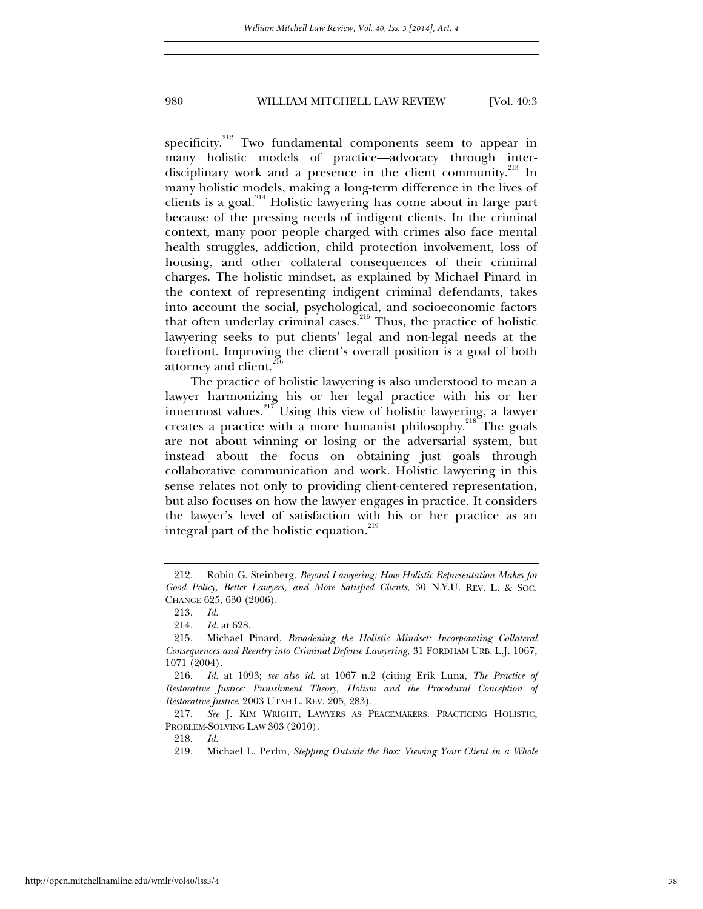specificity.[212] Two fundamental components seem to appear in many holistic models of practice—advocacy through inter-disciplinary work and a presence in the client community.[213] In many holistic models, making a long-term difference in the lives of clients is a goal.[214] Holistic lawyering has come about in large part because of the pressing needs of indigent clients. In the criminal context, many poor people charged with crimes also face mental health struggles, addiction, child protection involvement, loss of housing, and other collateral consequences of their criminal charges. The holistic mindset, as explained by Michael Pinard in the context of representing indigent criminal defendants, takes into account the social, psychological, and socioeconomic factors that often underlay criminal cases.[215] Thus, the practice of holistic lawyering seeks to put clients' legal and non-legal needs at the forefront. Improving the client's overall position is a goal of both attorney and client.[216]

The practice of holistic lawyering is also understood to mean a lawyer harmonizing his or her legal practice with his or her innermost values.[217] Using this view of holistic lawyering, a lawyer creates a practice with a more humanist philosophy.[218] The goals are not about winning or losing or the adversarial system, but instead about the focus on obtaining just goals through collaborative communication and work. Holistic lawyering in this sense relates not only to providing client-centered representation, but also focuses on how the lawyer engages in practice. It considers the lawyer's level of satisfaction with his or her practice as an integral part of the holistic equation.[219]

---

212. Robin G. Steinberg, *Beyond Lawyering: How Holistic Representation Makes for Good Policy, Better Lawyers, and More Satisfied Clients*, 30 N.Y.U. REV. L. & SOC. CHANGE 625, 630 (2006).

213. *Id.*

214. *Id.* at 628.

215. Michael Pinard, *Broadening the Holistic Mindset: Incorporating Collateral Consequences and Reentry into Criminal Defense Lawyering*, 31 FORDHAM URB. L.J. 1067, 1071 (2004).

216. *Id.* at 1093; *see also id.* at 1067 n.2 (citing Erik Luna, *The Practice of Restorative Justice: Punishment Theory, Holism and the Procedural Conception of Restorative Justice*, 2003 UTAH L. REV. 205, 283).

217. *See* J. KIM WRIGHT, LAWYERS AS PEACEMAKERS: PRACTICING HOLISTIC, PROBLEM-SOLVING LAW 303 (2010).

218. *Id.*

219. Michael L. Perlin, *Stepping Outside the Box: Viewing Your Client in a Whole*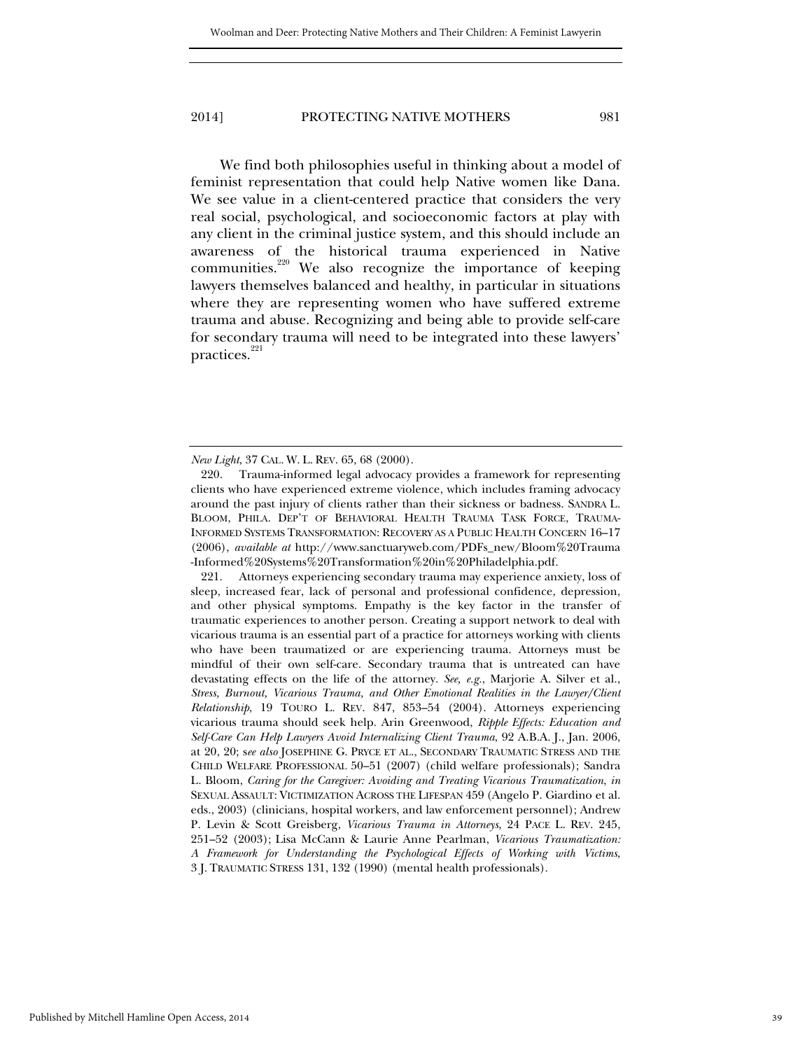We find both philosophies useful in thinking about a model of feminist representation that could help Native women like Dana. We see value in a client-centered practice that considers the very real social, psychological, and socioeconomic factors at play with any client in the criminal justice system, and this should include an awareness of the historical trauma experienced in Native communities.[220] We also recognize the importance of keeping lawyers themselves balanced and healthy, in particular in situations where they are representing women who have suffered extreme trauma and abuse. Recognizing and being able to provide self-care for secondary trauma will need to be integrated into these lawyers' practices.[221]

---

*New Light*, 37 CAL. W. L. REV. 65, 68 (2000).

220. Trauma-informed legal advocacy provides a framework for representing clients who have experienced extreme violence, which includes framing advocacy around the past injury of clients rather than their sickness or badness. SANDRA L. BLOOM, PHILA. DEP'T OF BEHAVIORAL HEALTH TRAUMA TASK FORCE, TRAUMA-INFORMED SYSTEMS TRANSFORMATION: RECOVERY AS A PUBLIC HEALTH CONCERN 16–17 (2006), *available at* http://www.sanctuaryweb.com/PDFs_new/Bloom%20Trauma-Informed%20Systems%20Transformation%20in%20Philadelphia.pdf.

221. Attorneys experiencing secondary trauma may experience anxiety, loss of sleep, increased fear, lack of personal and professional confidence, depression, and other physical symptoms. Empathy is the key factor in the transfer of traumatic experiences to another person. Creating a support network to deal with vicarious trauma is an essential part of a practice for attorneys working with clients who have been traumatized or are experiencing trauma. Attorneys must be mindful of their own self-care. Secondary trauma that is untreated can have devastating effects on the life of the attorney. *See, e.g.*, Marjorie A. Silver et al., *Stress, Burnout, Vicarious Trauma, and Other Emotional Realities in the Lawyer/Client Relationship*, 19 TOURO L. REV. 847, 853–54 (2004). Attorneys experiencing vicarious trauma should seek help. Arin Greenwood, *Ripple Effects: Education and Self-Care Can Help Lawyers Avoid Internalizing Client Trauma*, 92 A.B.A. J., Jan. 2006, at 20, 20; s*ee also* JOSEPHINE G. PRYCE ET AL., SECONDARY TRAUMATIC STRESS AND THE CHILD WELFARE PROFESSIONAL 50–51 (2007) (child welfare professionals); Sandra L. Bloom, *Caring for the Caregiver: Avoiding and Treating Vicarious Traumatization*, *in* SEXUAL ASSAULT: VICTIMIZATION ACROSS THE LIFESPAN 459 (Angelo P. Giardino et al. eds., 2003) (clinicians, hospital workers, and law enforcement personnel); Andrew P. Levin & Scott Greisberg, *Vicarious Trauma in Attorneys*, 24 PACE L. REV. 245, 251–52 (2003); Lisa McCann & Laurie Anne Pearlman, *Vicarious Traumatization: A Framework for Understanding the Psychological Effects of Working with Victims*, 3 J. TRAUMATIC STRESS 131, 132 (1990) (mental health professionals).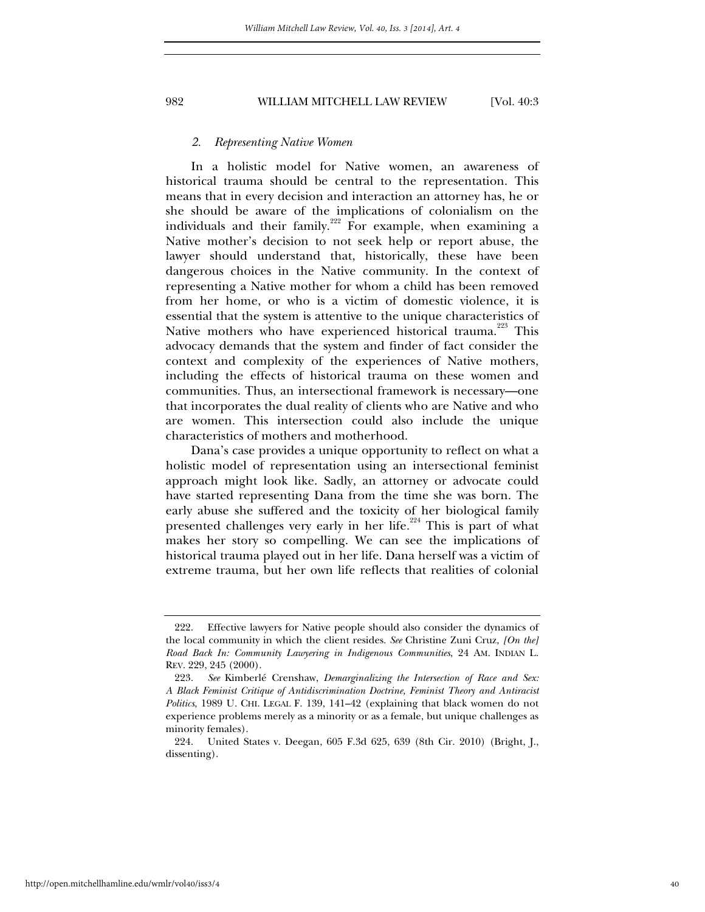### 2. *Representing Native Women*

In a holistic model for Native women, an awareness of historical trauma should be central to the representation. This means that in every decision and interaction an attorney has, he or she should be aware of the implications of colonialism on the individuals and their family.[222] For example, when examining a Native mother's decision to not seek help or report abuse, the lawyer should understand that, historically, these have been dangerous choices in the Native community. In the context of representing a Native mother for whom a child has been removed from her home, or who is a victim of domestic violence, it is essential that the system is attentive to the unique characteristics of Native mothers who have experienced historical trauma.[223] This advocacy demands that the system and finder of fact consider the context and complexity of the experiences of Native mothers, including the effects of historical trauma on these women and communities. Thus, an intersectional framework is necessary—one that incorporates the dual reality of clients who are Native and who are women. This intersection could also include the unique characteristics of mothers and motherhood.

Dana's case provides a unique opportunity to reflect on what a holistic model of representation using an intersectional feminist approach might look like. Sadly, an attorney or advocate could have started representing Dana from the time she was born. The early abuse she suffered and the toxicity of her biological family presented challenges very early in her life.[224] This is part of what makes her story so compelling. We can see the implications of historical trauma played out in her life. Dana herself was a victim of extreme trauma, but her own life reflects that realities of colonial

---

222. Effective lawyers for Native people should also consider the dynamics of the local community in which the client resides. *See* Christine Zuni Cruz, *[On the] Road Back In: Community Lawyering in Indigenous Communities*, 24 AM. INDIAN L. REV. 229, 245 (2000).

223. *See* Kimberlé Crenshaw, *Demarginalizing the Intersection of Race and Sex: A Black Feminist Critique of Antidiscrimination Doctrine, Feminist Theory and Antiracist Politics*, 1989 U. CHI. LEGAL F. 139, 141–42 (explaining that black women do not experience problems merely as a minority or as a female, but unique challenges as minority females).

224. United States v. Deegan, 605 F.3d 625, 639 (8th Cir. 2010) (Bright, J., dissenting).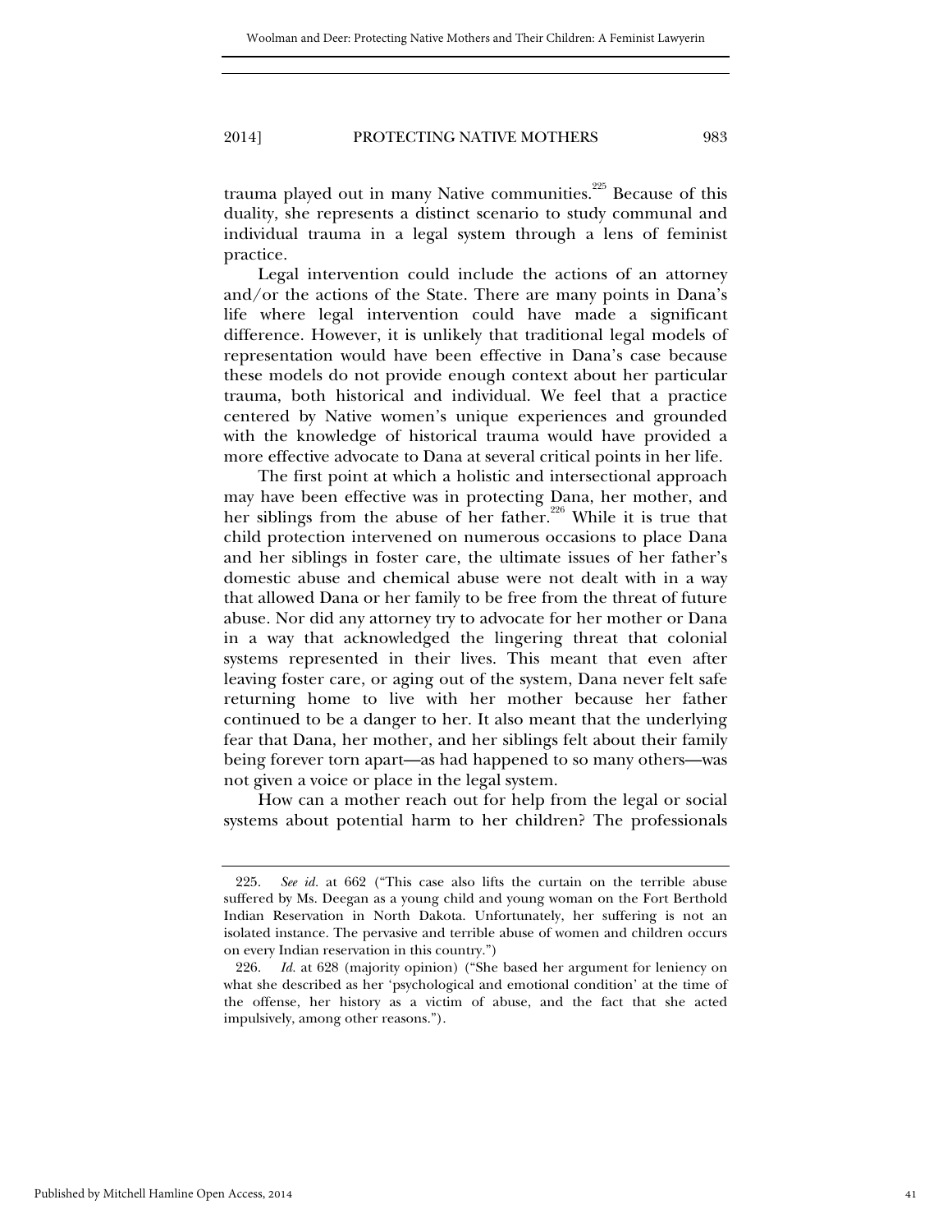trauma played out in many Native communities.[225] Because of this duality, she represents a distinct scenario to study communal and individual trauma in a legal system through a lens of feminist practice.

Legal intervention could include the actions of an attorney and/or the actions of the State. There are many points in Dana's life where legal intervention could have made a significant difference. However, it is unlikely that traditional legal models of representation would have been effective in Dana's case because these models do not provide enough context about her particular trauma, both historical and individual. We feel that a practice centered by Native women's unique experiences and grounded with the knowledge of historical trauma would have provided a more effective advocate to Dana at several critical points in her life.

The first point at which a holistic and intersectional approach may have been effective was in protecting Dana, her mother, and her siblings from the abuse of her father.[226] While it is true that child protection intervened on numerous occasions to place Dana and her siblings in foster care, the ultimate issues of her father's domestic abuse and chemical abuse were not dealt with in a way that allowed Dana or her family to be free from the threat of future abuse. Nor did any attorney try to advocate for her mother or Dana in a way that acknowledged the lingering threat that colonial systems represented in their lives. This meant that even after leaving foster care, or aging out of the system, Dana never felt safe returning home to live with her mother because her father continued to be a danger to her. It also meant that the underlying fear that Dana, her mother, and her siblings felt about their family being forever torn apart—as had happened to so many others—was not given a voice or place in the legal system.

How can a mother reach out for help from the legal or social systems about potential harm to her children? The professionals

---

225. *See id.* at 662 ("This case also lifts the curtain on the terrible abuse suffered by Ms. Deegan as a young child and young woman on the Fort Berthold Indian Reservation in North Dakota. Unfortunately, her suffering is not an isolated instance. The pervasive and terrible abuse of women and children occurs on every Indian reservation in this country.")

226. *Id.* at 628 (majority opinion) ("She based her argument for leniency on what she described as her 'psychological and emotional condition' at the time of the offense, her history as a victim of abuse, and the fact that she acted impulsively, among other reasons.").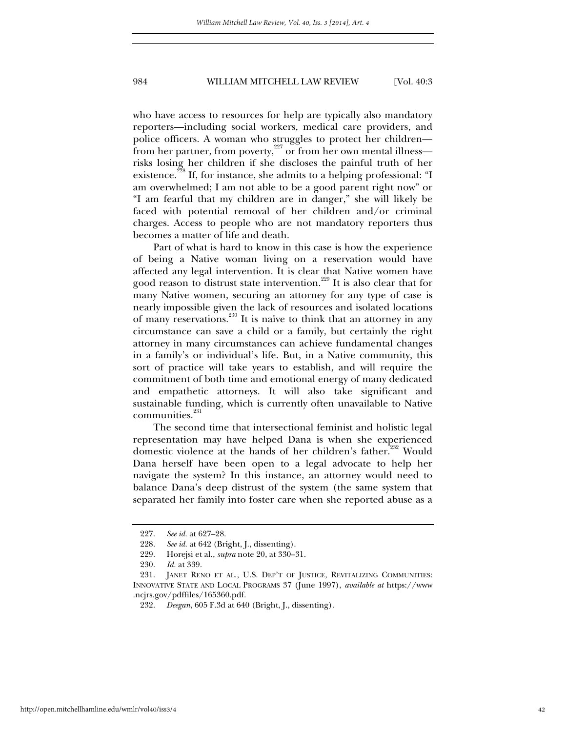who have access to resources for help are typically also mandatory reporters—including social workers, medical care providers, and police officers. A woman who struggles to protect her children—from her partner, from poverty,[227] or from her own mental illness—risks losing her children if she discloses the painful truth of her existence.[228] If, for instance, she admits to a helping professional: "I am overwhelmed; I am not able to be a good parent right now" or "I am fearful that my children are in danger," she will likely be faced with potential removal of her children and/or criminal charges. Access to people who are not mandatory reporters thus becomes a matter of life and death.

Part of what is hard to know in this case is how the experience of being a Native woman living on a reservation would have affected any legal intervention. It is clear that Native women have good reason to distrust state intervention.[229] It is also clear that for many Native women, securing an attorney for any type of case is nearly impossible given the lack of resources and isolated locations of many reservations.[230] It is naïve to think that an attorney in any circumstance can save a child or a family, but certainly the right attorney in many circumstances can achieve fundamental changes in a family's or individual's life. But, in a Native community, this sort of practice will take years to establish, and will require the commitment of both time and emotional energy of many dedicated and empathetic attorneys. It will also take significant and sustainable funding, which is currently often unavailable to Native communities.[231]

The second time that intersectional feminist and holistic legal representation may have helped Dana is when she experienced domestic violence at the hands of her children's father.[232] Would Dana herself have been open to a legal advocate to help her navigate the system? In this instance, an attorney would need to balance Dana's deep distrust of the system (the same system that separated her family into foster care when she reported abuse as a

227. *See id.* at 627–28.

228. *See id.* at 642 (Bright, J., dissenting).

229. Horejsi et al., *supra* note 20, at 330–31.

230. *Id.* at 339.

231. JANET RENO ET AL., U.S. DEP'T OF JUSTICE, REVITALIZING COMMUNITIES: INNOVATIVE STATE AND LOCAL PROGRAMS 37 (June 1997), *available at* https://www.ncjrs.gov/pdffiles/165360.pdf.

232. *Deegan*, 605 F.3d at 640 (Bright, J., dissenting).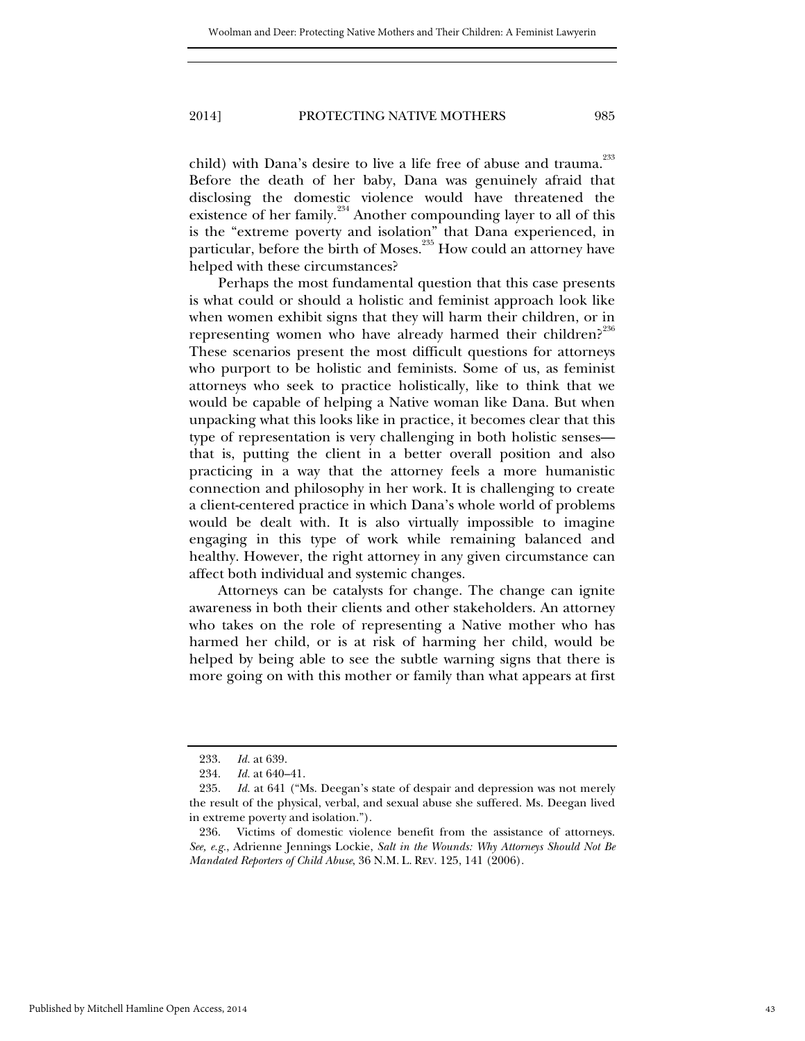child) with Dana's desire to live a life free of abuse and trauma.[233] Before the death of her baby, Dana was genuinely afraid that disclosing the domestic violence would have threatened the existence of her family.[234] Another compounding layer to all of this is the "extreme poverty and isolation" that Dana experienced, in particular, before the birth of Moses.[235] How could an attorney have helped with these circumstances?

Perhaps the most fundamental question that this case presents is what could or should a holistic and feminist approach look like when women exhibit signs that they will harm their children, or in representing women who have already harmed their children?[236] These scenarios present the most difficult questions for attorneys who purport to be holistic and feminists. Some of us, as feminist attorneys who seek to practice holistically, like to think that we would be capable of helping a Native woman like Dana. But when unpacking what this looks like in practice, it becomes clear that this type of representation is very challenging in both holistic senses—that is, putting the client in a better overall position and also practicing in a way that the attorney feels a more humanistic connection and philosophy in her work. It is challenging to create a client-centered practice in which Dana's whole world of problems would be dealt with. It is also virtually impossible to imagine engaging in this type of work while remaining balanced and healthy. However, the right attorney in any given circumstance can affect both individual and systemic changes.

Attorneys can be catalysts for change. The change can ignite awareness in both their clients and other stakeholders. An attorney who takes on the role of representing a Native mother who has harmed her child, or is at risk of harming her child, would be helped by being able to see the subtle warning signs that there is more going on with this mother or family than what appears at first

---

233. *Id.* at 639.

234. *Id.* at 640–41.

235. *Id.* at 641 ("Ms. Deegan's state of despair and depression was not merely the result of the physical, verbal, and sexual abuse she suffered. Ms. Deegan lived in extreme poverty and isolation.").

236. Victims of domestic violence benefit from the assistance of attorneys. *See, e.g.*, Adrienne Jennings Lockie, *Salt in the Wounds: Why Attorneys Should Not Be Mandated Reporters of Child Abuse*, 36 N.M. L. REV. 125, 141 (2006).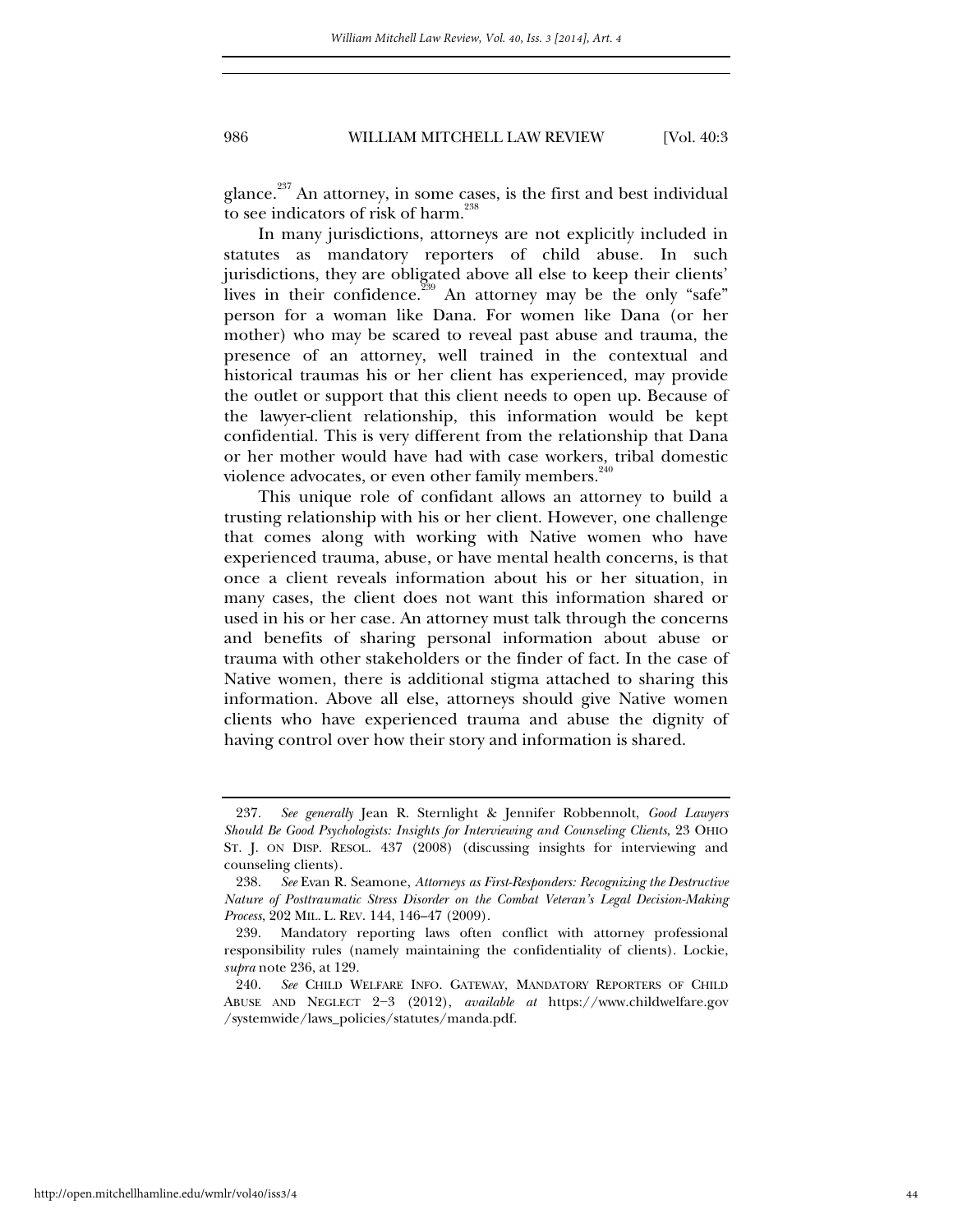glance.[237] An attorney, in some cases, is the first and best individual to see indicators of risk of harm.[238]

In many jurisdictions, attorneys are not explicitly included in statutes as mandatory reporters of child abuse. In such jurisdictions, they are obligated above all else to keep their clients' lives in their confidence.[239] An attorney may be the only "safe" person for a woman like Dana. For women like Dana (or her mother) who may be scared to reveal past abuse and trauma, the presence of an attorney, well trained in the contextual and historical traumas his or her client has experienced, may provide the outlet or support that this client needs to open up. Because of the lawyer-client relationship, this information would be kept confidential. This is very different from the relationship that Dana or her mother would have had with case workers, tribal domestic violence advocates, or even other family members.[240]

This unique role of confidant allows an attorney to build a trusting relationship with his or her client. However, one challenge that comes along with working with Native women who have experienced trauma, abuse, or have mental health concerns, is that once a client reveals information about his or her situation, in many cases, the client does not want this information shared or used in his or her case. An attorney must talk through the concerns and benefits of sharing personal information about abuse or trauma with other stakeholders or the finder of fact. In the case of Native women, there is additional stigma attached to sharing this information. Above all else, attorneys should give Native women clients who have experienced trauma and abuse the dignity of having control over how their story and information is shared.

---

237. *See generally* Jean R. Sternlight & Jennifer Robbennolt, *Good Lawyers Should Be Good Psychologists: Insights for Interviewing and Counseling Clients*, 23 OHIO ST. J. ON DISP. RESOL. 437 (2008) (discussing insights for interviewing and counseling clients).

238. *See* Evan R. Seamone, *Attorneys as First-Responders: Recognizing the Destructive Nature of Posttraumatic Stress Disorder on the Combat Veteran's Legal Decision-Making Process*, 202 MIL. L. REV. 144, 146–47 (2009).

239. Mandatory reporting laws often conflict with attorney professional responsibility rules (namely maintaining the confidentiality of clients). Lockie, *supra* note 236, at 129.

240. *See* CHILD WELFARE INFO. GATEWAY, MANDATORY REPORTERS OF CHILD ABUSE AND NEGLECT 2–3 (2012), *available at* https://www.childwelfare.gov/systemwide/laws_policies/statutes/manda.pdf.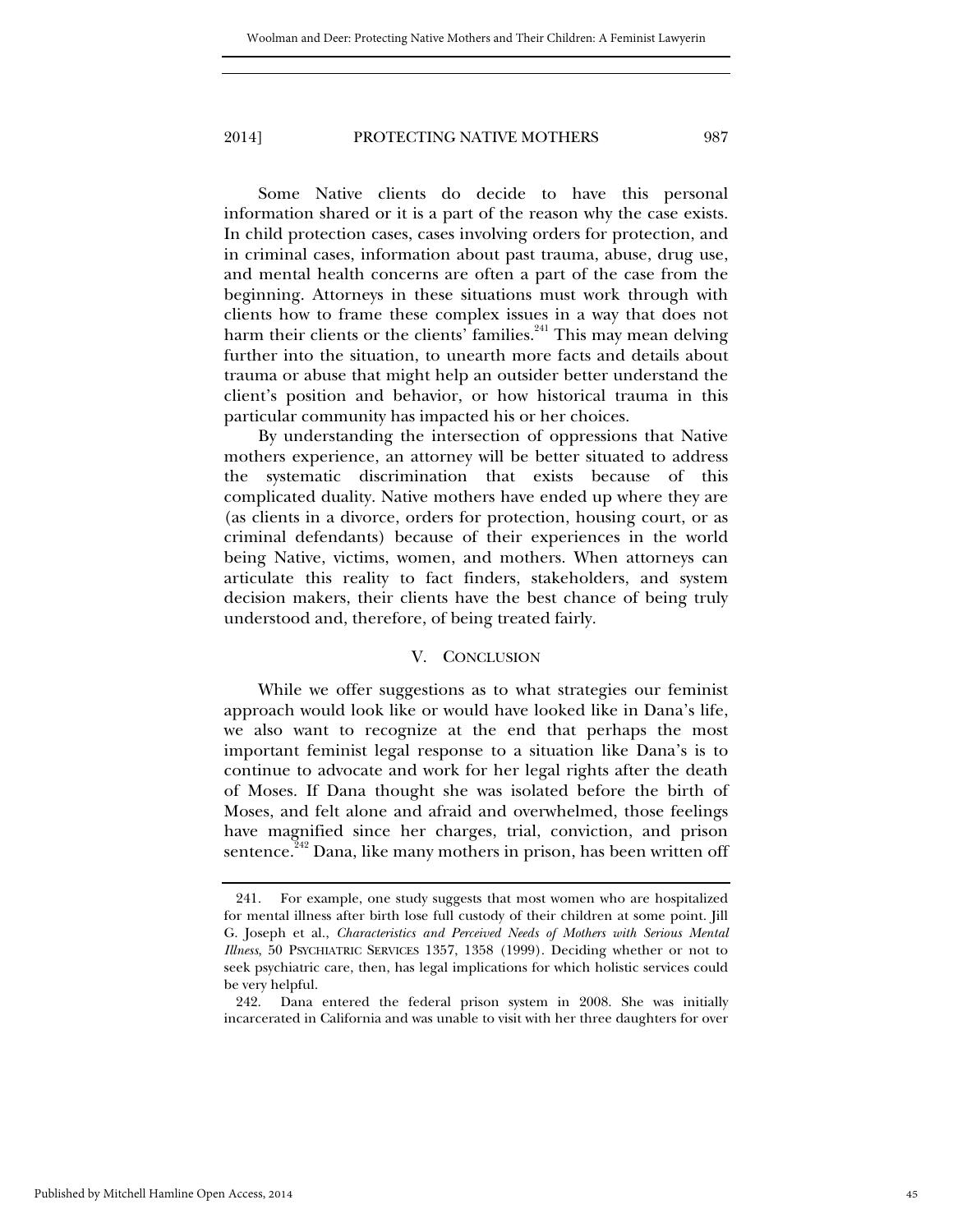Some Native clients do decide to have this personal information shared or it is a part of the reason why the case exists. In child protection cases, cases involving orders for protection, and in criminal cases, information about past trauma, abuse, drug use, and mental health concerns are often a part of the case from the beginning. Attorneys in these situations must work through with clients how to frame these complex issues in a way that does not harm their clients or the clients' families.[241] This may mean delving further into the situation, to unearth more facts and details about trauma or abuse that might help an outsider better understand the client's position and behavior, or how historical trauma in this particular community has impacted his or her choices.

By understanding the intersection of oppressions that Native mothers experience, an attorney will be better situated to address the systematic discrimination that exists because of this complicated duality. Native mothers have ended up where they are (as clients in a divorce, orders for protection, housing court, or as criminal defendants) because of their experiences in the world being Native, victims, women, and mothers. When attorneys can articulate this reality to fact finders, stakeholders, and system decision makers, their clients have the best chance of being truly understood and, therefore, of being treated fairly.

## V. CONCLUSION

While we offer suggestions as to what strategies our feminist approach would look like or would have looked like in Dana's life, we also want to recognize at the end that perhaps the most important feminist legal response to a situation like Dana's is to continue to advocate and work for her legal rights after the death of Moses. If Dana thought she was isolated before the birth of Moses, and felt alone and afraid and overwhelmed, those feelings have magnified since her charges, trial, conviction, and prison sentence.[242] Dana, like many mothers in prison, has been written off

---

241. For example, one study suggests that most women who are hospitalized for mental illness after birth lose full custody of their children at some point. Jill G. Joseph et al., *Characteristics and Perceived Needs of Mothers with Serious Mental Illness*, 50 PSYCHIATRIC SERVICES 1357, 1358 (1999). Deciding whether or not to seek psychiatric care, then, has legal implications for which holistic services could be very helpful.

242. Dana entered the federal prison system in 2008. She was initially incarcerated in California and was unable to visit with her three daughters for over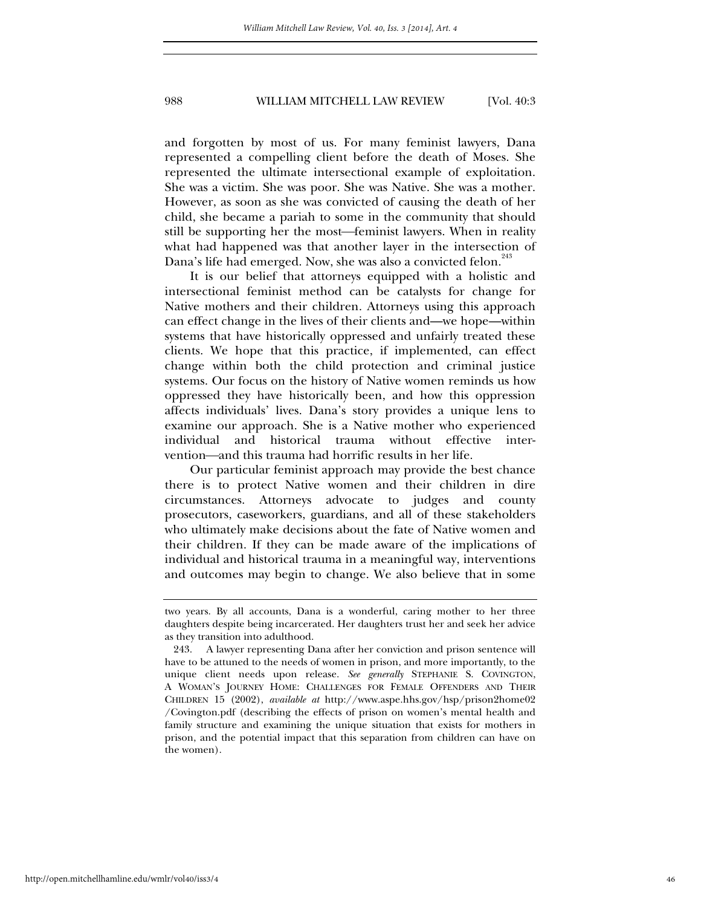and forgotten by most of us. For many feminist lawyers, Dana represented a compelling client before the death of Moses. She represented the ultimate intersectional example of exploitation. She was a victim. She was poor. She was Native. She was a mother. However, as soon as she was convicted of causing the death of her child, she became a pariah to some in the community that should still be supporting her the most—feminist lawyers. When in reality what had happened was that another layer in the intersection of Dana's life had emerged. Now, she was also a convicted felon.[243]

It is our belief that attorneys equipped with a holistic and intersectional feminist method can be catalysts for change for Native mothers and their children. Attorneys using this approach can effect change in the lives of their clients and—we hope—within systems that have historically oppressed and unfairly treated these clients. We hope that this practice, if implemented, can effect change within both the child protection and criminal justice systems. Our focus on the history of Native women reminds us how oppressed they have historically been, and how this oppression affects individuals' lives. Dana's story provides a unique lens to examine our approach. She is a Native mother who experienced individual and historical trauma without effective intervention—and this trauma had horrific results in her life.

Our particular feminist approach may provide the best chance there is to protect Native women and their children in dire circumstances. Attorneys advocate to judges and county prosecutors, caseworkers, guardians, and all of these stakeholders who ultimately make decisions about the fate of Native women and their children. If they can be made aware of the implications of individual and historical trauma in a meaningful way, interventions and outcomes may begin to change. We also believe that in some

---

two years. By all accounts, Dana is a wonderful, caring mother to her three daughters despite being incarcerated. Her daughters trust her and seek her advice as they transition into adulthood.

243. A lawyer representing Dana after her conviction and prison sentence will have to be attuned to the needs of women in prison, and more importantly, to the unique client needs upon release. *See generally* STEPHANIE S. COVINGTON, A WOMAN'S JOURNEY HOME: CHALLENGES FOR FEMALE OFFENDERS AND THEIR CHILDREN 15 (2002), *available at* http://www.aspe.hhs.gov/hsp/prison2home02/Covington.pdf (describing the effects of prison on women's mental health and family structure and examining the unique situation that exists for mothers in prison, and the potential impact that this separation from children can have on the women).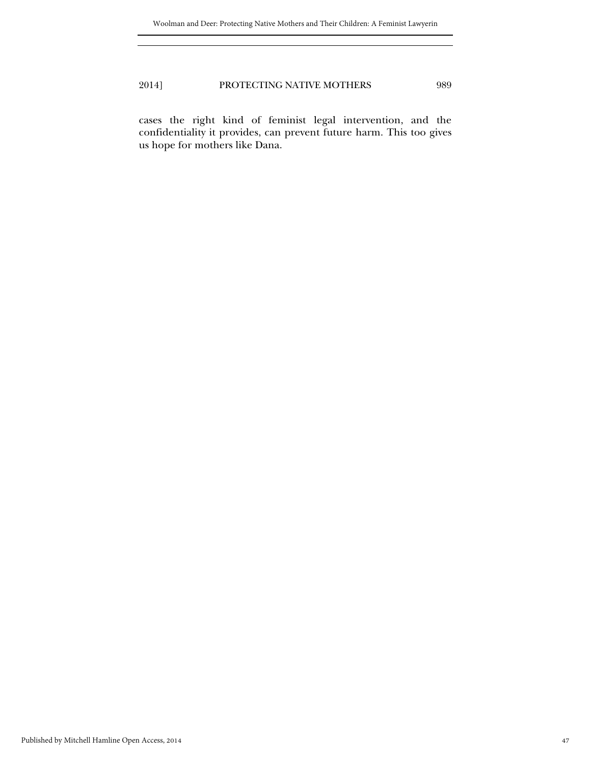cases the right kind of feminist legal intervention, and the confidentiality it provides, can prevent future harm. This too gives us hope for mothers like Dana.